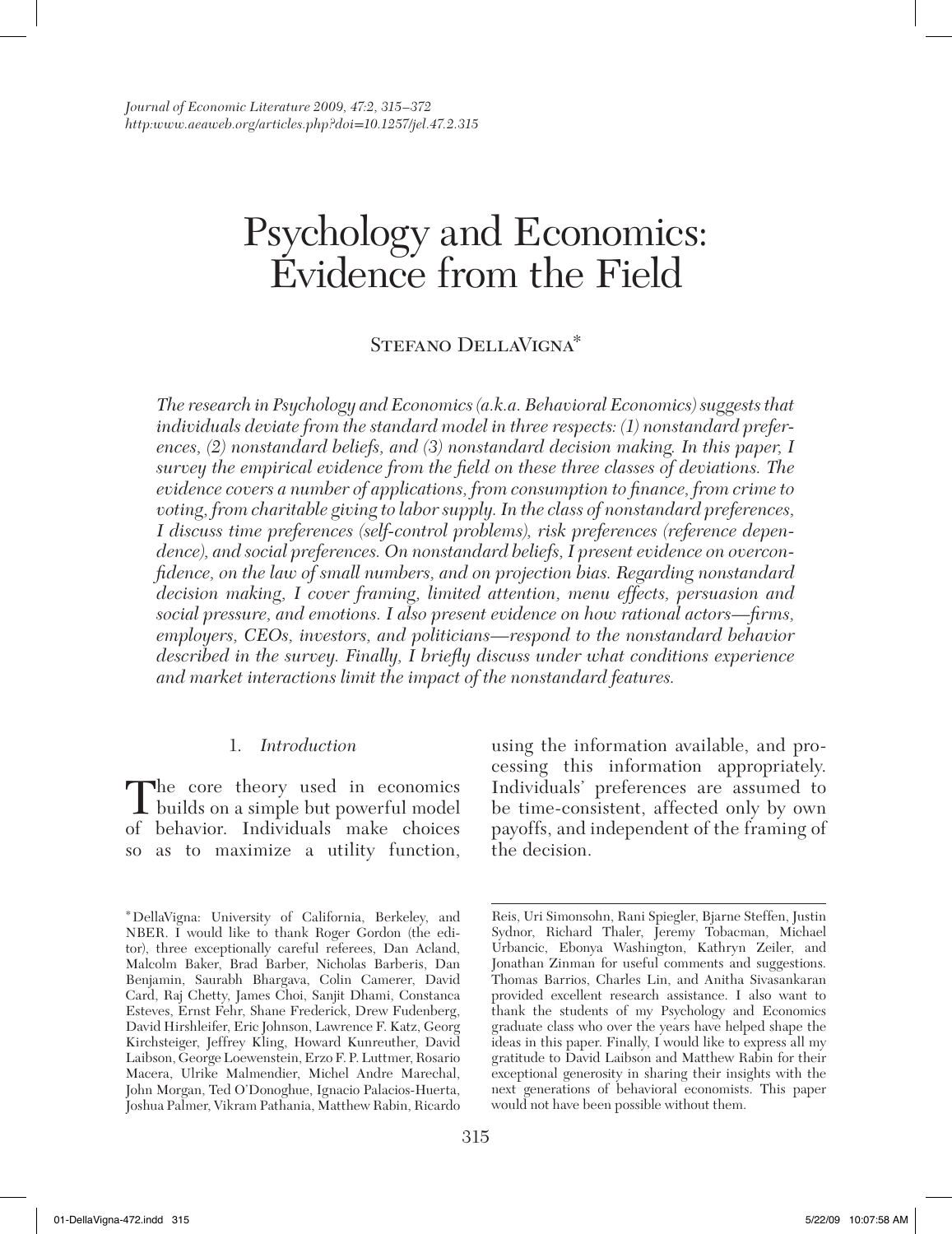# Psychology and Economics: Evidence from the Field

Stefano DellaVigna*

*The research in Psychology and Economics (a.k.a. Behavioral Economics) suggests that individuals deviate from the standard model in three respects: (1) nonstandard preferences, (2) nonstandard beliefs, and (3) nonstandard decision making. In this paper, I survey the empirical evidence from the field on these three classes of deviations. The evidence covers a number of applications, from consumption to finance, from crime to voting, from charitable giving to labor supply. In the class of nonstandard preferences, I discuss time preferences (self-control problems), risk preferences (reference dependence), and social preferences. On nonstandard beliefs, I present evidence on overconfidence, on the law of small numbers, and on projection bias. Regarding nonstandard decision making, I cover framing, limited attention, menu effects, persuasion and social pressure, and emotions. I also present evidence on how rational actors—firms, employers, CEOs, investors, and politicians—respond to the nonstandard behavior described in the survey. Finally, I briefly discuss under what conditions experience and market interactions limit the impact of the nonstandard features.*

## 1. *Introduction*

The core theory used in economics builds on a simple but powerful model of behavior. Individuals make choices so as to maximize a utility function, using the information available, and processing this information appropriately. Individuals' preferences are assumed to be time-consistent, affected only by own payoffs, and independent of the framing of the decision.

---

* DellaVigna: University of California, Berkeley, and NBER. I would like to thank Roger Gordon (the editor), three exceptionally careful referees, Dan Acland, Malcolm Baker, Brad Barber, Nicholas Barberis, Dan Benjamin, Saurabh Bhargava, Colin Camerer, David Card, Raj Chetty, James Choi, Sanjit Dhami, Constanca Esteves, Ernst Fehr, Shane Frederick, Drew Fudenberg, David Hirshleifer, Eric Johnson, Lawrence F. Katz, Georg Kirchsteiger, Jeffrey Kling, Howard Kunreuther, David Laibson, George Loewenstein, Erzo F. P. Luttmer, Rosario Macera, Ulrike Malmendier, Michel Andre Marechal, John Morgan, Ted O'Donoghue, Ignacio Palacios-Huerta, Joshua Palmer, Vikram Pathania, Matthew Rabin, Ricardo Reis, Uri Simonsohn, Rani Spiegler, Bjarne Steffen, Justin Sydnor, Richard Thaler, Jeremy Tobacman, Michael Urbancic, Ebonya Washington, Kathryn Zeiler, and Jonathan Zinman for useful comments and suggestions. Thomas Barrios, Charles Lin, and Anitha Sivasankaran provided excellent research assistance. I also want to thank the students of my Psychology and Economics graduate class who over the years have helped shape the ideas in this paper. Finally, I would like to express all my gratitude to David Laibson and Matthew Rabin for their exceptional generosity in sharing their insights with the next generations of behavioral economists. This paper would not have been possible without them.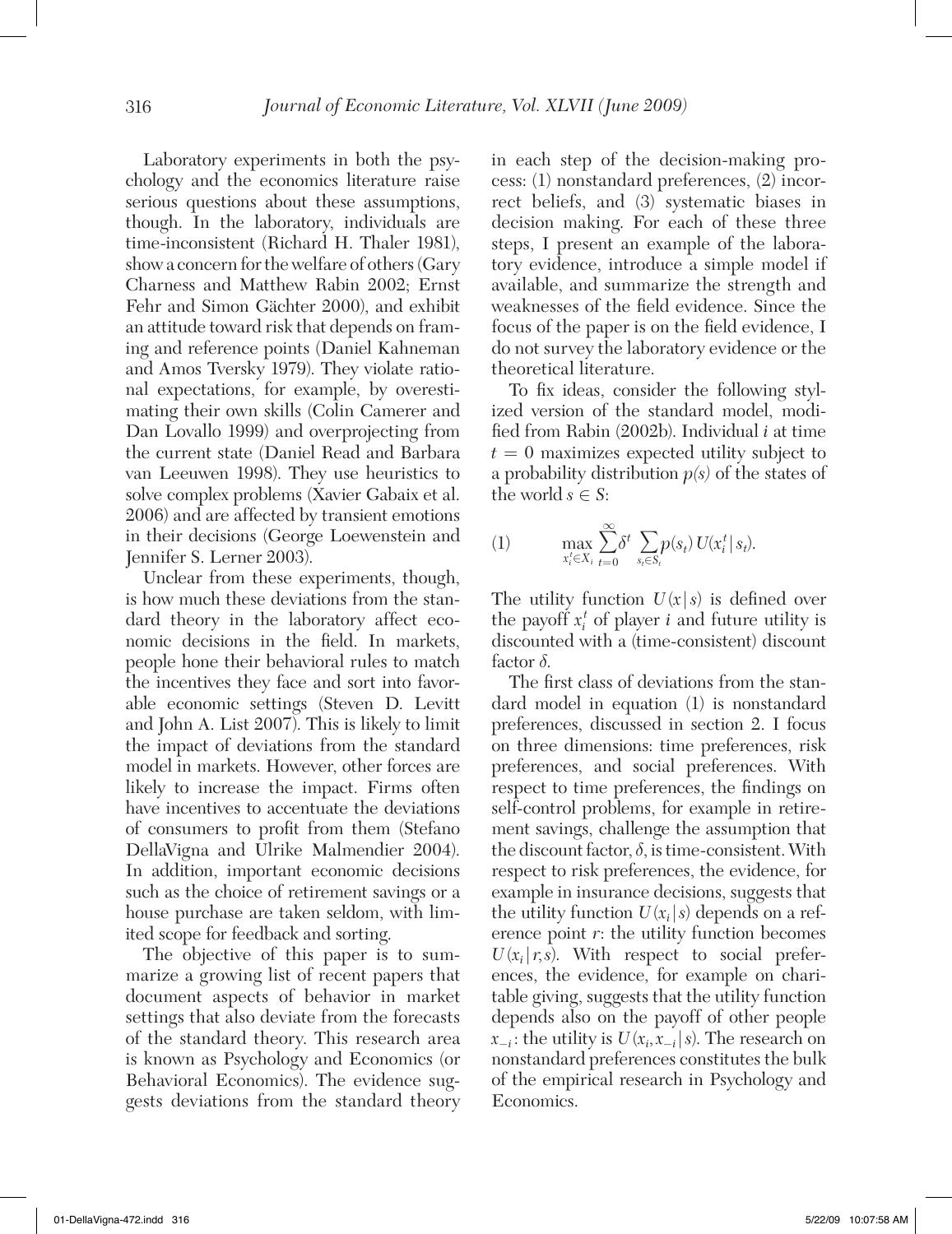Laboratory experiments in both the psychology and the economics literature raise serious questions about these assumptions, though. In the laboratory, individuals are time-inconsistent (Richard H. Thaler 1981), show a concern for the welfare of others (Gary Charness and Matthew Rabin 2002; Ernst Fehr and Simon Gächter 2000), and exhibit an attitude toward risk that depends on framing and reference points (Daniel Kahneman and Amos Tversky 1979). They violate rational expectations, for example, by overestimating their own skills (Colin Camerer and Dan Lovallo 1999) and overprojecting from the current state (Daniel Read and Barbara van Leeuwen 1998). They use heuristics to solve complex problems (Xavier Gabaix et al. 2006) and are affected by transient emotions in their decisions (George Loewenstein and Jennifer S. Lerner 2003).

Unclear from these experiments, though, is how much these deviations from the standard theory in the laboratory affect economic decisions in the field. In markets, people hone their behavioral rules to match the incentives they face and sort into favorable economic settings (Steven D. Levitt and John A. List 2007). This is likely to limit the impact of deviations from the standard model in markets. However, other forces are likely to increase the impact. Firms often have incentives to accentuate the deviations of consumers to profit from them (Stefano DellaVigna and Ulrike Malmendier 2004). In addition, important economic decisions such as the choice of retirement savings or a house purchase are taken seldom, with limited scope for feedback and sorting.

The objective of this paper is to summarize a growing list of recent papers that document aspects of behavior in market settings that also deviate from the forecasts of the standard theory. This research area is known as Psychology and Economics (or Behavioral Economics). The evidence suggests deviations from the standard theory in each step of the decision-making process: (1) nonstandard preferences, (2) incorrect beliefs, and (3) systematic biases in decision making. For each of these three steps, I present an example of the laboratory evidence, introduce a simple model if available, and summarize the strength and weaknesses of the field evidence. Since the focus of the paper is on the field evidence, I do not survey the laboratory evidence or the theoretical literature.

To fix ideas, consider the following stylized version of the standard model, modified from Rabin (2002b). Individual $i$ at time $t = 0$ maximizes expected utility subject to a probability distribution $p(s)$ of the states of the world $s \in S$:

$$\max_{x_i^t \in X_i} \sum_{t=0}^{\infty} \delta^t \sum_{s_t \in S_t} p(s_t)\, U(x_i^t \mid s_t). \tag{1}$$

The utility function $U(x \mid s)$ is defined over the payoff $x_i^t$ of player $i$ and future utility is discounted with a (time-consistent) discount factor $\delta$.

The first class of deviations from the standard model in equation (1) is nonstandard preferences, discussed in section 2. I focus on three dimensions: time preferences, risk preferences, and social preferences. With respect to time preferences, the findings on self-control problems, for example in retirement savings, challenge the assumption that the discount factor, $\delta$, is time-consistent. With respect to risk preferences, the evidence, for example in insurance decisions, suggests that the utility function $U(x_i \mid s)$ depends on a reference point $r$: the utility function becomes $U(x_i \mid r, s)$. With respect to social preferences, the evidence, for example on charitable giving, suggests that the utility function depends also on the payoff of other people $x_{-i}$: the utility is $U(x_i, x_{-i} \mid s)$. The research on nonstandard preferences constitutes the bulk of the empirical research in Psychology and Economics.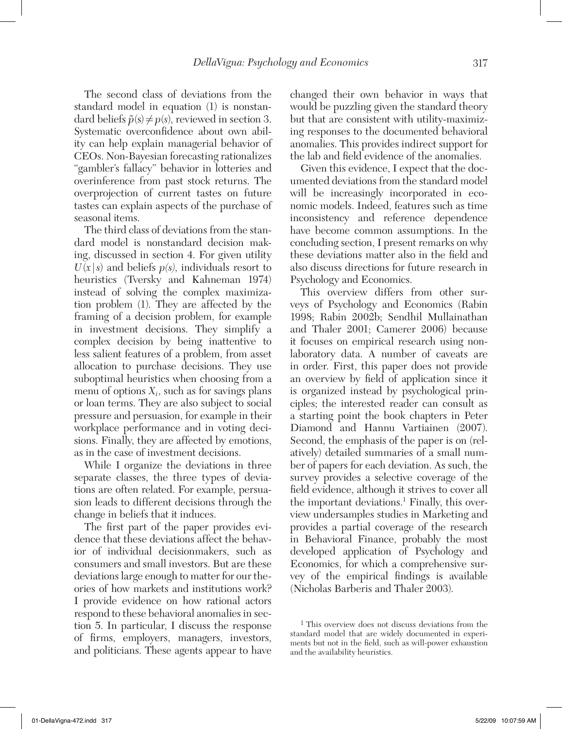The second class of deviations from the standard model in equation (1) is nonstandard beliefs $\tilde{p}(s) \neq p(s)$, reviewed in section 3. Systematic overconfidence about own ability can help explain managerial behavior of CEOs. Non-Bayesian forecasting rationalizes "gambler's fallacy" behavior in lotteries and overinference from past stock returns. The overprojection of current tastes on future tastes can explain aspects of the purchase of seasonal items.

The third class of deviations from the standard model is nonstandard decision making, discussed in section 4. For given utility $U(x|s)$ and beliefs $p(s)$, individuals resort to heuristics (Tversky and Kahneman 1974) instead of solving the complex maximization problem (1). They are affected by the framing of a decision problem, for example in investment decisions. They simplify a complex decision by being inattentive to less salient features of a problem, from asset allocation to purchase decisions. They use suboptimal heuristics when choosing from a menu of options $X_i$, such as for savings plans or loan terms. They are also subject to social pressure and persuasion, for example in their workplace performance and in voting decisions. Finally, they are affected by emotions, as in the case of investment decisions.

While I organize the deviations in three separate classes, the three types of deviations are often related. For example, persuasion leads to different decisions through the change in beliefs that it induces.

The first part of the paper provides evidence that these deviations affect the behavior of individual decisionmakers, such as consumers and small investors. But are these deviations large enough to matter for our theories of how markets and institutions work? I provide evidence on how rational actors respond to these behavioral anomalies in section 5. In particular, I discuss the response of firms, employers, managers, investors, and politicians. These agents appear to have changed their own behavior in ways that would be puzzling given the standard theory but that are consistent with utility-maximizing responses to the documented behavioral anomalies. This provides indirect support for the lab and field evidence of the anomalies.

Given this evidence, I expect that the documented deviations from the standard model will be increasingly incorporated in economic models. Indeed, features such as time inconsistency and reference dependence have become common assumptions. In the concluding section, I present remarks on why these deviations matter also in the field and also discuss directions for future research in Psychology and Economics.

This overview differs from other surveys of Psychology and Economics (Rabin 1998; Rabin 2002b; Sendhil Mullainathan and Thaler 2001; Camerer 2006) because it focuses on empirical research using nonlaboratory data. A number of caveats are in order. First, this paper does not provide an overview by field of application since it is organized instead by psychological principles; the interested reader can consult as a starting point the book chapters in Peter Diamond and Hannu Vartiainen (2007). Second, the emphasis of the paper is on (relatively) detailed summaries of a small number of papers for each deviation. As such, the survey provides a selective coverage of the field evidence, although it strives to cover all the important deviations.[1] Finally, this overview undersamples studies in Marketing and provides a partial coverage of the research in Behavioral Finance, probably the most developed application of Psychology and Economics, for which a comprehensive survey of the empirical findings is available (Nicholas Barberis and Thaler 2003).

[1] This overview does not discuss deviations from the standard model that are widely documented in experiments but not in the field, such as will-power exhaustion and the availability heuristics.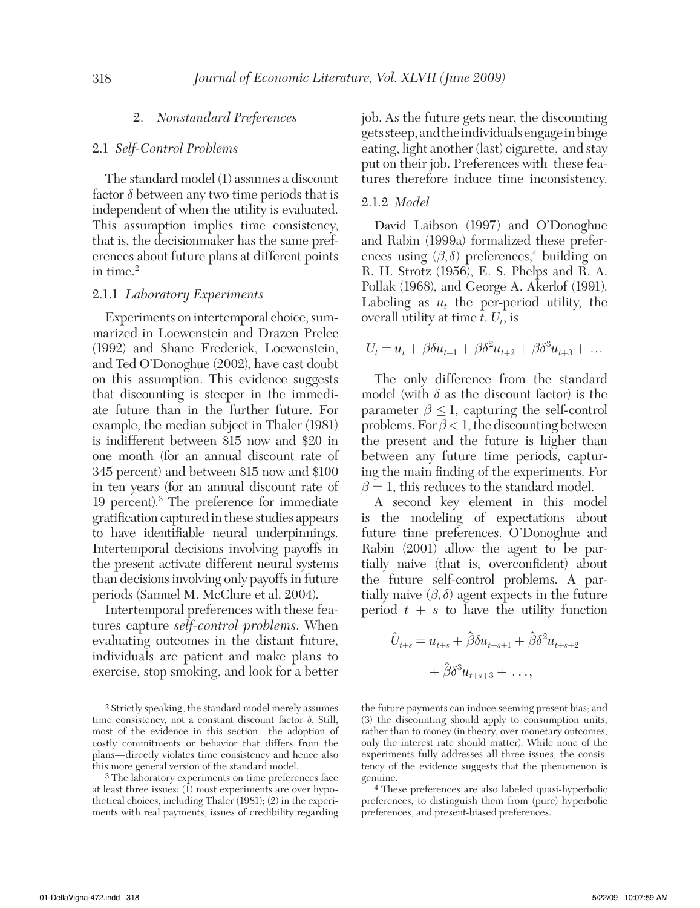## 2. *Nonstandard Preferences*

### 2.1 *Self-Control Problems*

The standard model (1) assumes a discount factor $\delta$ between any two time periods that is independent of when the utility is evaluated. This assumption implies time consistency, that is, the decisionmaker has the same preferences about future plans at different points in time.[2]

#### 2.1.1 *Laboratory Experiments*

Experiments on intertemporal choice, summarized in Loewenstein and Drazen Prelec (1992) and Shane Frederick, Loewenstein, and Ted O'Donoghue (2002), have cast doubt on this assumption. This evidence suggests that discounting is steeper in the immediate future than in the further future. For example, the median subject in Thaler (1981) is indifferent between \$15 now and \$20 in one month (for an annual discount rate of 345 percent) and between \$15 now and \$100 in ten years (for an annual discount rate of 19 percent).[3] The preference for immediate gratification captured in these studies appears to have identifiable neural underpinnings. Intertemporal decisions involving payoffs in the present activate different neural systems than decisions involving only payoffs in future periods (Samuel M. McClure et al. 2004).

Intertemporal preferences with these features capture *self-control problems*. When evaluating outcomes in the distant future, individuals are patient and make plans to exercise, stop smoking, and look for a better job. As the future gets near, the discounting gets steep, and the individuals engage in binge eating, light another (last) cigarette, and stay put on their job. Preferences with these features therefore induce time inconsistency.

#### 2.1.2 *Model*

David Laibson (1997) and O'Donoghue and Rabin (1999a) formalized these preferences using $(\beta, \delta)$ preferences,[4] building on R. H. Strotz (1956), E. S. Phelps and R. A. Pollak (1968), and George A. Akerlof (1991). Labeling as $u_t$ the per-period utility, the overall utility at time $t$, $U_t$, is

$$U_t = u_t + \beta\delta u_{t+1} + \beta\delta^2 u_{t+2} + \beta\delta^3 u_{t+3} + \ldots$$

The only difference from the standard model (with $\delta$ as the discount factor) is the parameter $\beta \leq 1$, capturing the self-control problems. For $\beta < 1$, the discounting between the present and the future is higher than between any future time periods, capturing the main finding of the experiments. For $\beta = 1$, this reduces to the standard model.

A second key element in this model is the modeling of expectations about future time preferences. O'Donoghue and Rabin (2001) allow the agent to be partially naive (that is, overconfident) about the future self-control problems. A partially naive $(\beta, \delta)$ agent expects in the future period $t + s$ to have the utility function

$$\hat{U}_{t+s} = u_{t+s} + \hat{\beta}\delta u_{t+s+1} + \hat{\beta}\delta^2 u_{t+s+2} + \hat{\beta}\delta^3 u_{t+s+3} + \ldots,$$

---

[2] Strictly speaking, the standard model merely assumes time consistency, not a constant discount factor $\delta$. Still, most of the evidence in this section—the adoption of costly commitments or behavior that differs from the plans—directly violates time consistency and hence also this more general version of the standard model.

[3] The laboratory experiments on time preferences face at least three issues: (1) most experiments are over hypothetical choices, including Thaler (1981); (2) in the experiments with real payments, issues of credibility regarding the future payments can induce seeming present bias; and (3) the discounting should apply to consumption units, rather than to money (in theory, over monetary outcomes, only the interest rate should matter). While none of the experiments fully addresses all three issues, the consistency of the evidence suggests that the phenomenon is genuine.

[4] These preferences are also labeled quasi-hyperbolic preferences, to distinguish them from (pure) hyperbolic preferences, and present-biased preferences.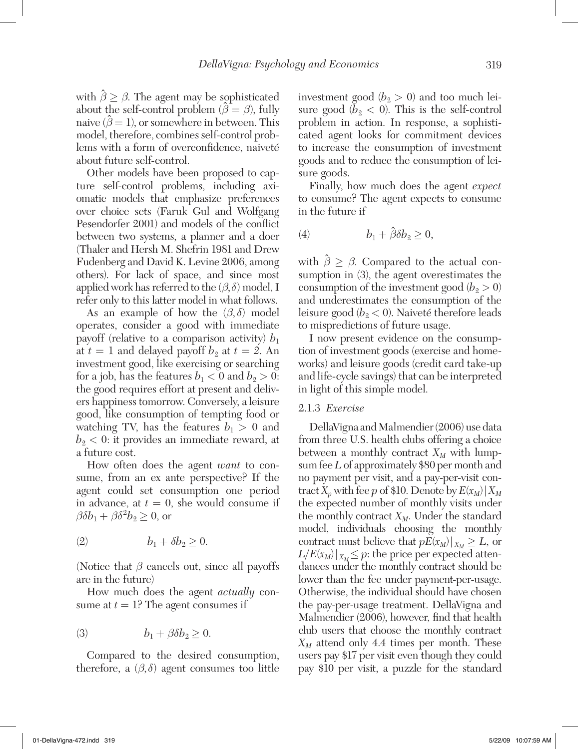with $\hat{\beta} \geq \beta$. The agent may be sophisticated about the self-control problem ($\hat{\beta} = \beta$), fully naive ($\hat{\beta} = 1$), or somewhere in between. This model, therefore, combines self-control problems with a form of overconfidence, naiveté about future self-control.

Other models have been proposed to capture self-control problems, including axiomatic models that emphasize preferences over choice sets (Faruk Gul and Wolfgang Pesendorfer 2001) and models of the conflict between two systems, a planner and a doer (Thaler and Hersh M. Shefrin 1981 and Drew Fudenberg and David K. Levine 2006, among others). For lack of space, and since most applied work has referred to the $(\beta, \delta)$ model, I refer only to this latter model in what follows.

As an example of how the $(\beta, \delta)$ model operates, consider a good with immediate payoff (relative to a comparison activity) $b_1$ at $t = 1$ and delayed payoff $b_2$ at $t = 2$. An investment good, like exercising or searching for a job, has the features $b_1 < 0$ and $b_2 > 0$: the good requires effort at present and delivers happiness tomorrow. Conversely, a leisure good, like consumption of tempting food or watching TV, has the features $b_1 > 0$ and $b_2 < 0$: it provides an immediate reward, at a future cost.

How often does the agent *want* to consume, from an ex ante perspective? If the agent could set consumption one period in advance, at $t = 0$, she would consume if $\beta\delta b_1 + \beta\delta^2 b_2 \geq 0$, or

$$b_1 + \delta b_2 \geq 0. \tag{2}$$

(Notice that $\beta$ cancels out, since all payoffs are in the future)

How much does the agent *actually* consume at $t = 1$? The agent consumes if

$$b_1 + \beta\delta b_2 \geq 0. \tag{3}$$

Compared to the desired consumption, therefore, a $(\beta, \delta)$ agent consumes too little investment good ($b_2 > 0$) and too much leisure good ($b_2 < 0$). This is the self-control problem in action. In response, a sophisticated agent looks for commitment devices to increase the consumption of investment goods and to reduce the consumption of leisure goods.

Finally, how much does the agent *expect* to consume? The agent expects to consume in the future if

$$b_1 + \hat{\beta}\delta b_2 \geq 0, \tag{4}$$

with $\hat{\beta} \geq \beta$. Compared to the actual consumption in (3), the agent overestimates the consumption of the investment good ($b_2 > 0$) and underestimates the consumption of the leisure good ($b_2 < 0$). Naiveté therefore leads to mispredictions of future usage.

I now present evidence on the consumption of investment goods (exercise and homeworks) and leisure goods (credit card take-up and life-cycle savings) that can be interpreted in light of this simple model.

#### 2.1.3 *Exercise*

DellaVigna and Malmendier (2006) use data from three U.S. health clubs offering a choice between a monthly contract $X_M$ with lump-sum fee $L$ of approximately \$80 per month and no payment per visit, and a pay-per-visit contract $X_p$ with fee $p$ of \$10. Denote by $E(x_M)|X_M$ the expected number of monthly visits under the monthly contract $X_M$. Under the standard model, individuals choosing the monthly contract must believe that $pE(x_M)|_{X_M} \geq L$, or $L/E(x_M)|_{X_M} \leq p$: the price per expected attendances under the monthly contract should be lower than the fee under payment-per-usage. Otherwise, the individual should have chosen the pay-per-usage treatment. DellaVigna and Malmendier (2006), however, find that health club users that choose the monthly contract $X_M$ attend only 4.4 times per month. These users pay \$17 per visit even though they could pay \$10 per visit, a puzzle for the standard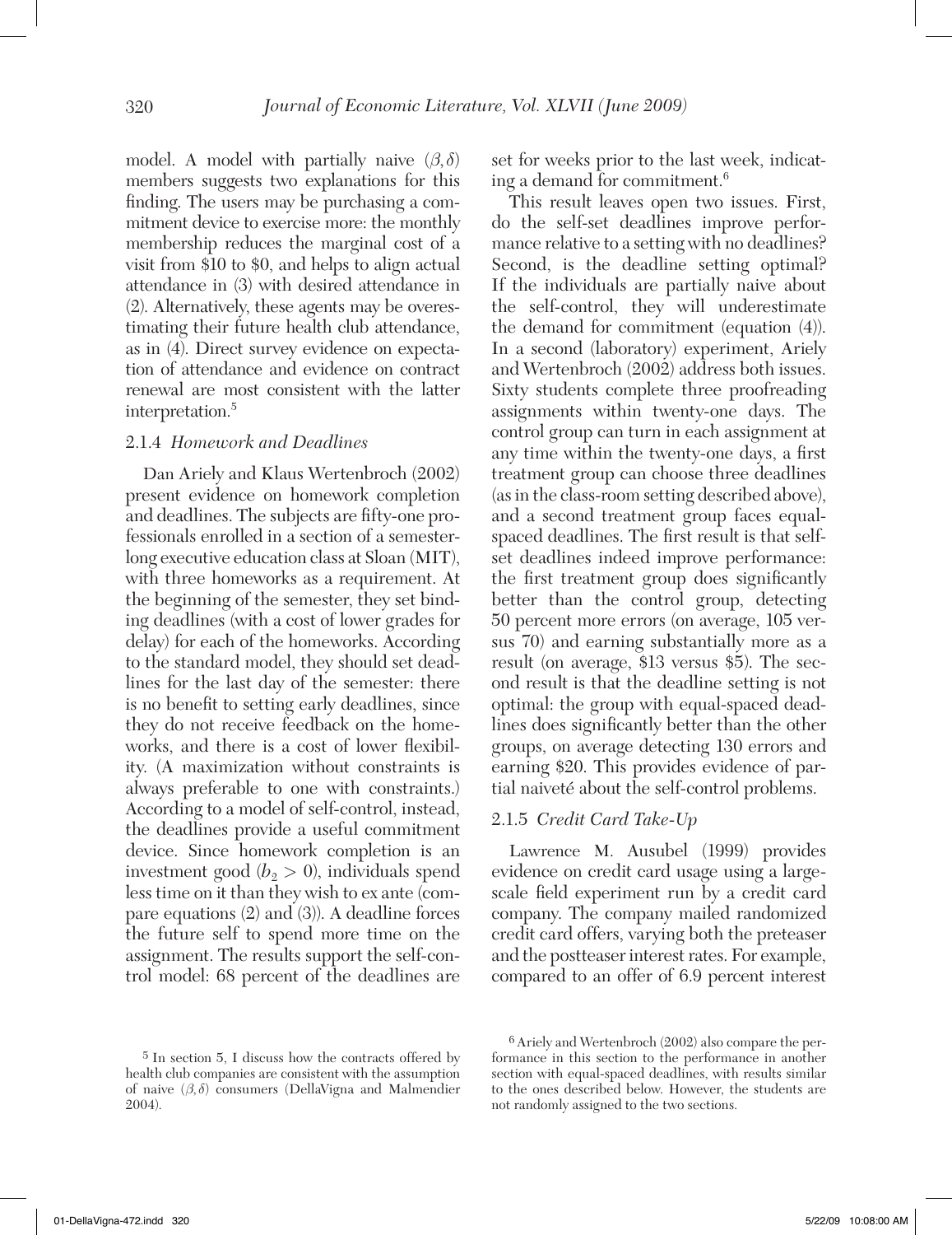model. A model with partially naive $(\beta, \delta)$ members suggests two explanations for this finding. The users may be purchasing a commitment device to exercise more: the monthly membership reduces the marginal cost of a visit from \$10 to \$0, and helps to align actual attendance in (3) with desired attendance in (2). Alternatively, these agents may be overestimating their future health club attendance, as in (4). Direct survey evidence on expectation of attendance and evidence on contract renewal are most consistent with the latter interpretation.[5]

### 2.1.4 *Homework and Deadlines*

Dan Ariely and Klaus Wertenbroch (2002) present evidence on homework completion and deadlines. The subjects are fifty-one professionals enrolled in a section of a semester-long executive education class at Sloan (MIT), with three homeworks as a requirement. At the beginning of the semester, they set binding deadlines (with a cost of lower grades for delay) for each of the homeworks. According to the standard model, they should set deadlines for the last day of the semester: there is no benefit to setting early deadlines, since they do not receive feedback on the homeworks, and there is a cost of lower flexibility. (A maximization without constraints is always preferable to one with constraints.) According to a model of self-control, instead, the deadlines provide a useful commitment device. Since homework completion is an investment good $(b_2 > 0)$, individuals spend less time on it than they wish to ex ante (compare equations (2) and (3)). A deadline forces the future self to spend more time on the assignment. The results support the self-control model: 68 percent of the deadlines are set for weeks prior to the last week, indicating a demand for commitment.[6]

This result leaves open two issues. First, do the self-set deadlines improve performance relative to a setting with no deadlines? Second, is the deadline setting optimal? If the individuals are partially naive about the self-control, they will underestimate the demand for commitment (equation (4)). In a second (laboratory) experiment, Ariely and Wertenbroch (2002) address both issues. Sixty students complete three proofreading assignments within twenty-one days. The control group can turn in each assignment at any time within the twenty-one days, a first treatment group can choose three deadlines (as in the class-room setting described above), and a second treatment group faces equal-spaced deadlines. The first result is that self-set deadlines indeed improve performance: the first treatment group does significantly better than the control group, detecting 50 percent more errors (on average, 105 versus 70) and earning substantially more as a result (on average, \$13 versus \$5). The second result is that the deadline setting is not optimal: the group with equal-spaced deadlines does significantly better than the other groups, on average detecting 130 errors and earning \$20. This provides evidence of partial naiveté about the self-control problems.

### 2.1.5 *Credit Card Take-Up*

Lawrence M. Ausubel (1999) provides evidence on credit card usage using a large-scale field experiment run by a credit card company. The company mailed randomized credit card offers, varying both the preteaser and the postteaser interest rates. For example, compared to an offer of 6.9 percent interest

[5] In section 5, I discuss how the contracts offered by health club companies are consistent with the assumption of naive $(\beta, \delta)$ consumers (DellaVigna and Malmendier 2004).

[6] Ariely and Wertenbroch (2002) also compare the performance in this section to the performance in another section with equal-spaced deadlines, with results similar to the ones described below. However, the students are not randomly assigned to the two sections.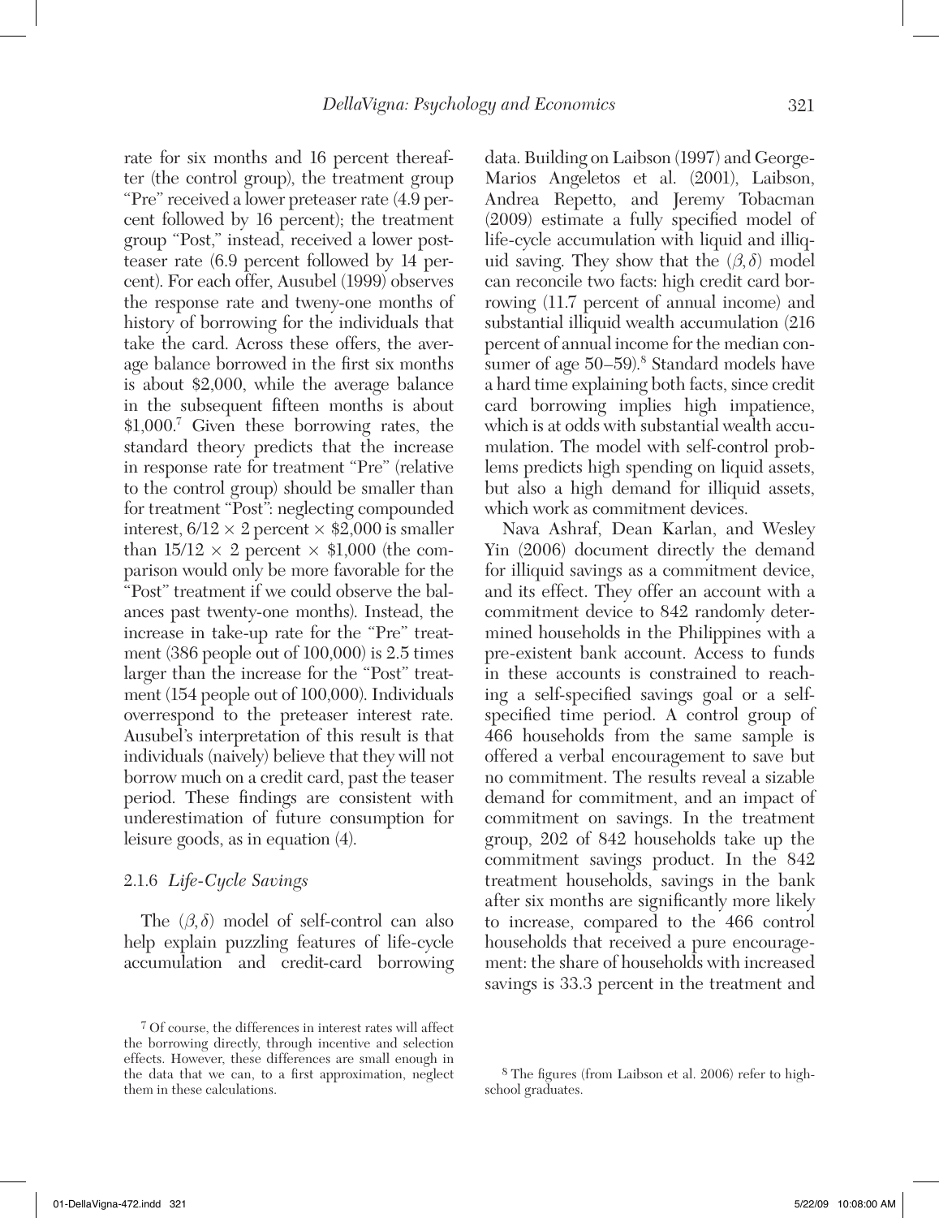rate for six months and 16 percent thereafter (the control group), the treatment group "Pre" received a lower preteaser rate (4.9 percent followed by 16 percent); the treatment group "Post," instead, received a lower postteaser rate (6.9 percent followed by 14 percent). For each offer, Ausubel (1999) observes the response rate and tweny-one months of history of borrowing for the individuals that take the card. Across these offers, the average balance borrowed in the first six months is about \$2,000, while the average balance in the subsequent fifteen months is about \$1,000.[7] Given these borrowing rates, the standard theory predicts that the increase in response rate for treatment "Pre" (relative to the control group) should be smaller than for treatment "Post": neglecting compounded interest, $6/12 \times 2$ percent $\times$ \$2,000 is smaller than $15/12 \times 2$ percent $\times$ \$1,000 (the comparison would only be more favorable for the "Post" treatment if we could observe the balances past twenty-one months). Instead, the increase in take-up rate for the "Pre" treatment (386 people out of 100,000) is 2.5 times larger than the increase for the "Post" treatment (154 people out of 100,000). Individuals overrespond to the preteaser interest rate. Ausubel's interpretation of this result is that individuals (naively) believe that they will not borrow much on a credit card, past the teaser period. These findings are consistent with underestimation of future consumption for leisure goods, as in equation (4).

### 2.1.6 *Life-Cycle Savings*

The $(\beta, \delta)$ model of self-control can also help explain puzzling features of life-cycle accumulation and credit-card borrowing data. Building on Laibson (1997) and George-Marios Angeletos et al. (2001), Laibson, Andrea Repetto, and Jeremy Tobacman (2009) estimate a fully specified model of life-cycle accumulation with liquid and illiquid saving. They show that the $(\beta, \delta)$ model can reconcile two facts: high credit card borrowing (11.7 percent of annual income) and substantial illiquid wealth accumulation (216 percent of annual income for the median consumer of age 50–59).[8] Standard models have a hard time explaining both facts, since credit card borrowing implies high impatience, which is at odds with substantial wealth accumulation. The model with self-control problems predicts high spending on liquid assets, but also a high demand for illiquid assets, which work as commitment devices.

Nava Ashraf, Dean Karlan, and Wesley Yin (2006) document directly the demand for illiquid savings as a commitment device, and its effect. They offer an account with a commitment device to 842 randomly determined households in the Philippines with a pre-existent bank account. Access to funds in these accounts is constrained to reaching a self-specified savings goal or a self-specified time period. A control group of 466 households from the same sample is offered a verbal encouragement to save but no commitment. The results reveal a sizable demand for commitment, and an impact of commitment on savings. In the treatment group, 202 of 842 households take up the commitment savings product. In the 842 treatment households, savings in the bank after six months are significantly more likely to increase, compared to the 466 control households that received a pure encouragement: the share of households with increased savings is 33.3 percent in the treatment and

[7] Of course, the differences in interest rates will affect the borrowing directly, through incentive and selection effects. However, these differences are small enough in the data that we can, to a first approximation, neglect them in these calculations.

[8] The figures (from Laibson et al. 2006) refer to high-school graduates.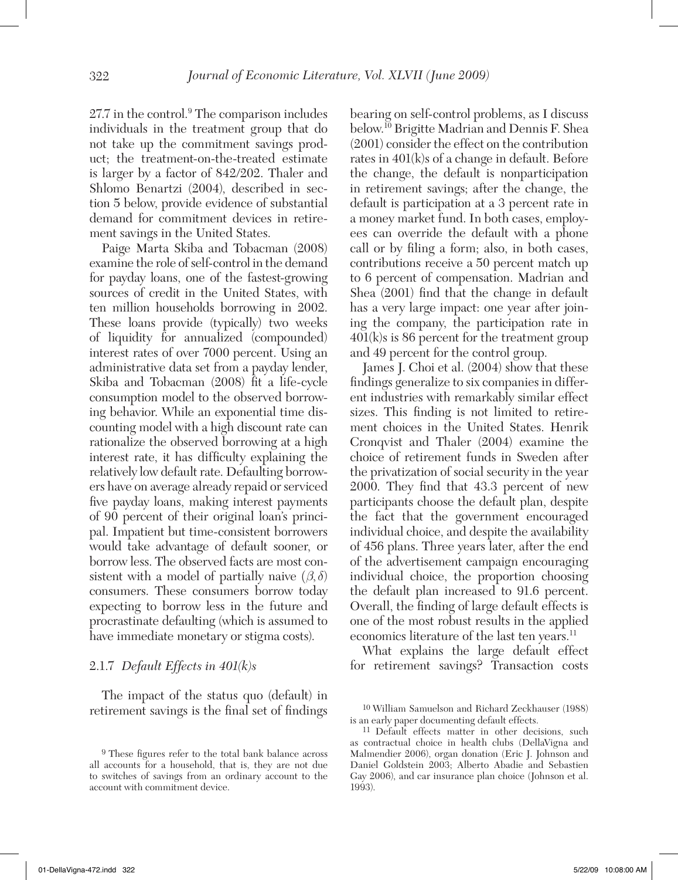27.7 in the control.[9] The comparison includes individuals in the treatment group that do not take up the commitment savings product; the treatment-on-the-treated estimate is larger by a factor of 842/202. Thaler and Shlomo Benartzi (2004), described in section 5 below, provide evidence of substantial demand for commitment devices in retirement savings in the United States.

Paige Marta Skiba and Tobacman (2008) examine the role of self-control in the demand for payday loans, one of the fastest-growing sources of credit in the United States, with ten million households borrowing in 2002. These loans provide (typically) two weeks of liquidity for annualized (compounded) interest rates of over 7000 percent. Using an administrative data set from a payday lender, Skiba and Tobacman (2008) fit a life-cycle consumption model to the observed borrowing behavior. While an exponential time discounting model with a high discount rate can rationalize the observed borrowing at a high interest rate, it has difficulty explaining the relatively low default rate. Defaulting borrowers have on average already repaid or serviced five payday loans, making interest payments of 90 percent of their original loan's principal. Impatient but time-consistent borrowers would take advantage of default sooner, or borrow less. The observed facts are most consistent with a model of partially naive $(\beta, \delta)$ consumers. These consumers borrow today expecting to borrow less in the future and procrastinate defaulting (which is assumed to have immediate monetary or stigma costs).

### 2.1.7 *Default Effects in 401(k)s*

The impact of the status quo (default) in retirement savings is the final set of findings bearing on self-control problems, as I discuss below.[10] Brigitte Madrian and Dennis F. Shea (2001) consider the effect on the contribution rates in 401(k)s of a change in default. Before the change, the default is nonparticipation in retirement savings; after the change, the default is participation at a 3 percent rate in a money market fund. In both cases, employees can override the default with a phone call or by filing a form; also, in both cases, contributions receive a 50 percent match up to 6 percent of compensation. Madrian and Shea (2001) find that the change in default has a very large impact: one year after joining the company, the participation rate in 401(k)s is 86 percent for the treatment group and 49 percent for the control group.

James J. Choi et al. (2004) show that these findings generalize to six companies in different industries with remarkably similar effect sizes. This finding is not limited to retirement choices in the United States. Henrik Cronqvist and Thaler (2004) examine the choice of retirement funds in Sweden after the privatization of social security in the year 2000. They find that 43.3 percent of new participants choose the default plan, despite the fact that the government encouraged individual choice, and despite the availability of 456 plans. Three years later, after the end of the advertisement campaign encouraging individual choice, the proportion choosing the default plan increased to 91.6 percent. Overall, the finding of large default effects is one of the most robust results in the applied economics literature of the last ten years.[11]

What explains the large default effect for retirement savings? Transaction costs

---

[9] These figures refer to the total bank balance across all accounts for a household, that is, they are not due to switches of savings from an ordinary account to the account with commitment device.

[10] William Samuelson and Richard Zeckhauser (1988) is an early paper documenting default effects.

[11] Default effects matter in other decisions, such as contractual choice in health clubs (DellaVigna and Malmendier 2006), organ donation (Eric J. Johnson and Daniel Goldstein 2003; Alberto Abadie and Sebastien Gay 2006), and car insurance plan choice (Johnson et al. 1993).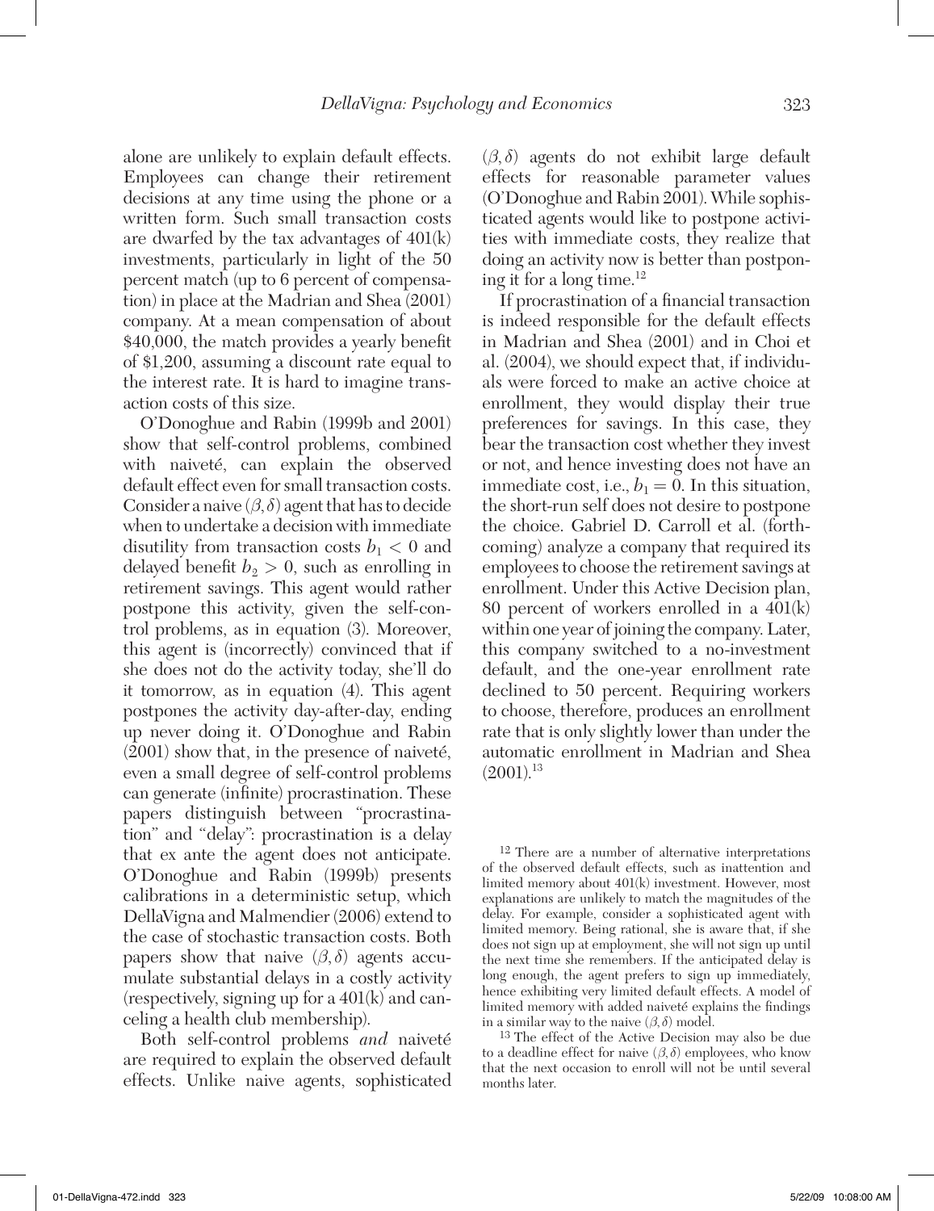alone are unlikely to explain default effects. Employees can change their retirement decisions at any time using the phone or a written form. Such small transaction costs are dwarfed by the tax advantages of 401(k) investments, particularly in light of the 50 percent match (up to 6 percent of compensation) in place at the Madrian and Shea (2001) company. At a mean compensation of about \$40,000, the match provides a yearly benefit of \$1,200, assuming a discount rate equal to the interest rate. It is hard to imagine transaction costs of this size.

O'Donoghue and Rabin (1999b and 2001) show that self-control problems, combined with naiveté, can explain the observed default effect even for small transaction costs. Consider a naive $(\beta, \delta)$ agent that has to decide when to undertake a decision with immediate disutility from transaction costs $b_1 < 0$ and delayed benefit $b_2 > 0$, such as enrolling in retirement savings. This agent would rather postpone this activity, given the self-control problems, as in equation (3). Moreover, this agent is (incorrectly) convinced that if she does not do the activity today, she'll do it tomorrow, as in equation (4). This agent postpones the activity day-after-day, ending up never doing it. O'Donoghue and Rabin (2001) show that, in the presence of naiveté, even a small degree of self-control problems can generate (infinite) procrastination. These papers distinguish between "procrastination" and "delay": procrastination is a delay that ex ante the agent does not anticipate. O'Donoghue and Rabin (1999b) presents calibrations in a deterministic setup, which DellaVigna and Malmendier (2006) extend to the case of stochastic transaction costs. Both papers show that naive $(\beta, \delta)$ agents accumulate substantial delays in a costly activity (respectively, signing up for a 401(k) and canceling a health club membership).

Both self-control problems *and* naiveté are required to explain the observed default effects. Unlike naive agents, sophisticated $(\beta, \delta)$ agents do not exhibit large default effects for reasonable parameter values (O'Donoghue and Rabin 2001). While sophisticated agents would like to postpone activities with immediate costs, they realize that doing an activity now is better than postponing it for a long time.[12]

If procrastination of a financial transaction is indeed responsible for the default effects in Madrian and Shea (2001) and in Choi et al. (2004), we should expect that, if individuals were forced to make an active choice at enrollment, they would display their true preferences for savings. In this case, they bear the transaction cost whether they invest or not, and hence investing does not have an immediate cost, i.e., $b_1 = 0$. In this situation, the short-run self does not desire to postpone the choice. Gabriel D. Carroll et al. (forthcoming) analyze a company that required its employees to choose the retirement savings at enrollment. Under this Active Decision plan, 80 percent of workers enrolled in a 401(k) within one year of joining the company. Later, this company switched to a no-investment default, and the one-year enrollment rate declined to 50 percent. Requiring workers to choose, therefore, produces an enrollment rate that is only slightly lower than under the automatic enrollment in Madrian and Shea (2001).[13]

[12] There are a number of alternative interpretations of the observed default effects, such as inattention and limited memory about 401(k) investment. However, most explanations are unlikely to match the magnitudes of the delay. For example, consider a sophisticated agent with limited memory. Being rational, she is aware that, if she does not sign up at employment, she will not sign up until the next time she remembers. If the anticipated delay is long enough, the agent prefers to sign up immediately, hence exhibiting very limited default effects. A model of limited memory with added naiveté explains the findings in a similar way to the naive $(\beta, \delta)$ model.

[13] The effect of the Active Decision may also be due to a deadline effect for naive $(\beta, \delta)$ employees, who know that the next occasion to enroll will not be until several months later.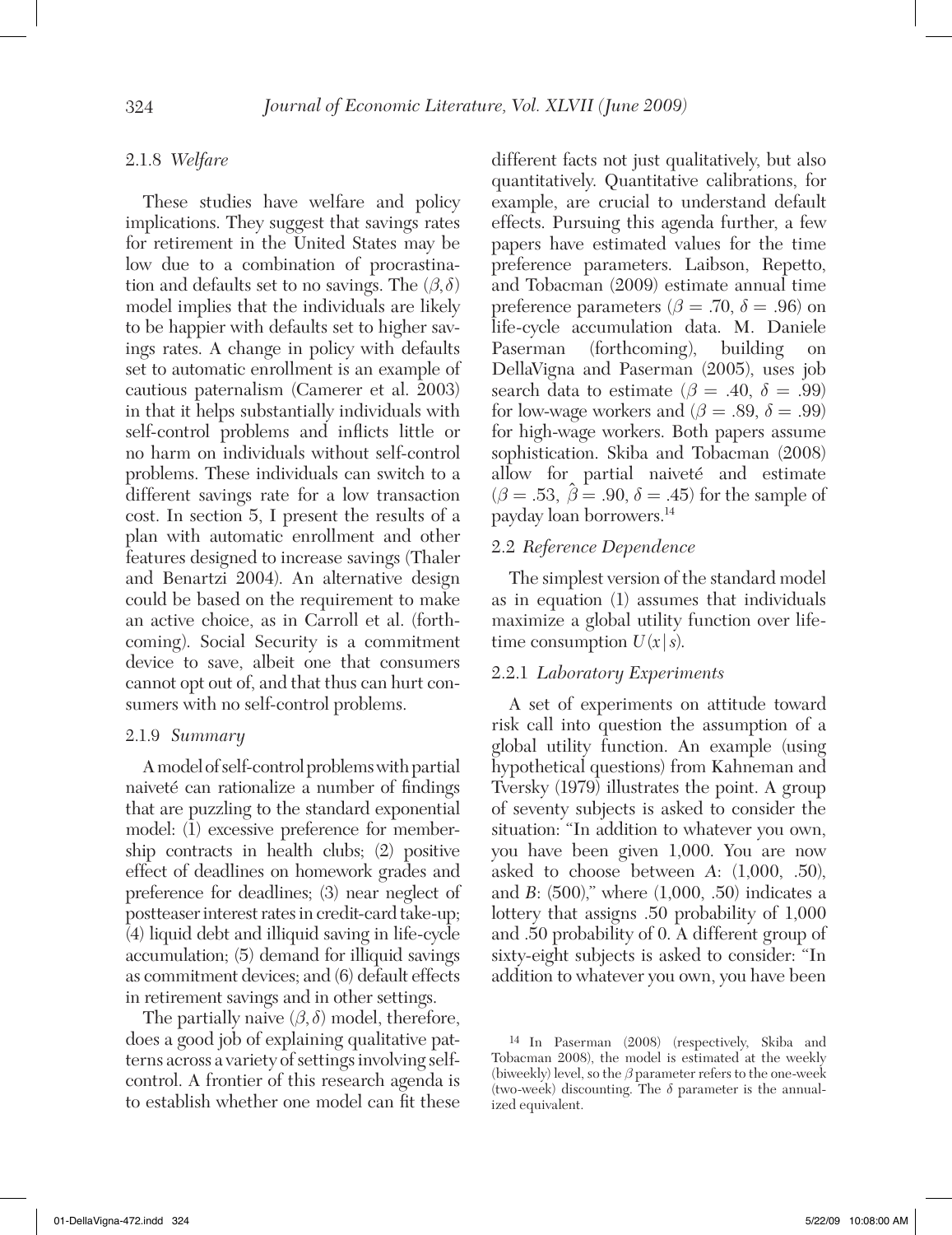#### 2.1.8 *Welfare*

These studies have welfare and policy implications. They suggest that savings rates for retirement in the United States may be low due to a combination of procrastination and defaults set to no savings. The $(\beta, \delta)$ model implies that the individuals are likely to be happier with defaults set to higher savings rates. A change in policy with defaults set to automatic enrollment is an example of cautious paternalism (Camerer et al. 2003) in that it helps substantially individuals with self-control problems and inflicts little or no harm on individuals without self-control problems. These individuals can switch to a different savings rate for a low transaction cost. In section 5, I present the results of a plan with automatic enrollment and other features designed to increase savings (Thaler and Benartzi 2004). An alternative design could be based on the requirement to make an active choice, as in Carroll et al. (forthcoming). Social Security is a commitment device to save, albeit one that consumers cannot opt out of, and that thus can hurt consumers with no self-control problems.

#### 2.1.9 *Summary*

A model of self-control problems with partial naiveté can rationalize a number of findings that are puzzling to the standard exponential model: (1) excessive preference for membership contracts in health clubs; (2) positive effect of deadlines on homework grades and preference for deadlines; (3) near neglect of postteaser interest rates in credit-card take-up; (4) liquid debt and illiquid saving in life-cycle accumulation; (5) demand for illiquid savings as commitment devices; and (6) default effects in retirement savings and in other settings.

The partially naive $(\beta, \delta)$ model, therefore, does a good job of explaining qualitative patterns across a variety of settings involving self-control. A frontier of this research agenda is to establish whether one model can fit these different facts not just qualitatively, but also quantitatively. Quantitative calibrations, for example, are crucial to understand default effects. Pursuing this agenda further, a few papers have estimated values for the time preference parameters. Laibson, Repetto, and Tobacman (2009) estimate annual time preference parameters ($\beta = .70$, $\delta = .96$) on life-cycle accumulation data. M. Daniele Paserman (forthcoming), building on DellaVigna and Paserman (2005), uses job search data to estimate ($\beta = .40$, $\delta = .99$) for low-wage workers and ($\beta = .89$, $\delta = .99$) for high-wage workers. Both papers assume sophistication. Skiba and Tobacman (2008) allow for partial naiveté and estimate ($\beta = .53$, $\hat{\beta} = .90$, $\delta = .45$) for the sample of payday loan borrowers.[14]

### 2.2 *Reference Dependence*

The simplest version of the standard model as in equation (1) assumes that individuals maximize a global utility function over lifetime consumption $U(x|s)$.

#### 2.2.1 *Laboratory Experiments*

A set of experiments on attitude toward risk call into question the assumption of a global utility function. An example (using hypothetical questions) from Kahneman and Tversky (1979) illustrates the point. A group of seventy subjects is asked to consider the situation: "In addition to whatever you own, you have been given 1,000. You are now asked to choose between *A*: (1,000, .50), and *B*: (500)," where (1,000, .50) indicates a lottery that assigns .50 probability of 1,000 and .50 probability of 0. A different group of sixty-eight subjects is asked to consider: "In addition to whatever you own, you have been

---

[14] In Paserman (2008) (respectively, Skiba and Tobacman 2008), the model is estimated at the weekly (biweekly) level, so the $\beta$ parameter refers to the one-week (two-week) discounting. The $\delta$ parameter is the annualized equivalent.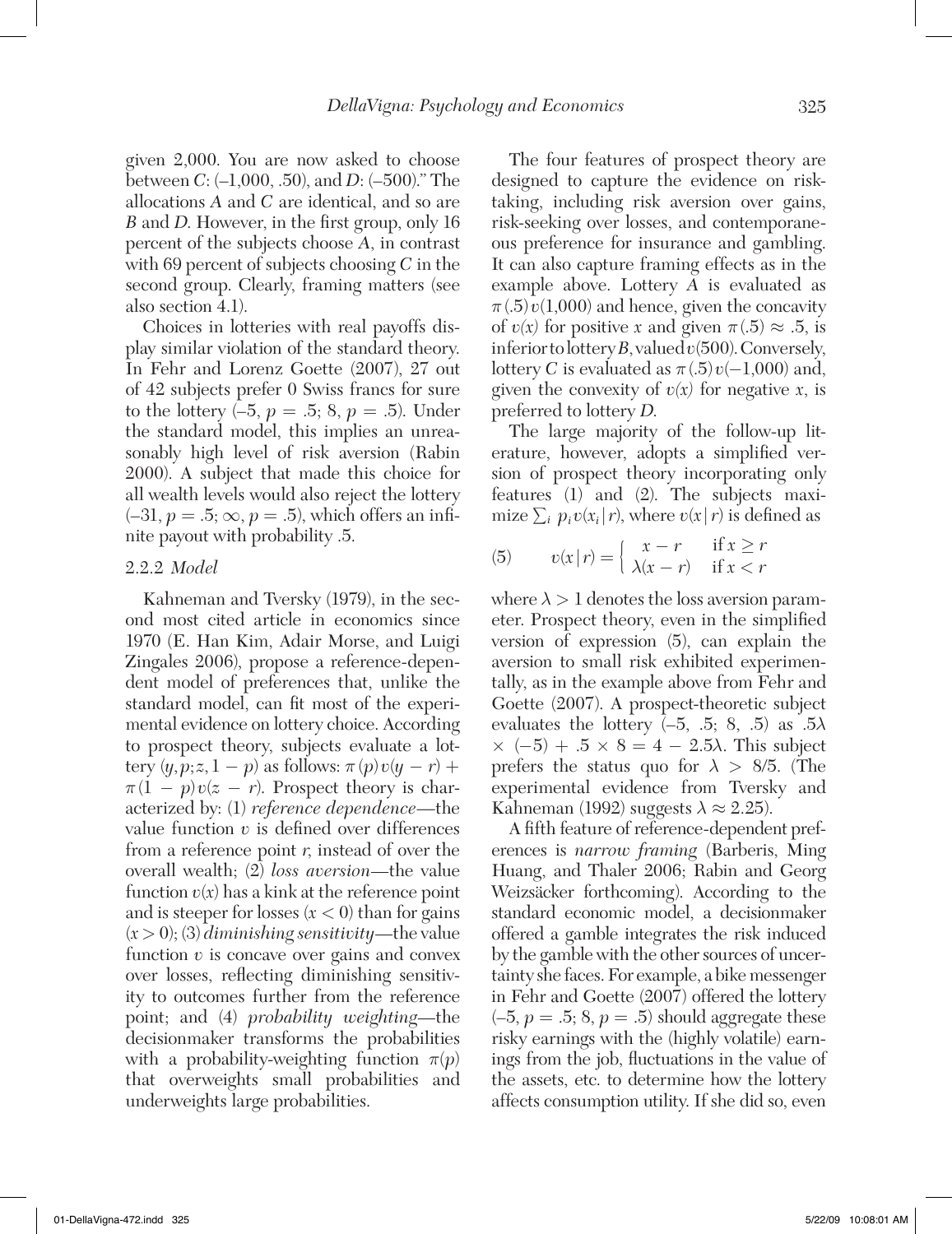given 2,000. You are now asked to choose between *C*: (–1,000, .50), and *D*: (–500)." The allocations *A* and *C* are identical, and so are *B* and *D*. However, in the first group, only 16 percent of the subjects choose *A*, in contrast with 69 percent of subjects choosing *C* in the second group. Clearly, framing matters (see also section 4.1).

Choices in lotteries with real payoffs display similar violation of the standard theory. In Fehr and Lorenz Goette (2007), 27 out of 42 subjects prefer 0 Swiss francs for sure to the lottery (–5, $p = .5$; 8, $p = .5$). Under the standard model, this implies an unreasonably high level of risk aversion (Rabin 2000). A subject that made this choice for all wealth levels would also reject the lottery (–31, $p = .5$; $\infty$, $p = .5$), which offers an infinite payout with probability .5.

### 2.2.2 *Model*

Kahneman and Tversky (1979), in the second most cited article in economics since 1970 (E. Han Kim, Adair Morse, and Luigi Zingales 2006), propose a reference-dependent model of preferences that, unlike the standard model, can fit most of the experimental evidence on lottery choice. According to prospect theory, subjects evaluate a lottery $(y, p; z, 1 - p)$ as follows: $\pi(p)v(y - r) + \pi(1 - p)v(z - r)$. Prospect theory is characterized by: (1) *reference dependence*—the value function $v$ is defined over differences from a reference point $r$, instead of over the overall wealth; (2) *loss aversion*—the value function $v(x)$ has a kink at the reference point and is steeper for losses ($x < 0$) than for gains ($x > 0$); (3) *diminishing sensitivity*—the value function $v$ is concave over gains and convex over losses, reflecting diminishing sensitivity to outcomes further from the reference point; and (4) *probability weighting*—the decisionmaker transforms the probabilities with a probability-weighting function $\pi(p)$ that overweights small probabilities and underweights large probabilities.

The four features of prospect theory are designed to capture the evidence on risk-taking, including risk aversion over gains, risk-seeking over losses, and contemporaneous preference for insurance and gambling. It can also capture framing effects as in the example above. Lottery *A* is evaluated as $\pi(.5)v(1{,}000)$ and hence, given the concavity of $v(x)$ for positive $x$ and given $\pi(.5) \approx .5$, is inferior to lottery *B*, valued $v(500)$. Conversely, lottery *C* is evaluated as $\pi(.5)v(-1{,}000)$ and, given the convexity of $v(x)$ for negative $x$, is preferred to lottery *D*.

The large majority of the follow-up literature, however, adopts a simplified version of prospect theory incorporating only features (1) and (2). The subjects maximize $\sum_i p_i v(x_i | r)$, where $v(x | r)$ is defined as

$$(5) \qquad v(x|r) = \begin{cases} x - r & \text{if } x \geq r \\ \lambda(x - r) & \text{if } x < r \end{cases}$$

where $\lambda > 1$ denotes the loss aversion parameter. Prospect theory, even in the simplified version of expression (5), can explain the aversion to small risk exhibited experimentally, as in the example above from Fehr and Goette (2007). A prospect-theoretic subject evaluates the lottery (–5, .5; 8, .5) as $.5\lambda \times (-5) + .5 \times 8 = 4 - 2.5\lambda$. This subject prefers the status quo for $\lambda > 8/5$. (The experimental evidence from Tversky and Kahneman (1992) suggests $\lambda \approx 2.25$).

A fifth feature of reference-dependent preferences is *narrow framing* (Barberis, Ming Huang, and Thaler 2006; Rabin and Georg Weizsäcker forthcoming). According to the standard economic model, a decisionmaker offered a gamble integrates the risk induced by the gamble with the other sources of uncertainty she faces. For example, a bike messenger in Fehr and Goette (2007) offered the lottery (–5, $p = .5$; 8, $p = .5$) should aggregate these risky earnings with the (highly volatile) earnings from the job, fluctuations in the value of the assets, etc. to determine how the lottery affects consumption utility. If she did so, even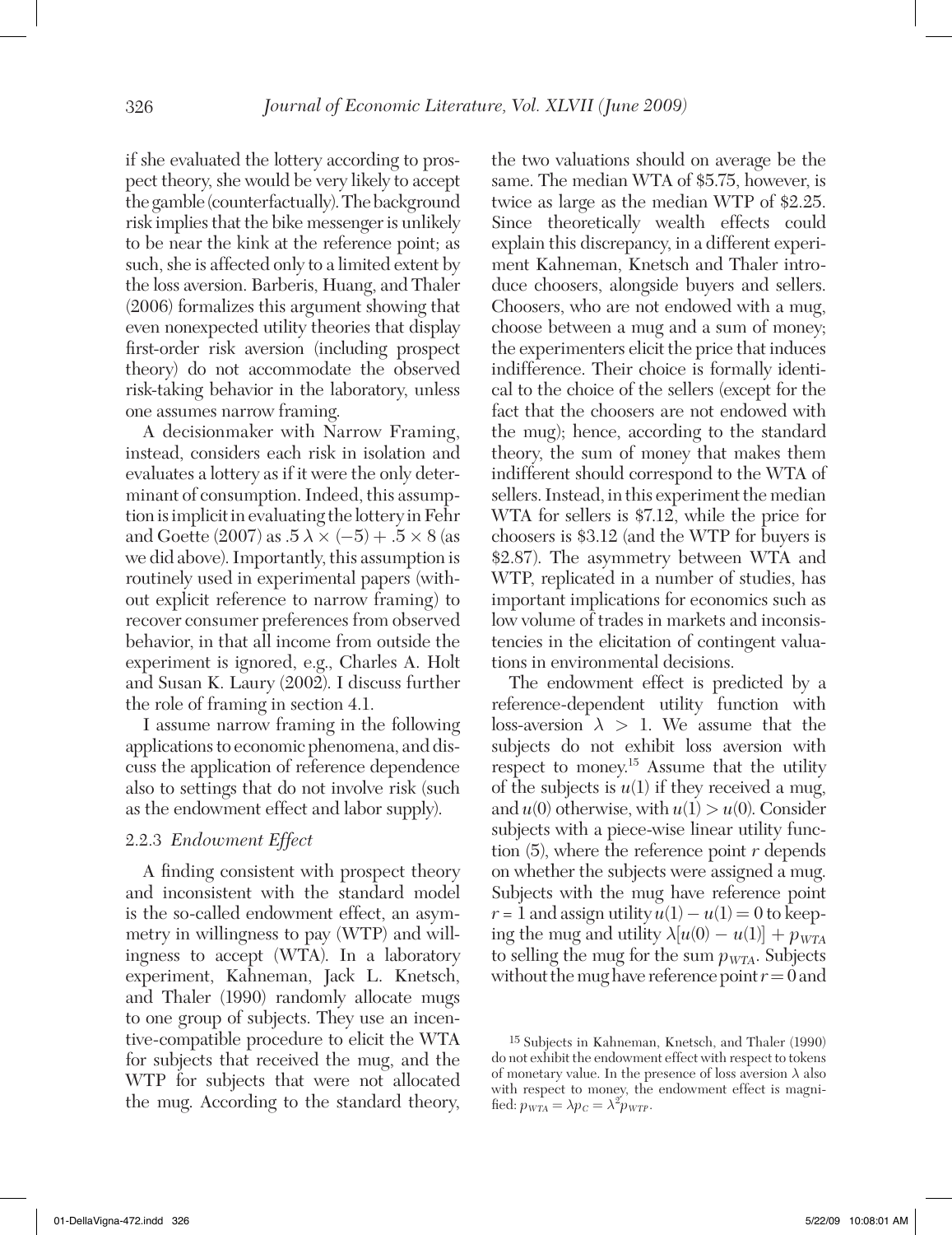if she evaluated the lottery according to prospect theory, she would be very likely to accept the gamble (counterfactually). The background risk implies that the bike messenger is unlikely to be near the kink at the reference point; as such, she is affected only to a limited extent by the loss aversion. Barberis, Huang, and Thaler (2006) formalizes this argument showing that even nonexpected utility theories that display first-order risk aversion (including prospect theory) do not accommodate the observed risk-taking behavior in the laboratory, unless one assumes narrow framing.

A decisionmaker with Narrow Framing, instead, considers each risk in isolation and evaluates a lottery as if it were the only determinant of consumption. Indeed, this assumption is implicit in evaluating the lottery in Fehr and Goette (2007) as $.5\,\lambda \times (-5) + .5 \times 8$ (as we did above). Importantly, this assumption is routinely used in experimental papers (without explicit reference to narrow framing) to recover consumer preferences from observed behavior, in that all income from outside the experiment is ignored, e.g., Charles A. Holt and Susan K. Laury (2002). I discuss further the role of framing in section 4.1.

I assume narrow framing in the following applications to economic phenomena, and discuss the application of reference dependence also to settings that do not involve risk (such as the endowment effect and labor supply).

### 2.2.3 *Endowment Effect*

A finding consistent with prospect theory and inconsistent with the standard model is the so-called endowment effect, an asymmetry in willingness to pay (WTP) and willingness to accept (WTA). In a laboratory experiment, Kahneman, Jack L. Knetsch, and Thaler (1990) randomly allocate mugs to one group of subjects. They use an incentive-compatible procedure to elicit the WTA for subjects that received the mug, and the WTP for subjects that were not allocated the mug. According to the standard theory, the two valuations should on average be the same. The median WTA of \$5.75, however, is twice as large as the median WTP of \$2.25. Since theoretically wealth effects could explain this discrepancy, in a different experiment Kahneman, Knetsch and Thaler introduce choosers, alongside buyers and sellers. Choosers, who are not endowed with a mug, choose between a mug and a sum of money; the experimenters elicit the price that induces indifference. Their choice is formally identical to the choice of the sellers (except for the fact that the choosers are not endowed with the mug); hence, according to the standard theory, the sum of money that makes them indifferent should correspond to the WTA of sellers. Instead, in this experiment the median WTA for sellers is \$7.12, while the price for choosers is \$3.12 (and the WTP for buyers is \$2.87). The asymmetry between WTA and WTP, replicated in a number of studies, has important implications for economics such as low volume of trades in markets and inconsistencies in the elicitation of contingent valuations in environmental decisions.

The endowment effect is predicted by a reference-dependent utility function with loss-aversion $\lambda > 1$. We assume that the subjects do not exhibit loss aversion with respect to money.[15] Assume that the utility of the subjects is $u(1)$ if they received a mug, and $u(0)$ otherwise, with $u(1) > u(0)$. Consider subjects with a piece-wise linear utility function (5), where the reference point $r$ depends on whether the subjects were assigned a mug. Subjects with the mug have reference point $r = 1$ and assign utility $u(1) - u(1) = 0$ to keeping the mug and utility $\lambda[u(0) - u(1)] + p_{WTA}$ to selling the mug for the sum $p_{WTA}$. Subjects without the mug have reference point $r = 0$ and

[15] Subjects in Kahneman, Knetsch, and Thaler (1990) do not exhibit the endowment effect with respect to tokens of monetary value. In the presence of loss aversion $\lambda$ also with respect to money, the endowment effect is magnified: $p_{WTA} = \lambda p_C = \lambda^2 p_{WTP}$.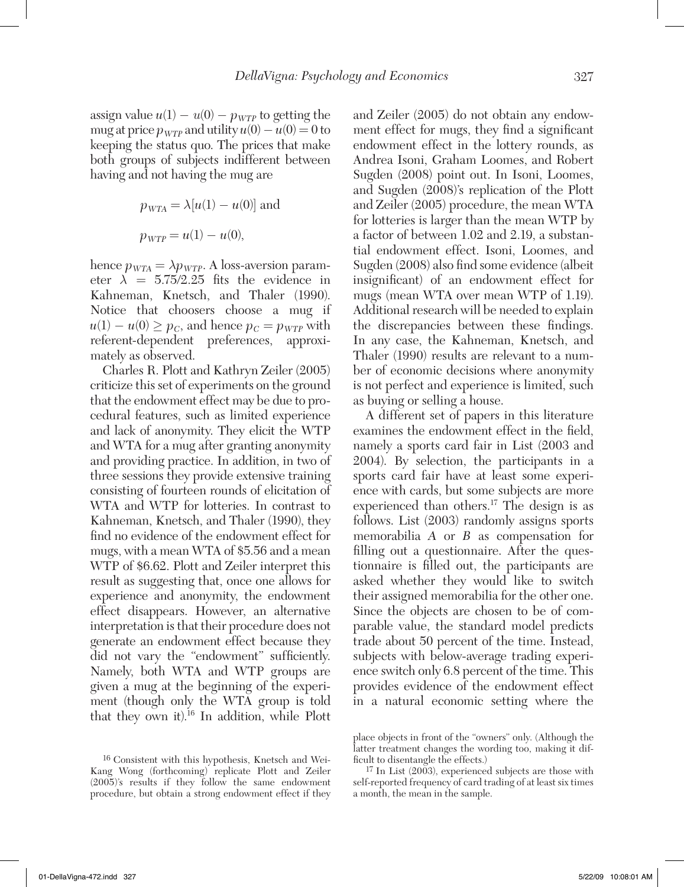assign value $u(1) - u(0) - p_{WTP}$ to getting the mug at price $p_{WTP}$ and utility $u(0) - u(0) = 0$ to keeping the status quo. The prices that make both groups of subjects indifferent between having and not having the mug are

$$p_{WTA} = \lambda[u(1) - u(0)] \text{ and}$$

$$p_{WTP} = u(1) - u(0),$$

hence $p_{WTA} = \lambda p_{WTP}$. A loss-aversion parameter $\lambda = 5.75/2.25$ fits the evidence in Kahneman, Knetsch, and Thaler (1990). Notice that choosers choose a mug if $u(1) - u(0) \geq p_C$, and hence $p_C = p_{WTP}$ with referent-dependent preferences, approximately as observed.

Charles R. Plott and Kathryn Zeiler (2005) criticize this set of experiments on the ground that the endowment effect may be due to procedural features, such as limited experience and lack of anonymity. They elicit the WTP and WTA for a mug after granting anonymity and providing practice. In addition, in two of three sessions they provide extensive training consisting of fourteen rounds of elicitation of WTA and WTP for lotteries. In contrast to Kahneman, Knetsch, and Thaler (1990), they find no evidence of the endowment effect for mugs, with a mean WTA of \$5.56 and a mean WTP of \$6.62. Plott and Zeiler interpret this result as suggesting that, once one allows for experience and anonymity, the endowment effect disappears. However, an alternative interpretation is that their procedure does not generate an endowment effect because they did not vary the "endowment" sufficiently. Namely, both WTA and WTP groups are given a mug at the beginning of the experiment (though only the WTA group is told that they own it).[16] In addition, while Plott and Zeiler (2005) do not obtain any endowment effect for mugs, they find a significant endowment effect in the lottery rounds, as Andrea Isoni, Graham Loomes, and Robert Sugden (2008) point out. In Isoni, Loomes, and Sugden (2008)'s replication of the Plott and Zeiler (2005) procedure, the mean WTA for lotteries is larger than the mean WTP by a factor of between 1.02 and 2.19, a substantial endowment effect. Isoni, Loomes, and Sugden (2008) also find some evidence (albeit insignificant) of an endowment effect for mugs (mean WTA over mean WTP of 1.19). Additional research will be needed to explain the discrepancies between these findings. In any case, the Kahneman, Knetsch, and Thaler (1990) results are relevant to a number of economic decisions where anonymity is not perfect and experience is limited, such as buying or selling a house.

A different set of papers in this literature examines the endowment effect in the field, namely a sports card fair in List (2003 and 2004). By selection, the participants in a sports card fair have at least some experience with cards, but some subjects are more experienced than others.[17] The design is as follows. List (2003) randomly assigns sports memorabilia *A* or *B* as compensation for filling out a questionnaire. After the questionnaire is filled out, the participants are asked whether they would like to switch their assigned memorabilia for the other one. Since the objects are chosen to be of comparable value, the standard model predicts trade about 50 percent of the time. Instead, subjects with below-average trading experience switch only 6.8 percent of the time. This provides evidence of the endowment effect in a natural economic setting where the

[16] Consistent with this hypothesis, Knetsch and Wei-Kang Wong (forthcoming) replicate Plott and Zeiler (2005)'s results if they follow the same endowment procedure, but obtain a strong endowment effect if they place objects in front of the "owners" only. (Although the latter treatment changes the wording too, making it difficult to disentangle the effects.)

[17] In List (2003), experienced subjects are those with self-reported frequency of card trading of at least six times a month, the mean in the sample.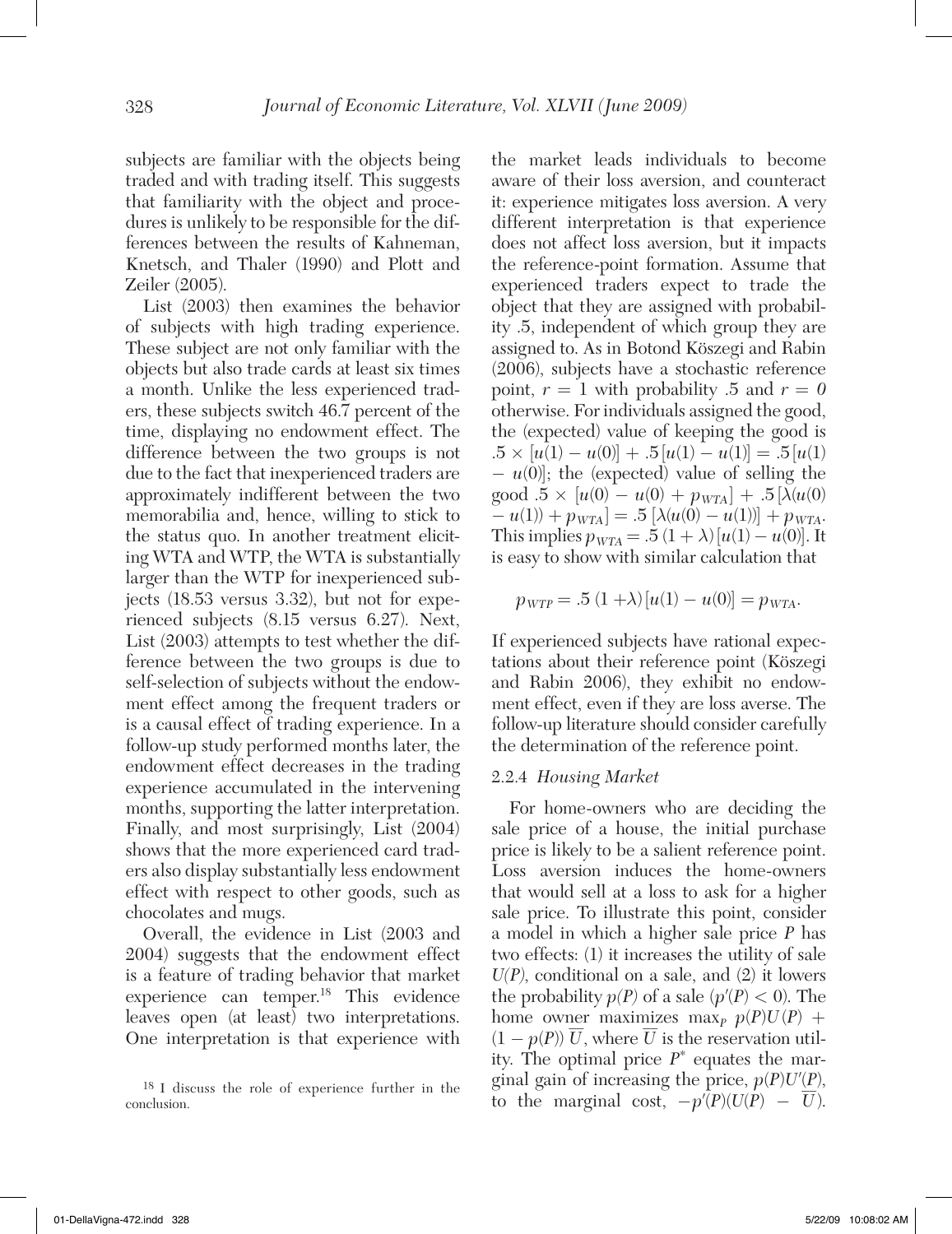subjects are familiar with the objects being traded and with trading itself. This suggests that familiarity with the object and procedures is unlikely to be responsible for the differences between the results of Kahneman, Knetsch, and Thaler (1990) and Plott and Zeiler (2005).

List (2003) then examines the behavior of subjects with high trading experience. These subject are not only familiar with the objects but also trade cards at least six times a month. Unlike the less experienced traders, these subjects switch 46.7 percent of the time, displaying no endowment effect. The difference between the two groups is not due to the fact that inexperienced traders are approximately indifferent between the two memorabilia and, hence, willing to stick to the status quo. In another treatment eliciting WTA and WTP, the WTA is substantially larger than the WTP for inexperienced subjects (18.53 versus 3.32), but not for experienced subjects (8.15 versus 6.27). Next, List (2003) attempts to test whether the difference between the two groups is due to self-selection of subjects without the endowment effect among the frequent traders or is a causal effect of trading experience. In a follow-up study performed months later, the endowment effect decreases in the trading experience accumulated in the intervening months, supporting the latter interpretation. Finally, and most surprisingly, List (2004) shows that the more experienced card traders also display substantially less endowment effect with respect to other goods, such as chocolates and mugs.

Overall, the evidence in List (2003 and 2004) suggests that the endowment effect is a feature of trading behavior that market experience can temper.[18] This evidence leaves open (at least) two interpretations. One interpretation is that experience with the market leads individuals to become aware of their loss aversion, and counteract it: experience mitigates loss aversion. A very different interpretation is that experience does not affect loss aversion, but it impacts the reference-point formation. Assume that experienced traders expect to trade the object that they are assigned with probability .5, independent of which group they are assigned to. As in Botond Köszegi and Rabin (2006), subjects have a stochastic reference point, $r = 1$ with probability .5 and $r = 0$ otherwise. For individuals assigned the good, the (expected) value of keeping the good is $.5 \times [u(1) - u(0)] + .5[u(1) - u(1)] = .5[u(1) - u(0)]$; the (expected) value of selling the good $.5 \times [u(0) - u(0) + p_{WTA}] + .5[\lambda(u(0) - u(1)) + p_{WTA}] = .5[\lambda(u(0) - u(1))] + p_{WTA}$. This implies $p_{WTA} = .5(1 + \lambda)[u(1) - u(0)]$. It is easy to show with similar calculation that

$$p_{WTP} = .5(1 + \lambda)[u(1) - u(0)] = p_{WTA}.$$

If experienced subjects have rational expectations about their reference point (Köszegi and Rabin 2006), they exhibit no endowment effect, even if they are loss averse. The follow-up literature should consider carefully the determination of the reference point.

#### 2.2.4 *Housing Market*

For home-owners who are deciding the sale price of a house, the initial purchase price is likely to be a salient reference point. Loss aversion induces the home-owners that would sell at a loss to ask for a higher sale price. To illustrate this point, consider a model in which a higher sale price $P$ has two effects: (1) it increases the utility of sale $U(P)$, conditional on a sale, and (2) it lowers the probability $p(P)$ of a sale ($p'(P) < 0$). The home owner maximizes $\max_P \, p(P)U(P) + (1 - p(P))\,\overline{U}$, where $\overline{U}$ is the reservation utility. The optimal price $P^*$ equates the marginal gain of increasing the price, $p(P)U'(P)$, to the marginal cost, $-p'(P)(U(P) - \overline{U})$.

[18] I discuss the role of experience further in the conclusion.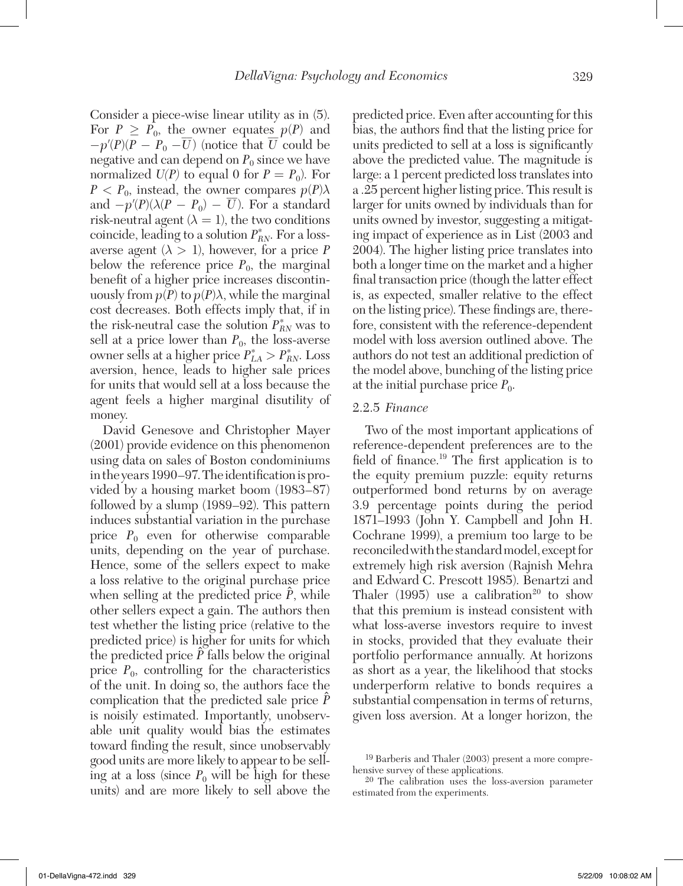Consider a piece-wise linear utility as in (5). For $P \geq P_0$, the owner equates $p(P)$ and $-p'(P)(P - P_0 - \overline{U})$ (notice that $\overline{U}$ could be negative and can depend on $P_0$ since we have normalized $U(P)$ to equal 0 for $P = P_0$). For $P < P_0$, instead, the owner compares $p(P)\lambda$ and $-p'(P)(\lambda(P - P_0) - \overline{U})$. For a standard risk-neutral agent ($\lambda = 1$), the two conditions coincide, leading to a solution $P^*_{RN}$. For a loss-averse agent ($\lambda > 1$), however, for a price $P$ below the reference price $P_0$, the marginal benefit of a higher price increases discontinuously from $p(P)$ to $p(P)\lambda$, while the marginal cost decreases. Both effects imply that, if in the risk-neutral case the solution $P^*_{RN}$ was to sell at a price lower than $P_0$, the loss-averse owner sells at a higher price $P^*_{LA} > P^*_{RN}$. Loss aversion, hence, leads to higher sale prices for units that would sell at a loss because the agent feels a higher marginal disutility of money.

David Genesove and Christopher Mayer (2001) provide evidence on this phenomenon using data on sales of Boston condominiums in the years 1990–97. The identification is provided by a housing market boom (1983–87) followed by a slump (1989–92). This pattern induces substantial variation in the purchase price $P_0$ even for otherwise comparable units, depending on the year of purchase. Hence, some of the sellers expect to make a loss relative to the original purchase price when selling at the predicted price $\hat{P}$, while other sellers expect a gain. The authors then test whether the listing price (relative to the predicted price) is higher for units for which the predicted price $\hat{P}$ falls below the original price $P_0$, controlling for the characteristics of the unit. In doing so, the authors face the complication that the predicted sale price $\hat{P}$ is noisily estimated. Importantly, unobservable unit quality would bias the estimates toward finding the result, since unobservably good units are more likely to appear to be selling at a loss (since $P_0$ will be high for these units) and are more likely to sell above the predicted price. Even after accounting for this bias, the authors find that the listing price for units predicted to sell at a loss is significantly above the predicted value. The magnitude is large: a 1 percent predicted loss translates into a .25 percent higher listing price. This result is larger for units owned by individuals than for units owned by investor, suggesting a mitigating impact of experience as in List (2003 and 2004). The higher listing price translates into both a longer time on the market and a higher final transaction price (though the latter effect is, as expected, smaller relative to the effect on the listing price). These findings are, therefore, consistent with the reference-dependent model with loss aversion outlined above. The authors do not test an additional prediction of the model above, bunching of the listing price at the initial purchase price $P_0$.

### 2.2.5 *Finance*

Two of the most important applications of reference-dependent preferences are to the field of finance.[19] The first application is to the equity premium puzzle: equity returns outperformed bond returns by on average 3.9 percentage points during the period 1871–1993 (John Y. Campbell and John H. Cochrane 1999), a premium too large to be reconciled with the standard model, except for extremely high risk aversion (Rajnish Mehra and Edward C. Prescott 1985). Benartzi and Thaler (1995) use a calibration[20] to show that this premium is instead consistent with what loss-averse investors require to invest in stocks, provided that they evaluate their portfolio performance annually. At horizons as short as a year, the likelihood that stocks underperform relative to bonds requires a substantial compensation in terms of returns, given loss aversion. At a longer horizon, the

[19] Barberis and Thaler (2003) present a more comprehensive survey of these applications.

[20] The calibration uses the loss-aversion parameter estimated from the experiments.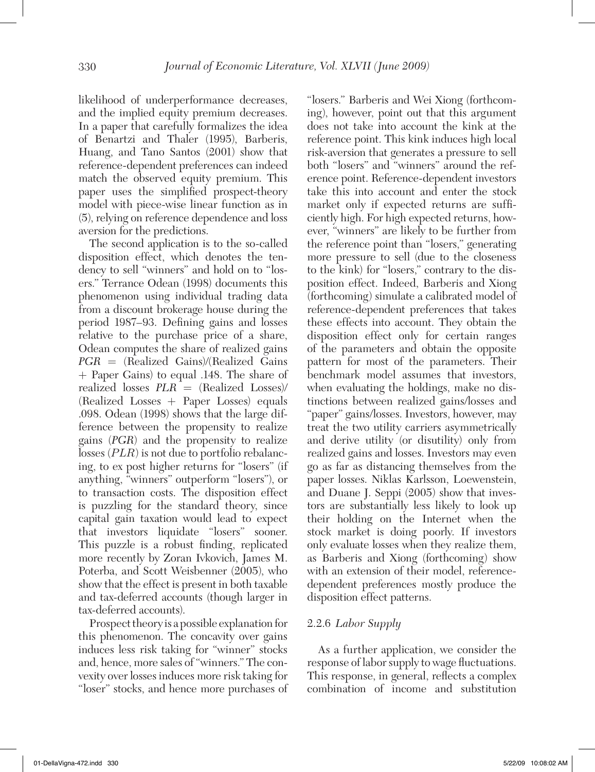likelihood of underperformance decreases, and the implied equity premium decreases. In a paper that carefully formalizes the idea of Benartzi and Thaler (1995), Barberis, Huang, and Tano Santos (2001) show that reference-dependent preferences can indeed match the observed equity premium. This paper uses the simplified prospect-theory model with piece-wise linear function as in (5), relying on reference dependence and loss aversion for the predictions.

The second application is to the so-called disposition effect, which denotes the tendency to sell "winners" and hold on to "losers." Terrance Odean (1998) documents this phenomenon using individual trading data from a discount brokerage house during the period 1987–93. Defining gains and losses relative to the purchase price of a share, Odean computes the share of realized gains $PGR$ = (Realized Gains)/(Realized Gains + Paper Gains) to equal .148. The share of realized losses $PLR$ = (Realized Losses)/(Realized Losses + Paper Losses) equals .098. Odean (1998) shows that the large difference between the propensity to realize gains ($PGR$) and the propensity to realize losses ($PLR$) is not due to portfolio rebalancing, to ex post higher returns for "losers" (if anything, "winners" outperform "losers"), or to transaction costs. The disposition effect is puzzling for the standard theory, since capital gain taxation would lead to expect that investors liquidate "losers" sooner. This puzzle is a robust finding, replicated more recently by Zoran Ivkovich, James M. Poterba, and Scott Weisbenner (2005), who show that the effect is present in both taxable and tax-deferred accounts (though larger in tax-deferred accounts).

Prospect theory is a possible explanation for this phenomenon. The concavity over gains induces less risk taking for "winner" stocks and, hence, more sales of "winners." The convexity over losses induces more risk taking for "loser" stocks, and hence more purchases of "losers." Barberis and Wei Xiong (forthcoming), however, point out that this argument does not take into account the kink at the reference point. This kink induces high local risk-aversion that generates a pressure to sell both "losers" and "winners" around the reference point. Reference-dependent investors take this into account and enter the stock market only if expected returns are sufficiently high. For high expected returns, however, "winners" are likely to be further from the reference point than "losers," generating more pressure to sell (due to the closeness to the kink) for "losers," contrary to the disposition effect. Indeed, Barberis and Xiong (forthcoming) simulate a calibrated model of reference-dependent preferences that takes these effects into account. They obtain the disposition effect only for certain ranges of the parameters and obtain the opposite pattern for most of the parameters. Their benchmark model assumes that investors, when evaluating the holdings, make no distinctions between realized gains/losses and "paper" gains/losses. Investors, however, may treat the two utility carriers asymmetrically and derive utility (or disutility) only from realized gains and losses. Investors may even go as far as distancing themselves from the paper losses. Niklas Karlsson, Loewenstein, and Duane J. Seppi (2005) show that investors are substantially less likely to look up their holding on the Internet when the stock market is doing poorly. If investors only evaluate losses when they realize them, as Barberis and Xiong (forthcoming) show with an extension of their model, reference-dependent preferences mostly produce the disposition effect patterns.

### 2.2.6 *Labor Supply*

As a further application, we consider the response of labor supply to wage fluctuations. This response, in general, reflects a complex combination of income and substitution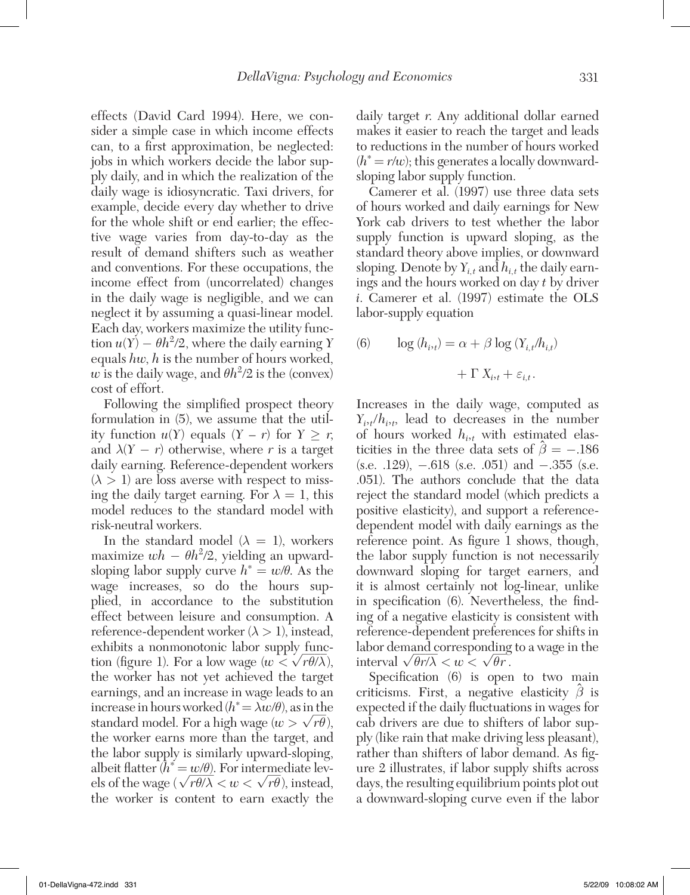effects (David Card 1994). Here, we consider a simple case in which income effects can, to a first approximation, be neglected: jobs in which workers decide the labor supply daily, and in which the realization of the daily wage is idiosyncratic. Taxi drivers, for example, decide every day whether to drive for the whole shift or end earlier; the effective wage varies from day-to-day as the result of demand shifters such as weather and conventions. For these occupations, the income effect from (uncorrelated) changes in the daily wage is negligible, and we can neglect it by assuming a quasi-linear model. Each day, workers maximize the utility function $u(Y) - \theta h^2/2$, where the daily earning $Y$ equals $hw$, $h$ is the number of hours worked, $w$ is the daily wage, and $\theta h^2/2$ is the (convex) cost of effort.

Following the simplified prospect theory formulation in (5), we assume that the utility function $u(Y)$ equals $(Y - r)$ for $Y \geq r$, and $\lambda(Y - r)$ otherwise, where $r$ is a target daily earning. Reference-dependent workers $(\lambda > 1)$ are loss averse with respect to missing the daily target earning. For $\lambda = 1$, this model reduces to the standard model with risk-neutral workers.

In the standard model $(\lambda = 1)$, workers maximize $wh - \theta h^2/2$, yielding an upward-sloping labor supply curve $h^* = w/\theta$. As the wage increases, so do the hours supplied, in accordance to the substitution effect between leisure and consumption. A reference-dependent worker $(\lambda > 1)$, instead, exhibits a nonmonotonic labor supply function (figure 1). For a low wage $(w < \sqrt{r\theta/\lambda})$, the worker has not yet achieved the target earnings, and an increase in wage leads to an increase in hours worked $(h^* = \lambda w/\theta)$, as in the standard model. For a high wage $(w > \sqrt{r\theta})$, the worker earns more than the target, and the labor supply is similarly upward-sloping, albeit flatter $(h^* = w/\theta)$. For intermediate levels of the wage $(\sqrt{r\theta/\lambda} < w < \sqrt{r\theta})$, instead, the worker is content to earn exactly the daily target $r$. Any additional dollar earned makes it easier to reach the target and leads to reductions in the number of hours worked $(h^* = r/w)$; this generates a locally downward-sloping labor supply function.

Camerer et al. (1997) use three data sets of hours worked and daily earnings for New York cab drivers to test whether the labor supply function is upward sloping, as the standard theory above implies, or downward sloping. Denote by $Y_{i,t}$ and $h_{i,t}$ the daily earnings and the hours worked on day $t$ by driver $i$. Camerer et al. (1997) estimate the OLS labor-supply equation

$$\log(h_{i,t}) = \alpha + \beta \log(Y_{i,t}/h_{i,t}) + \Gamma X_{i,t} + \varepsilon_{i,t}. \tag{6}$$

Increases in the daily wage, computed as $Y_{i,t}/h_{i,t}$, lead to decreases in the number of hours worked $h_{i,t}$ with estimated elasticities in the three data sets of $\hat{\beta} = -.186$ (s.e. .129), $-.618$ (s.e. .051) and $-.355$ (s.e. .051). The authors conclude that the data reject the standard model (which predicts a positive elasticity), and support a reference-dependent model with daily earnings as the reference point. As figure 1 shows, though, the labor supply function is not necessarily downward sloping for target earners, and it is almost certainly not log-linear, unlike in specification (6). Nevertheless, the finding of a negative elasticity is consistent with reference-dependent preferences for shifts in labor demand corresponding to a wage in the interval $\sqrt{\theta r/\lambda} < w < \sqrt{\theta r}$.

Specification (6) is open to two main criticisms. First, a negative elasticity $\hat{\beta}$ is expected if the daily fluctuations in wages for cab drivers are due to shifters of labor supply (like rain that make driving less pleasant), rather than shifters of labor demand. As figure 2 illustrates, if labor supply shifts across days, the resulting equilibrium points plot out a downward-sloping curve even if the labor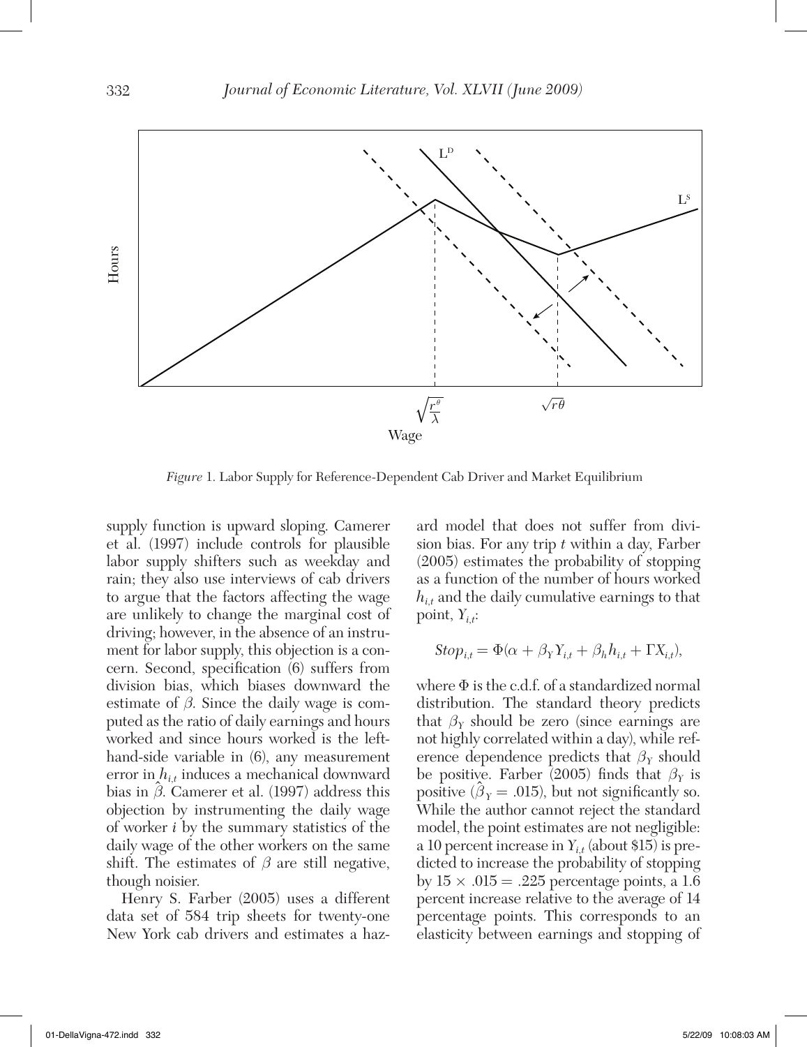*Figure* 1. Labor Supply for Reference-Dependent Cab Driver and Market Equilibrium

supply function is upward sloping. Camerer et al. (1997) include controls for plausible labor supply shifters such as weekday and rain; they also use interviews of cab drivers to argue that the factors affecting the wage are unlikely to change the marginal cost of driving; however, in the absence of an instrument for labor supply, this objection is a concern. Second, specification (6) suffers from division bias, which biases downward the estimate of $\beta$. Since the daily wage is computed as the ratio of daily earnings and hours worked and since hours worked is the left-hand-side variable in (6), any measurement error in $h_{i,t}$ induces a mechanical downward bias in $\hat{\beta}$. Camerer et al. (1997) address this objection by instrumenting the daily wage of worker $i$ by the summary statistics of the daily wage of the other workers on the same shift. The estimates of $\beta$ are still negative, though noisier.

Henry S. Farber (2005) uses a different data set of 584 trip sheets for twenty-one New York cab drivers and estimates a hazard model that does not suffer from division bias. For any trip $t$ within a day, Farber (2005) estimates the probability of stopping as a function of the number of hours worked $h_{i,t}$ and the daily cumulative earnings to that point, $Y_{i,t}$:

$$Stop_{i,t} = \Phi(\alpha + \beta_Y Y_{i,t} + \beta_h h_{i,t} + \Gamma X_{i,t}),$$

where $\Phi$ is the c.d.f. of a standardized normal distribution. The standard theory predicts that $\beta_Y$ should be zero (since earnings are not highly correlated within a day), while reference dependence predicts that $\beta_Y$ should be positive. Farber (2005) finds that $\beta_Y$ is positive ($\hat{\beta}_Y = .015$), but not significantly so. While the author cannot reject the standard model, the point estimates are not negligible: a 10 percent increase in $Y_{i,t}$ (about \$15) is predicted to increase the probability of stopping by $15 \times .015 = .225$ percentage points, a 1.6 percent increase relative to the average of 14 percentage points. This corresponds to an elasticity between earnings and stopping of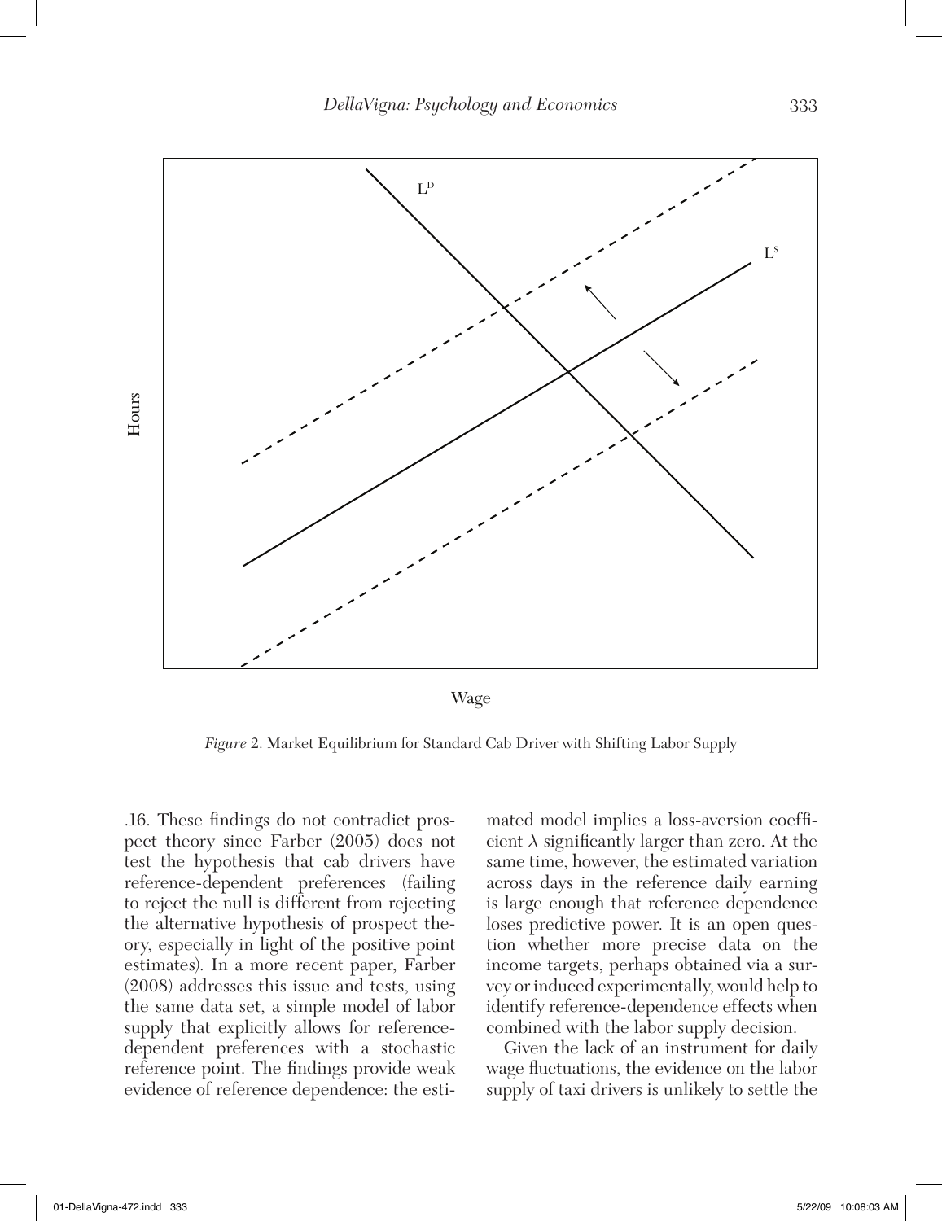*Figure* 2. Market Equilibrium for Standard Cab Driver with Shifting Labor Supply

.16. These findings do not contradict prospect theory since Farber (2005) does not test the hypothesis that cab drivers have reference-dependent preferences (failing to reject the null is different from rejecting the alternative hypothesis of prospect theory, especially in light of the positive point estimates). In a more recent paper, Farber (2008) addresses this issue and tests, using the same data set, a simple model of labor supply that explicitly allows for reference-dependent preferences with a stochastic reference point. The findings provide weak evidence of reference dependence: the estimated model implies a loss-aversion coefficient $\lambda$ significantly larger than zero. At the same time, however, the estimated variation across days in the reference daily earning is large enough that reference dependence loses predictive power. It is an open question whether more precise data on the income targets, perhaps obtained via a survey or induced experimentally, would help to identify reference-dependence effects when combined with the labor supply decision.

Given the lack of an instrument for daily wage fluctuations, the evidence on the labor supply of taxi drivers is unlikely to settle the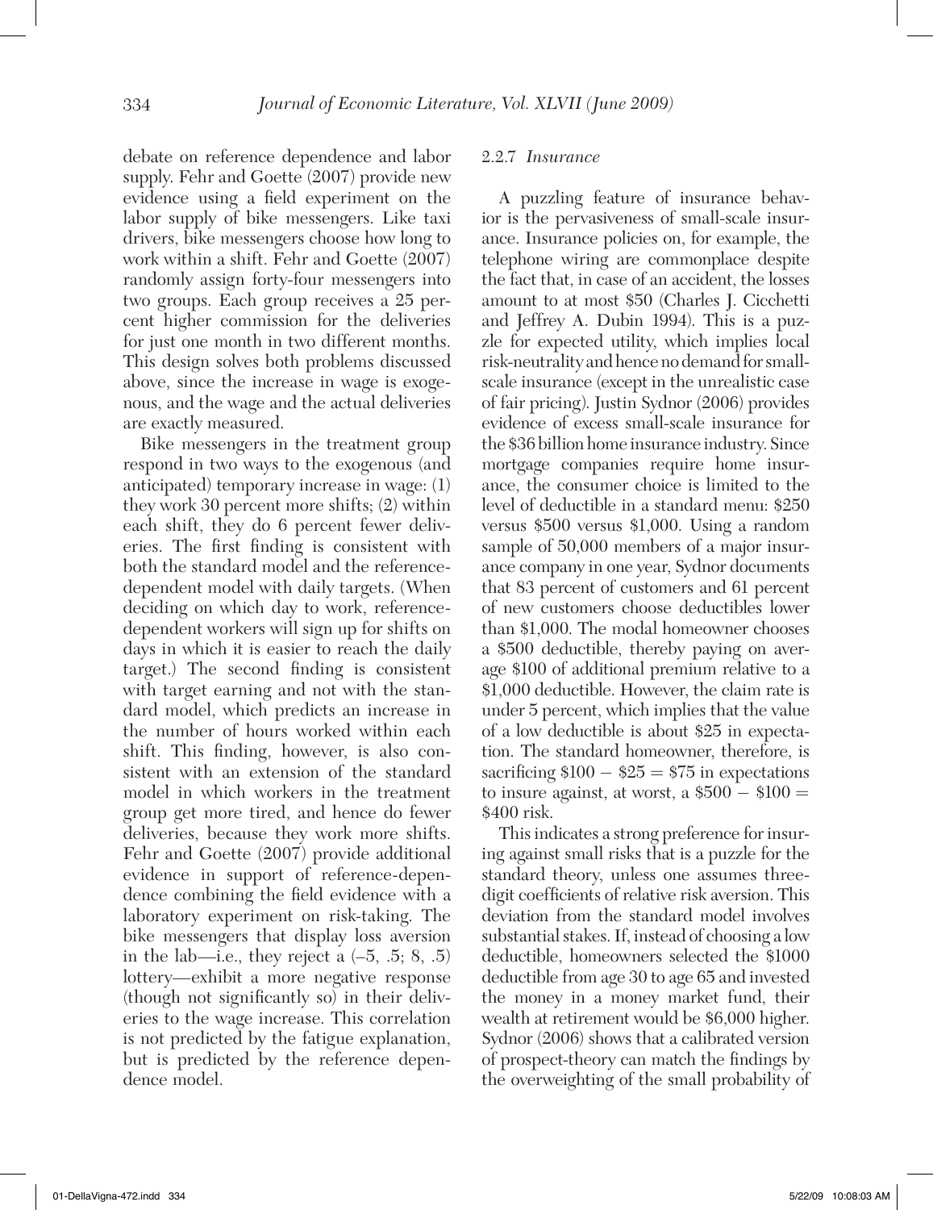debate on reference dependence and labor supply. Fehr and Goette (2007) provide new evidence using a field experiment on the labor supply of bike messengers. Like taxi drivers, bike messengers choose how long to work within a shift. Fehr and Goette (2007) randomly assign forty-four messengers into two groups. Each group receives a 25 percent higher commission for the deliveries for just one month in two different months. This design solves both problems discussed above, since the increase in wage is exogenous, and the wage and the actual deliveries are exactly measured.

Bike messengers in the treatment group respond in two ways to the exogenous (and anticipated) temporary increase in wage: (1) they work 30 percent more shifts; (2) within each shift, they do 6 percent fewer deliveries. The first finding is consistent with both the standard model and the reference-dependent model with daily targets. (When deciding on which day to work, reference-dependent workers will sign up for shifts on days in which it is easier to reach the daily target.) The second finding is consistent with target earning and not with the standard model, which predicts an increase in the number of hours worked within each shift. This finding, however, is also consistent with an extension of the standard model in which workers in the treatment group get more tired, and hence do fewer deliveries, because they work more shifts. Fehr and Goette (2007) provide additional evidence in support of reference-dependence combining the field evidence with a laboratory experiment on risk-taking. The bike messengers that display loss aversion in the lab—i.e., they reject a (–5, .5; 8, .5) lottery—exhibit a more negative response (though not significantly so) in their deliveries to the wage increase. This correlation is not predicted by the fatigue explanation, but is predicted by the reference dependence model.

#### 2.2.7 *Insurance*

A puzzling feature of insurance behavior is the pervasiveness of small-scale insurance. Insurance policies on, for example, the telephone wiring are commonplace despite the fact that, in case of an accident, the losses amount to at most \$50 (Charles J. Cicchetti and Jeffrey A. Dubin 1994). This is a puzzle for expected utility, which implies local risk-neutrality and hence no demand for small-scale insurance (except in the unrealistic case of fair pricing). Justin Sydnor (2006) provides evidence of excess small-scale insurance for the \$36 billion home insurance industry. Since mortgage companies require home insurance, the consumer choice is limited to the level of deductible in a standard menu: \$250 versus \$500 versus \$1,000. Using a random sample of 50,000 members of a major insurance company in one year, Sydnor documents that 83 percent of customers and 61 percent of new customers choose deductibles lower than \$1,000. The modal homeowner chooses a \$500 deductible, thereby paying on average \$100 of additional premium relative to a \$1,000 deductible. However, the claim rate is under 5 percent, which implies that the value of a low deductible is about \$25 in expectation. The standard homeowner, therefore, is sacrificing $\$100 - \$25 = \$75$ in expectations to insure against, at worst, a $\$500 - \$100 = \$400$ risk.

This indicates a strong preference for insuring against small risks that is a puzzle for the standard theory, unless one assumes three-digit coefficients of relative risk aversion. This deviation from the standard model involves substantial stakes. If, instead of choosing a low deductible, homeowners selected the \$1000 deductible from age 30 to age 65 and invested the money in a money market fund, their wealth at retirement would be \$6,000 higher. Sydnor (2006) shows that a calibrated version of prospect-theory can match the findings by the overweighting of the small probability of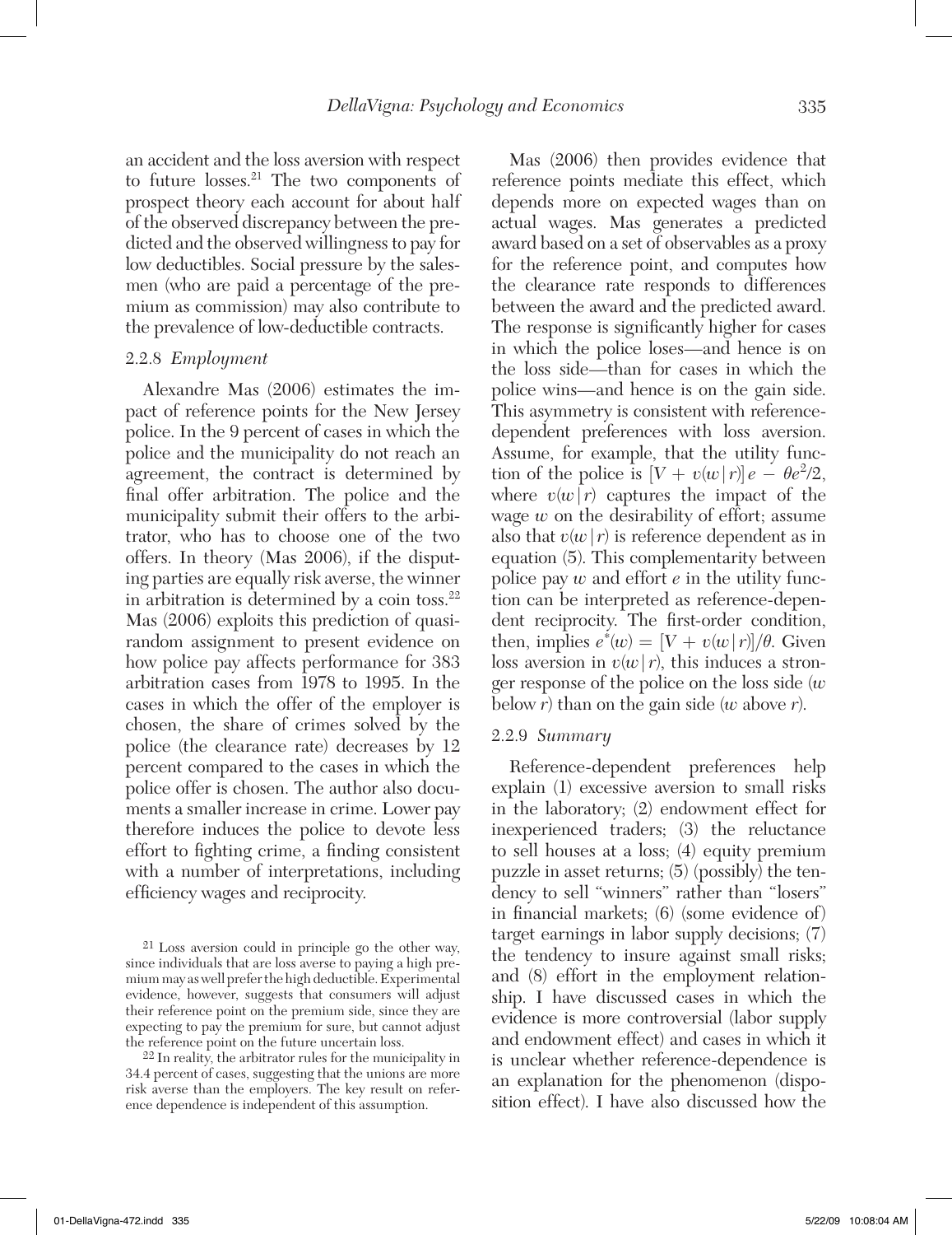an accident and the loss aversion with respect to future losses.[21] The two components of prospect theory each account for about half of the observed discrepancy between the predicted and the observed willingness to pay for low deductibles. Social pressure by the salesmen (who are paid a percentage of the premium as commission) may also contribute to the prevalence of low-deductible contracts.

### 2.2.8 *Employment*

Alexandre Mas (2006) estimates the impact of reference points for the New Jersey police. In the 9 percent of cases in which the police and the municipality do not reach an agreement, the contract is determined by final offer arbitration. The police and the municipality submit their offers to the arbitrator, who has to choose one of the two offers. In theory (Mas 2006), if the disputing parties are equally risk averse, the winner in arbitration is determined by a coin toss.[22] Mas (2006) exploits this prediction of quasi-random assignment to present evidence on how police pay affects performance for 383 arbitration cases from 1978 to 1995. In the cases in which the offer of the employer is chosen, the share of crimes solved by the police (the clearance rate) decreases by 12 percent compared to the cases in which the police offer is chosen. The author also documents a smaller increase in crime. Lower pay therefore induces the police to devote less effort to fighting crime, a finding consistent with a number of interpretations, including efficiency wages and reciprocity.

Mas (2006) then provides evidence that reference points mediate this effect, which depends more on expected wages than on actual wages. Mas generates a predicted award based on a set of observables as a proxy for the reference point, and computes how the clearance rate responds to differences between the award and the predicted award. The response is significantly higher for cases in which the police loses—and hence is on the loss side—than for cases in which the police wins—and hence is on the gain side. This asymmetry is consistent with reference-dependent preferences with loss aversion. Assume, for example, that the utility function of the police is $[V + v(w|r)]e - \theta e^2/2$, where $v(w|r)$ captures the impact of the wage $w$ on the desirability of effort; assume also that $v(w|r)$ is reference dependent as in equation (5). This complementarity between police pay $w$ and effort $e$ in the utility function can be interpreted as reference-dependent reciprocity. The first-order condition, then, implies $e^*(w) = [V + v(w|r)]/\theta$. Given loss aversion in $v(w|r)$, this induces a stronger response of the police on the loss side ($w$ below $r$) than on the gain side ($w$ above $r$).

### 2.2.9 *Summary*

Reference-dependent preferences help explain (1) excessive aversion to small risks in the laboratory; (2) endowment effect for inexperienced traders; (3) the reluctance to sell houses at a loss; (4) equity premium puzzle in asset returns; (5) (possibly) the tendency to sell "winners" rather than "losers" in financial markets; (6) (some evidence of) target earnings in labor supply decisions; (7) the tendency to insure against small risks; and (8) effort in the employment relationship. I have discussed cases in which the evidence is more controversial (labor supply and endowment effect) and cases in which it is unclear whether reference-dependence is an explanation for the phenomenon (disposition effect). I have also discussed how the

---

[21] Loss aversion could in principle go the other way, since individuals that are loss averse to paying a high premium may as well prefer the high deductible. Experimental evidence, however, suggests that consumers will adjust their reference point on the premium side, since they are expecting to pay the premium for sure, but cannot adjust the reference point on the future uncertain loss.

[22] In reality, the arbitrator rules for the municipality in 34.4 percent of cases, suggesting that the unions are more risk averse than the employers. The key result on reference dependence is independent of this assumption.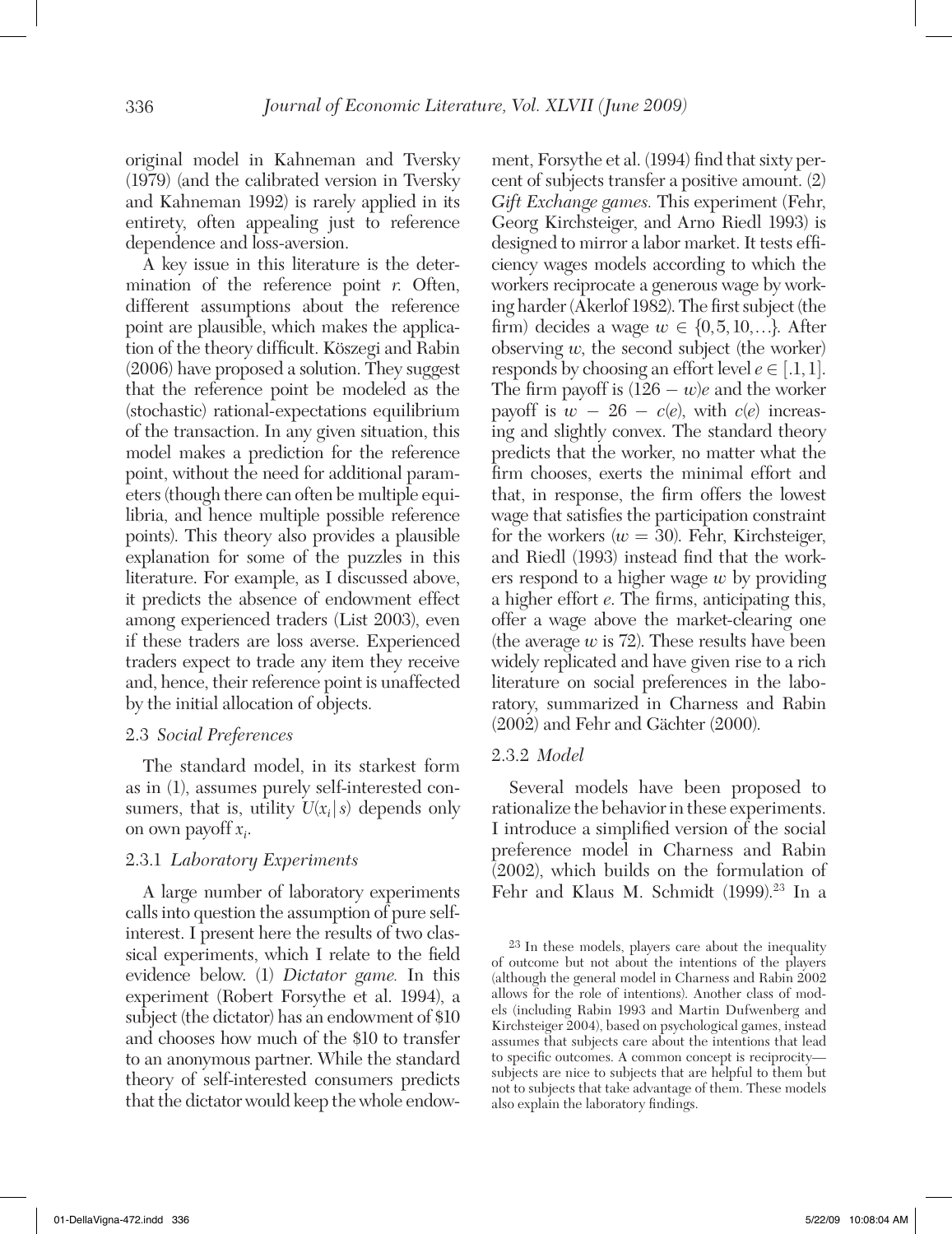original model in Kahneman and Tversky (1979) (and the calibrated version in Tversky and Kahneman 1992) is rarely applied in its entirety, often appealing just to reference dependence and loss-aversion.

A key issue in this literature is the determination of the reference point $r$. Often, different assumptions about the reference point are plausible, which makes the application of the theory difficult. Köszegi and Rabin (2006) have proposed a solution. They suggest that the reference point be modeled as the (stochastic) rational-expectations equilibrium of the transaction. In any given situation, this model makes a prediction for the reference point, without the need for additional parameters (though there can often be multiple equilibria, and hence multiple possible reference points). This theory also provides a plausible explanation for some of the puzzles in this literature. For example, as I discussed above, it predicts the absence of endowment effect among experienced traders (List 2003), even if these traders are loss averse. Experienced traders expect to trade any item they receive and, hence, their reference point is unaffected by the initial allocation of objects.

### 2.3 *Social Preferences*

The standard model, in its starkest form as in (1), assumes purely self-interested consumers, that is, utility $U(x_i|s)$ depends only on own payoff $x_i$.

#### 2.3.1 *Laboratory Experiments*

A large number of laboratory experiments calls into question the assumption of pure self-interest. I present here the results of two classical experiments, which I relate to the field evidence below. (1) *Dictator game.* In this experiment (Robert Forsythe et al. 1994), a subject (the dictator) has an endowment of \$10 and chooses how much of the \$10 to transfer to an anonymous partner. While the standard theory of self-interested consumers predicts that the dictator would keep the whole endowment, Forsythe et al. (1994) find that sixty percent of subjects transfer a positive amount. (2) *Gift Exchange games.* This experiment (Fehr, Georg Kirchsteiger, and Arno Riedl 1993) is designed to mirror a labor market. It tests efficiency wages models according to which the workers reciprocate a generous wage by working harder (Akerlof 1982). The first subject (the firm) decides a wage $w \in \{0, 5, 10, \ldots\}$. After observing $w$, the second subject (the worker) responds by choosing an effort level $e \in [.1, 1]$. The firm payoff is $(126 - w)e$ and the worker payoff is $w - 26 - c(e)$, with $c(e)$ increasing and slightly convex. The standard theory predicts that the worker, no matter what the firm chooses, exerts the minimal effort and that, in response, the firm offers the lowest wage that satisfies the participation constraint for the workers ($w = 30$). Fehr, Kirchsteiger, and Riedl (1993) instead find that the workers respond to a higher wage $w$ by providing a higher effort $e$. The firms, anticipating this, offer a wage above the market-clearing one (the average $w$ is 72). These results have been widely replicated and have given rise to a rich literature on social preferences in the laboratory, summarized in Charness and Rabin (2002) and Fehr and Gächter (2000).

#### 2.3.2 *Model*

Several models have been proposed to rationalize the behavior in these experiments. I introduce a simplified version of the social preference model in Charness and Rabin (2002), which builds on the formulation of Fehr and Klaus M. Schmidt (1999).[23] In a

[23] In these models, players care about the inequality of outcome but not about the intentions of the players (although the general model in Charness and Rabin 2002 allows for the role of intentions). Another class of models (including Rabin 1993 and Martin Dufwenberg and Kirchsteiger 2004), based on psychological games, instead assumes that subjects care about the intentions that lead to specific outcomes. A common concept is reciprocity—subjects are nice to subjects that are helpful to them but not to subjects that take advantage of them. These models also explain the laboratory findings.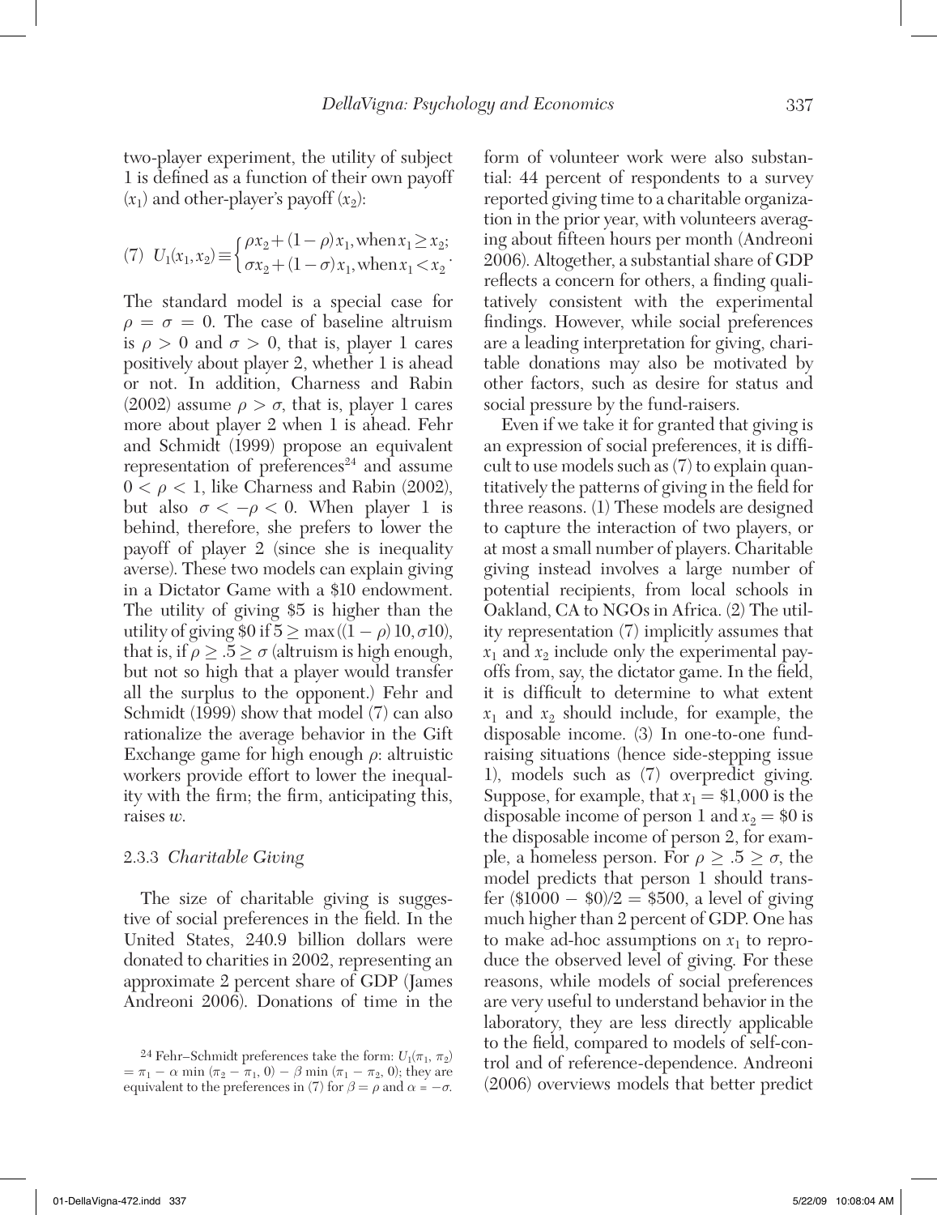two-player experiment, the utility of subject 1 is defined as a function of their own payoff ($x_1$) and other-player's payoff ($x_2$):

$$(7)\quad U_1(x_1, x_2) \equiv \begin{cases} \rho x_2 + (1-\rho)x_1, \text{when } x_1 \geq x_2; \\ \sigma x_2 + (1-\sigma)x_1, \text{when } x_1 < x_2 \end{cases}.$$

The standard model is a special case for $\rho = \sigma = 0$. The case of baseline altruism is $\rho > 0$ and $\sigma > 0$, that is, player 1 cares positively about player 2, whether 1 is ahead or not. In addition, Charness and Rabin (2002) assume $\rho > \sigma$, that is, player 1 cares more about player 2 when 1 is ahead. Fehr and Schmidt (1999) propose an equivalent representation of preferences[24] and assume $0 < \rho < 1$, like Charness and Rabin (2002), but also $\sigma < -\rho < 0$. When player 1 is behind, therefore, she prefers to lower the payoff of player 2 (since she is inequality averse). These two models can explain giving in a Dictator Game with a \$10 endowment. The utility of giving \$5 is higher than the utility of giving \$0 if $5 \geq \max((1-\rho)10, \sigma 10)$, that is, if $\rho \geq .5 \geq \sigma$ (altruism is high enough, but not so high that a player would transfer all the surplus to the opponent.) Fehr and Schmidt (1999) show that model (7) can also rationalize the average behavior in the Gift Exchange game for high enough $\rho$: altruistic workers provide effort to lower the inequality with the firm; the firm, anticipating this, raises $w$.

### 2.3.3 *Charitable Giving*

The size of charitable giving is suggestive of social preferences in the field. In the United States, 240.9 billion dollars were donated to charities in 2002, representing an approximate 2 percent share of GDP (James Andreoni 2006). Donations of time in the form of volunteer work were also substantial: 44 percent of respondents to a survey reported giving time to a charitable organization in the prior year, with volunteers averaging about fifteen hours per month (Andreoni 2006). Altogether, a substantial share of GDP reflects a concern for others, a finding qualitatively consistent with the experimental findings. However, while social preferences are a leading interpretation for giving, charitable donations may also be motivated by other factors, such as desire for status and social pressure by the fund-raisers.

Even if we take it for granted that giving is an expression of social preferences, it is difficult to use models such as (7) to explain quantitatively the patterns of giving in the field for three reasons. (1) These models are designed to capture the interaction of two players, or at most a small number of players. Charitable giving instead involves a large number of potential recipients, from local schools in Oakland, CA to NGOs in Africa. (2) The utility representation (7) implicitly assumes that $x_1$ and $x_2$ include only the experimental payoffs from, say, the dictator game. In the field, it is difficult to determine to what extent $x_1$ and $x_2$ should include, for example, the disposable income. (3) In one-to-one fundraising situations (hence side-stepping issue 1), models such as (7) overpredict giving. Suppose, for example, that $x_1 = \$1{,}000$ is the disposable income of person 1 and $x_2 = \$0$ is the disposable income of person 2, for example, a homeless person. For $\rho \geq .5 \geq \sigma$, the model predicts that person 1 should transfer $(\$1000 - \$0)/2 = \$500$, a level of giving much higher than 2 percent of GDP. One has to make ad-hoc assumptions on $x_1$ to reproduce the observed level of giving. For these reasons, while models of social preferences are very useful to understand behavior in the laboratory, they are less directly applicable to the field, compared to models of self-control and of reference-dependence. Andreoni (2006) overviews models that better predict

[24] Fehr–Schmidt preferences take the form: $U_1(\pi_1, \pi_2) = \pi_1 - \alpha \min(\pi_2 - \pi_1, 0) - \beta \min(\pi_1 - \pi_2, 0)$; they are equivalent to the preferences in (7) for $\beta = \rho$ and $\alpha = -\sigma$.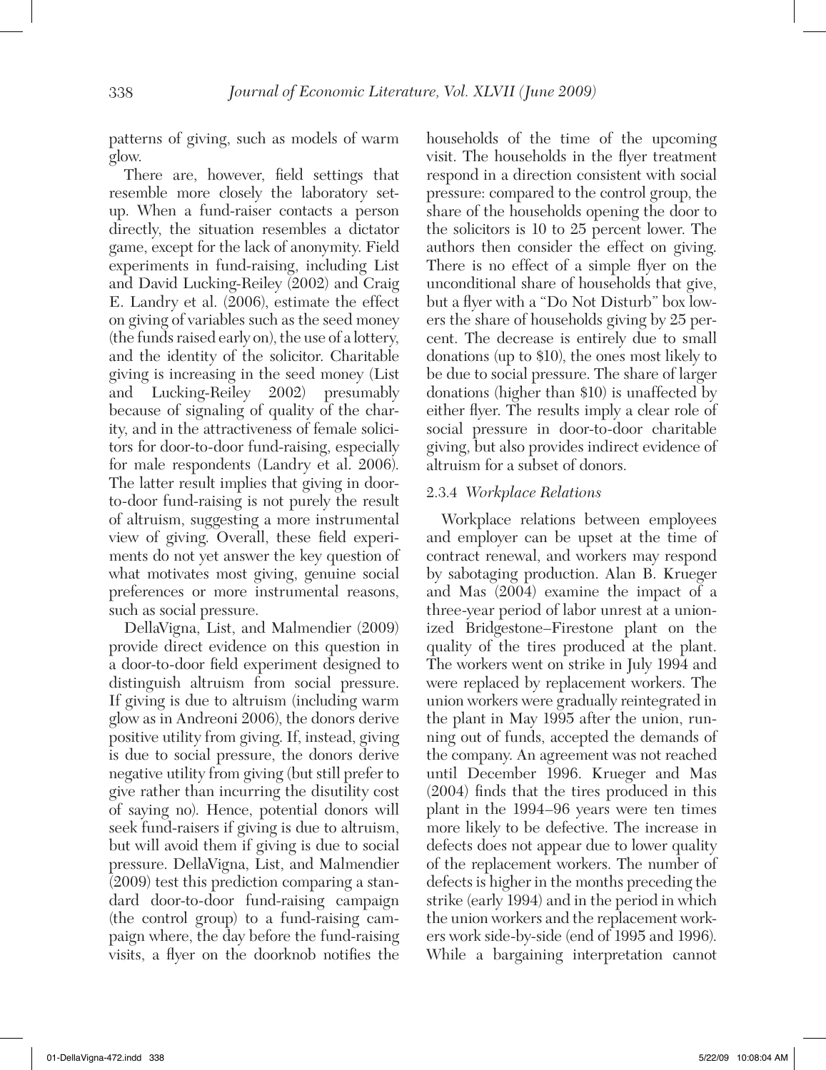patterns of giving, such as models of warm glow.

There are, however, field settings that resemble more closely the laboratory setup. When a fund-raiser contacts a person directly, the situation resembles a dictator game, except for the lack of anonymity. Field experiments in fund-raising, including List and David Lucking-Reiley (2002) and Craig E. Landry et al. (2006), estimate the effect on giving of variables such as the seed money (the funds raised early on), the use of a lottery, and the identity of the solicitor. Charitable giving is increasing in the seed money (List and Lucking-Reiley 2002) presumably because of signaling of quality of the charity, and in the attractiveness of female solicitors for door-to-door fund-raising, especially for male respondents (Landry et al. 2006). The latter result implies that giving in door-to-door fund-raising is not purely the result of altruism, suggesting a more instrumental view of giving. Overall, these field experiments do not yet answer the key question of what motivates most giving, genuine social preferences or more instrumental reasons, such as social pressure.

DellaVigna, List, and Malmendier (2009) provide direct evidence on this question in a door-to-door field experiment designed to distinguish altruism from social pressure. If giving is due to altruism (including warm glow as in Andreoni 2006), the donors derive positive utility from giving. If, instead, giving is due to social pressure, the donors derive negative utility from giving (but still prefer to give rather than incurring the disutility cost of saying no). Hence, potential donors will seek fund-raisers if giving is due to altruism, but will avoid them if giving is due to social pressure. DellaVigna, List, and Malmendier (2009) test this prediction comparing a standard door-to-door fund-raising campaign (the control group) to a fund-raising campaign where, the day before the fund-raising visits, a flyer on the doorknob notifies the households of the time of the upcoming visit. The households in the flyer treatment respond in a direction consistent with social pressure: compared to the control group, the share of the households opening the door to the solicitors is 10 to 25 percent lower. The authors then consider the effect on giving. There is no effect of a simple flyer on the unconditional share of households that give, but a flyer with a "Do Not Disturb" box lowers the share of households giving by 25 percent. The decrease is entirely due to small donations (up to $10), the ones most likely to be due to social pressure. The share of larger donations (higher than $10) is unaffected by either flyer. The results imply a clear role of social pressure in door-to-door charitable giving, but also provides indirect evidence of altruism for a subset of donors.

### 2.3.4 *Workplace Relations*

Workplace relations between employees and employer can be upset at the time of contract renewal, and workers may respond by sabotaging production. Alan B. Krueger and Mas (2004) examine the impact of a three-year period of labor unrest at a unionized Bridgestone–Firestone plant on the quality of the tires produced at the plant. The workers went on strike in July 1994 and were replaced by replacement workers. The union workers were gradually reintegrated in the plant in May 1995 after the union, running out of funds, accepted the demands of the company. An agreement was not reached until December 1996. Krueger and Mas (2004) finds that the tires produced in this plant in the 1994–96 years were ten times more likely to be defective. The increase in defects does not appear due to lower quality of the replacement workers. The number of defects is higher in the months preceding the strike (early 1994) and in the period in which the union workers and the replacement workers work side-by-side (end of 1995 and 1996). While a bargaining interpretation cannot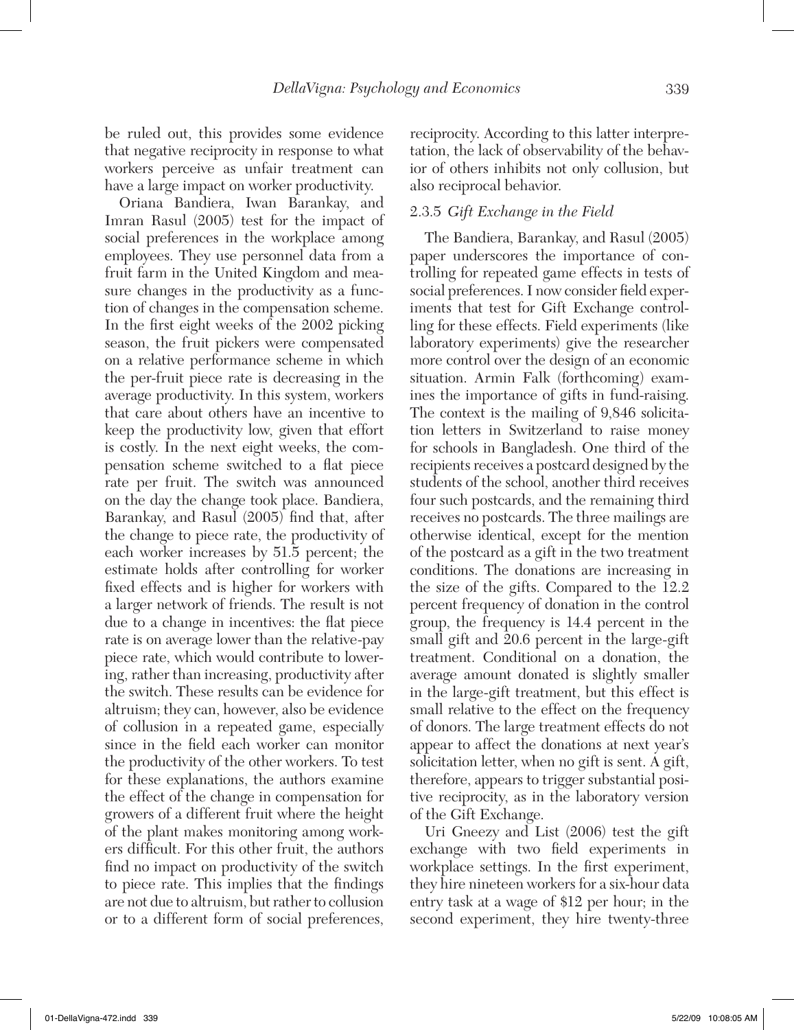be ruled out, this provides some evidence that negative reciprocity in response to what workers perceive as unfair treatment can have a large impact on worker productivity.

Oriana Bandiera, Iwan Barankay, and Imran Rasul (2005) test for the impact of social preferences in the workplace among employees. They use personnel data from a fruit farm in the United Kingdom and measure changes in the productivity as a function of changes in the compensation scheme. In the first eight weeks of the 2002 picking season, the fruit pickers were compensated on a relative performance scheme in which the per-fruit piece rate is decreasing in the average productivity. In this system, workers that care about others have an incentive to keep the productivity low, given that effort is costly. In the next eight weeks, the compensation scheme switched to a flat piece rate per fruit. The switch was announced on the day the change took place. Bandiera, Barankay, and Rasul (2005) find that, after the change to piece rate, the productivity of each worker increases by 51.5 percent; the estimate holds after controlling for worker fixed effects and is higher for workers with a larger network of friends. The result is not due to a change in incentives: the flat piece rate is on average lower than the relative-pay piece rate, which would contribute to lowering, rather than increasing, productivity after the switch. These results can be evidence for altruism; they can, however, also be evidence of collusion in a repeated game, especially since in the field each worker can monitor the productivity of the other workers. To test for these explanations, the authors examine the effect of the change in compensation for growers of a different fruit where the height of the plant makes monitoring among workers difficult. For this other fruit, the authors find no impact on productivity of the switch to piece rate. This implies that the findings are not due to altruism, but rather to collusion or to a different form of social preferences, reciprocity. According to this latter interpretation, the lack of observability of the behavior of others inhibits not only collusion, but also reciprocal behavior.

### 2.3.5 *Gift Exchange in the Field*

The Bandiera, Barankay, and Rasul (2005) paper underscores the importance of controlling for repeated game effects in tests of social preferences. I now consider field experiments that test for Gift Exchange controlling for these effects. Field experiments (like laboratory experiments) give the researcher more control over the design of an economic situation. Armin Falk (forthcoming) examines the importance of gifts in fund-raising. The context is the mailing of 9,846 solicitation letters in Switzerland to raise money for schools in Bangladesh. One third of the recipients receives a postcard designed by the students of the school, another third receives four such postcards, and the remaining third receives no postcards. The three mailings are otherwise identical, except for the mention of the postcard as a gift in the two treatment conditions. The donations are increasing in the size of the gifts. Compared to the 12.2 percent frequency of donation in the control group, the frequency is 14.4 percent in the small gift and 20.6 percent in the large-gift treatment. Conditional on a donation, the average amount donated is slightly smaller in the large-gift treatment, but this effect is small relative to the effect on the frequency of donors. The large treatment effects do not appear to affect the donations at next year's solicitation letter, when no gift is sent. A gift, therefore, appears to trigger substantial positive reciprocity, as in the laboratory version of the Gift Exchange.

Uri Gneezy and List (2006) test the gift exchange with two field experiments in workplace settings. In the first experiment, they hire nineteen workers for a six-hour data entry task at a wage of \$12 per hour; in the second experiment, they hire twenty-three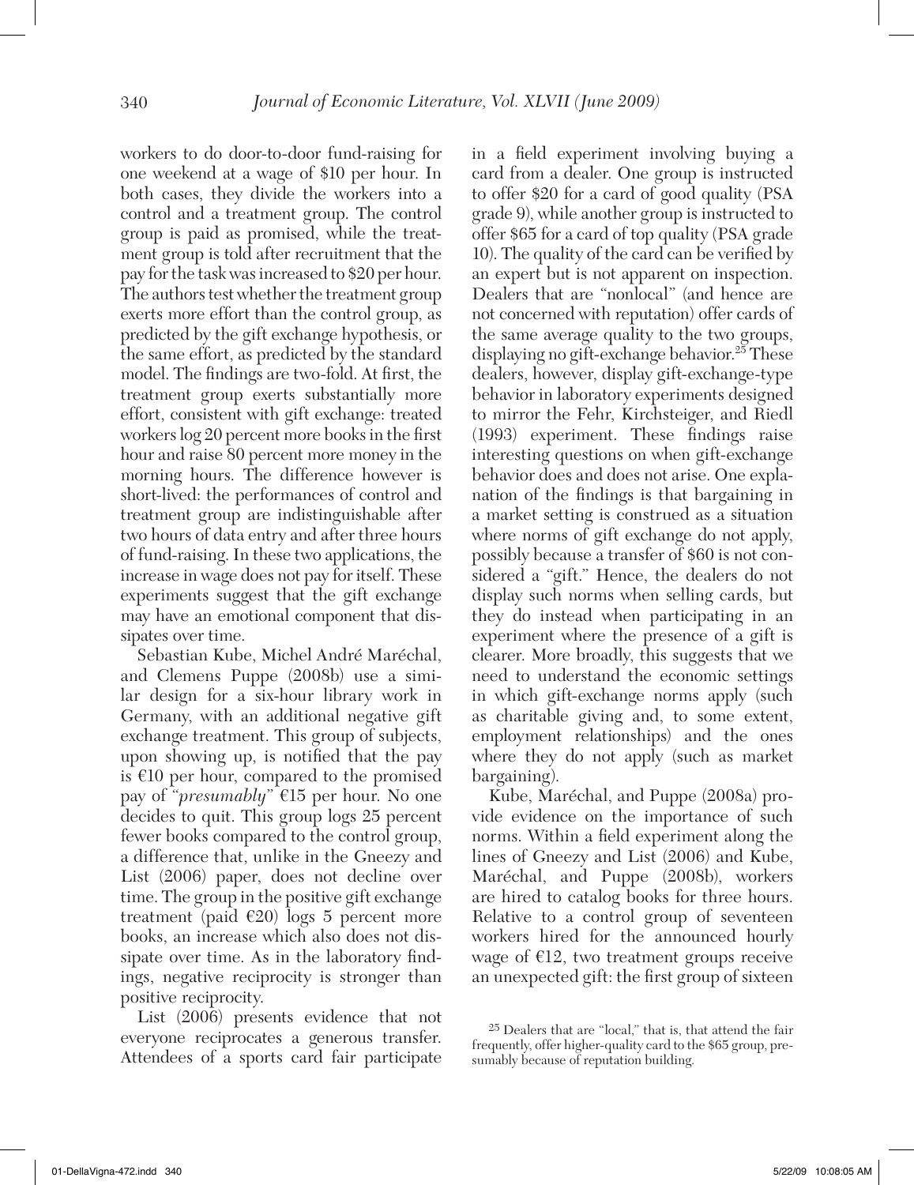workers to do door-to-door fund-raising for one weekend at a wage of \$10 per hour. In both cases, they divide the workers into a control and a treatment group. The control group is paid as promised, while the treatment group is told after recruitment that the pay for the task was increased to \$20 per hour. The authors test whether the treatment group exerts more effort than the control group, as predicted by the gift exchange hypothesis, or the same effort, as predicted by the standard model. The findings are two-fold. At first, the treatment group exerts substantially more effort, consistent with gift exchange: treated workers log 20 percent more books in the first hour and raise 80 percent more money in the morning hours. The difference however is short-lived: the performances of control and treatment group are indistinguishable after two hours of data entry and after three hours of fund-raising. In these two applications, the increase in wage does not pay for itself. These experiments suggest that the gift exchange may have an emotional component that dissipates over time.

Sebastian Kube, Michel André Maréchal, and Clemens Puppe (2008b) use a similar design for a six-hour library work in Germany, with an additional negative gift exchange treatment. This group of subjects, upon showing up, is notified that the pay is €10 per hour, compared to the promised pay of "*presumably*" €15 per hour. No one decides to quit. This group logs 25 percent fewer books compared to the control group, a difference that, unlike in the Gneezy and List (2006) paper, does not decline over time. The group in the positive gift exchange treatment (paid €20) logs 5 percent more books, an increase which also does not dissipate over time. As in the laboratory findings, negative reciprocity is stronger than positive reciprocity.

List (2006) presents evidence that not everyone reciprocates a generous transfer. Attendees of a sports card fair participate in a field experiment involving buying a card from a dealer. One group is instructed to offer \$20 for a card of good quality (PSA grade 9), while another group is instructed to offer \$65 for a card of top quality (PSA grade 10). The quality of the card can be verified by an expert but is not apparent on inspection. Dealers that are "nonlocal" (and hence are not concerned with reputation) offer cards of the same average quality to the two groups, displaying no gift-exchange behavior.[25] These dealers, however, display gift-exchange-type behavior in laboratory experiments designed to mirror the Fehr, Kirchsteiger, and Riedl (1993) experiment. These findings raise interesting questions on when gift-exchange behavior does and does not arise. One explanation of the findings is that bargaining in a market setting is construed as a situation where norms of gift exchange do not apply, possibly because a transfer of \$60 is not considered a "gift." Hence, the dealers do not display such norms when selling cards, but they do instead when participating in an experiment where the presence of a gift is clearer. More broadly, this suggests that we need to understand the economic settings in which gift-exchange norms apply (such as charitable giving and, to some extent, employment relationships) and the ones where they do not apply (such as market bargaining).

Kube, Maréchal, and Puppe (2008a) provide evidence on the importance of such norms. Within a field experiment along the lines of Gneezy and List (2006) and Kube, Maréchal, and Puppe (2008b), workers are hired to catalog books for three hours. Relative to a control group of seventeen workers hired for the announced hourly wage of €12, two treatment groups receive an unexpected gift: the first group of sixteen

[25] Dealers that are "local," that is, that attend the fair frequently, offer higher-quality card to the \$65 group, presumably because of reputation building.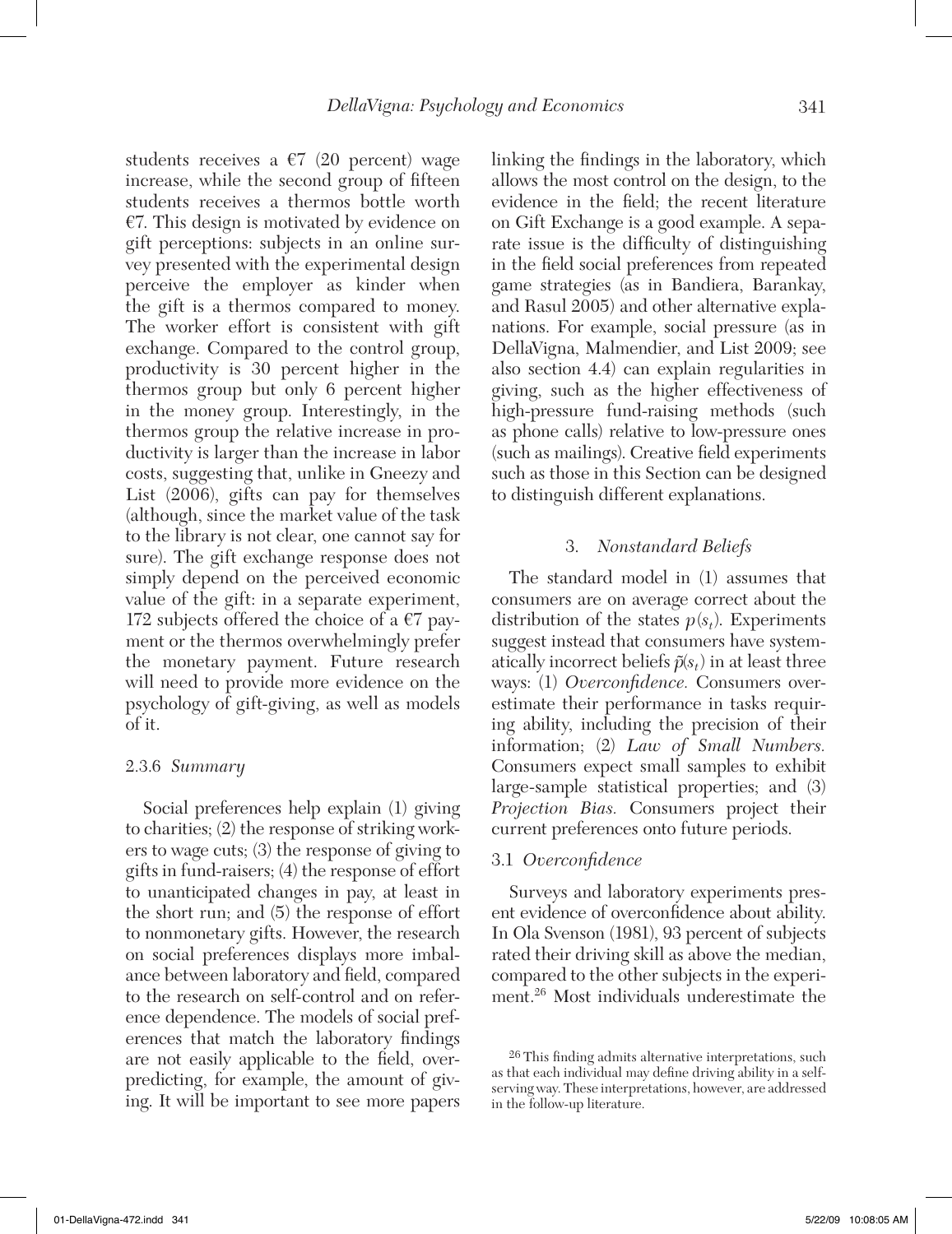students receives a €7 (20 percent) wage increase, while the second group of fifteen students receives a thermos bottle worth €7. This design is motivated by evidence on gift perceptions: subjects in an online survey presented with the experimental design perceive the employer as kinder when the gift is a thermos compared to money. The worker effort is consistent with gift exchange. Compared to the control group, productivity is 30 percent higher in the thermos group but only 6 percent higher in the money group. Interestingly, in the thermos group the relative increase in productivity is larger than the increase in labor costs, suggesting that, unlike in Gneezy and List (2006), gifts can pay for themselves (although, since the market value of the task to the library is not clear, one cannot say for sure). The gift exchange response does not simply depend on the perceived economic value of the gift: in a separate experiment, 172 subjects offered the choice of a €7 payment or the thermos overwhelmingly prefer the monetary payment. Future research will need to provide more evidence on the psychology of gift-giving, as well as models of it.

### 2.3.6 *Summary*

Social preferences help explain (1) giving to charities; (2) the response of striking workers to wage cuts; (3) the response of giving to gifts in fund-raisers; (4) the response of effort to unanticipated changes in pay, at least in the short run; and (5) the response of effort to nonmonetary gifts. However, the research on social preferences displays more imbalance between laboratory and field, compared to the research on self-control and on reference dependence. The models of social preferences that match the laboratory findings are not easily applicable to the field, overpredicting, for example, the amount of giving. It will be important to see more papers linking the findings in the laboratory, which allows the most control on the design, to the evidence in the field; the recent literature on Gift Exchange is a good example. A separate issue is the difficulty of distinguishing in the field social preferences from repeated game strategies (as in Bandiera, Barankay, and Rasul 2005) and other alternative explanations. For example, social pressure (as in DellaVigna, Malmendier, and List 2009; see also section 4.4) can explain regularities in giving, such as the higher effectiveness of high-pressure fund-raising methods (such as phone calls) relative to low-pressure ones (such as mailings). Creative field experiments such as those in this Section can be designed to distinguish different explanations.

## 3. *Nonstandard Beliefs*

The standard model in (1) assumes that consumers are on average correct about the distribution of the states $p(s_t)$. Experiments suggest instead that consumers have systematically incorrect beliefs $\tilde{p}(s_t)$ in at least three ways: (1) *Overconfidence.* Consumers overestimate their performance in tasks requiring ability, including the precision of their information; (2) *Law of Small Numbers.* Consumers expect small samples to exhibit large-sample statistical properties; and (3) *Projection Bias.* Consumers project their current preferences onto future periods.

### 3.1 *Overconfidence*

Surveys and laboratory experiments present evidence of overconfidence about ability. In Ola Svenson (1981), 93 percent of subjects rated their driving skill as above the median, compared to the other subjects in the experiment.[26] Most individuals underestimate the

[26] This finding admits alternative interpretations, such as that each individual may define driving ability in a self-serving way. These interpretations, however, are addressed in the follow-up literature.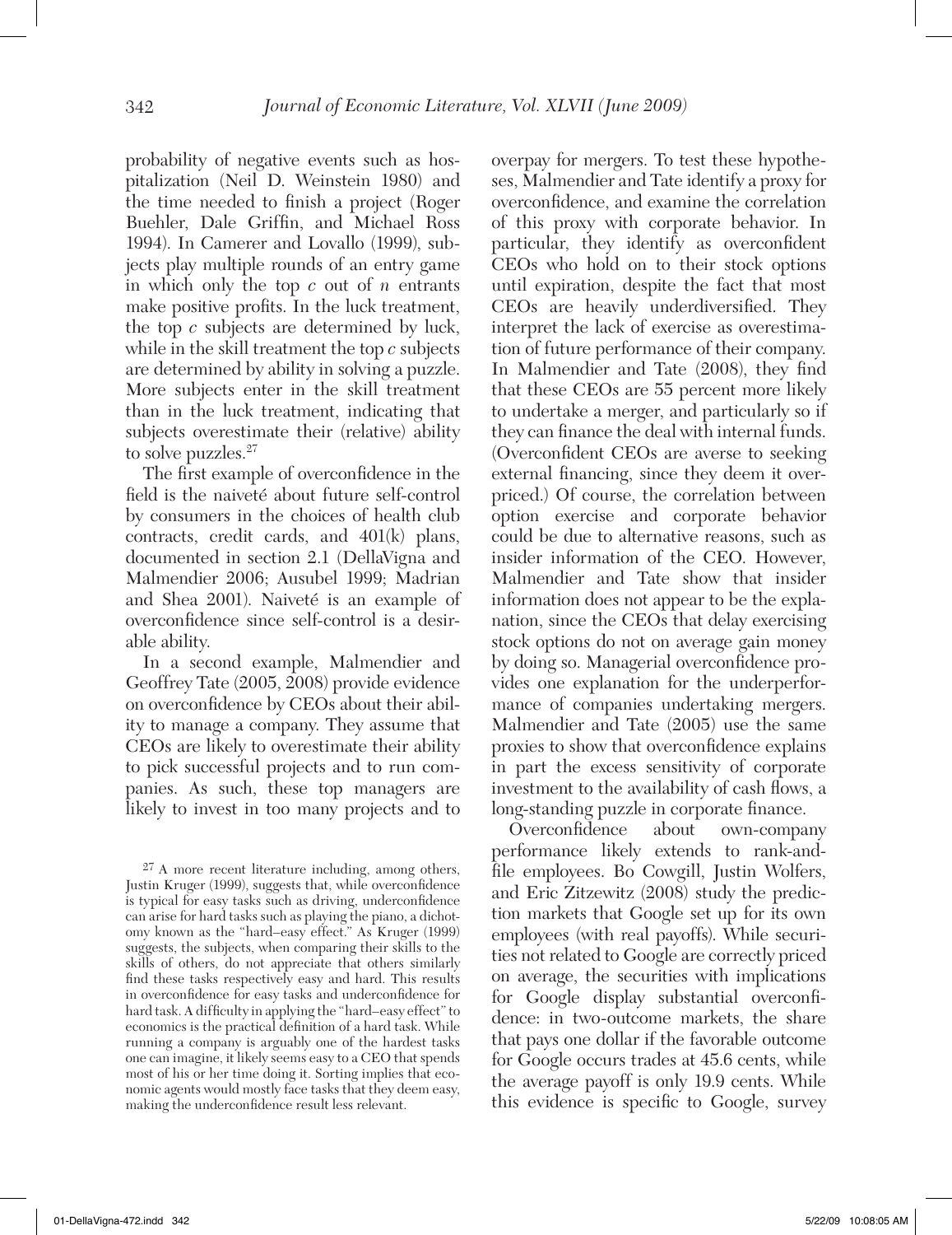probability of negative events such as hospitalization (Neil D. Weinstein 1980) and the time needed to finish a project (Roger Buehler, Dale Griffin, and Michael Ross 1994). In Camerer and Lovallo (1999), subjects play multiple rounds of an entry game in which only the top $c$ out of $n$ entrants make positive profits. In the luck treatment, the top $c$ subjects are determined by luck, while in the skill treatment the top $c$ subjects are determined by ability in solving a puzzle. More subjects enter in the skill treatment than in the luck treatment, indicating that subjects overestimate their (relative) ability to solve puzzles.[27]

The first example of overconfidence in the field is the naiveté about future self-control by consumers in the choices of health club contracts, credit cards, and 401(k) plans, documented in section 2.1 (DellaVigna and Malmendier 2006; Ausubel 1999; Madrian and Shea 2001). Naiveté is an example of overconfidence since self-control is a desirable ability.

In a second example, Malmendier and Geoffrey Tate (2005, 2008) provide evidence on overconfidence by CEOs about their ability to manage a company. They assume that CEOs are likely to overestimate their ability to pick successful projects and to run companies. As such, these top managers are likely to invest in too many projects and to overpay for mergers. To test these hypotheses, Malmendier and Tate identify a proxy for overconfidence, and examine the correlation of this proxy with corporate behavior. In particular, they identify as overconfident CEOs who hold on to their stock options until expiration, despite the fact that most CEOs are heavily underdiversified. They interpret the lack of exercise as overestimation of future performance of their company. In Malmendier and Tate (2008), they find that these CEOs are 55 percent more likely to undertake a merger, and particularly so if they can finance the deal with internal funds. (Overconfident CEOs are averse to seeking external financing, since they deem it overpriced.) Of course, the correlation between option exercise and corporate behavior could be due to alternative reasons, such as insider information of the CEO. However, Malmendier and Tate show that insider information does not appear to be the explanation, since the CEOs that delay exercising stock options do not on average gain money by doing so. Managerial overconfidence provides one explanation for the underperformance of companies undertaking mergers. Malmendier and Tate (2005) use the same proxies to show that overconfidence explains in part the excess sensitivity of corporate investment to the availability of cash flows, a long-standing puzzle in corporate finance.

Overconfidence about own-company performance likely extends to rank-and-file employees. Bo Cowgill, Justin Wolfers, and Eric Zitzewitz (2008) study the prediction markets that Google set up for its own employees (with real payoffs). While securities not related to Google are correctly priced on average, the securities with implications for Google display substantial overconfidence: in two-outcome markets, the share that pays one dollar if the favorable outcome for Google occurs trades at 45.6 cents, while the average payoff is only 19.9 cents. While this evidence is specific to Google, survey

[27] A more recent literature including, among others, Justin Kruger (1999), suggests that, while overconfidence is typical for easy tasks such as driving, underconfidence can arise for hard tasks such as playing the piano, a dichotomy known as the "hard–easy effect." As Kruger (1999) suggests, the subjects, when comparing their skills to the skills of others, do not appreciate that others similarly find these tasks respectively easy and hard. This results in overconfidence for easy tasks and underconfidence for hard task. A difficulty in applying the "hard–easy effect" to economics is the practical definition of a hard task. While running a company is arguably one of the hardest tasks one can imagine, it likely seems easy to a CEO that spends most of his or her time doing it. Sorting implies that economic agents would mostly face tasks that they deem easy, making the underconfidence result less relevant.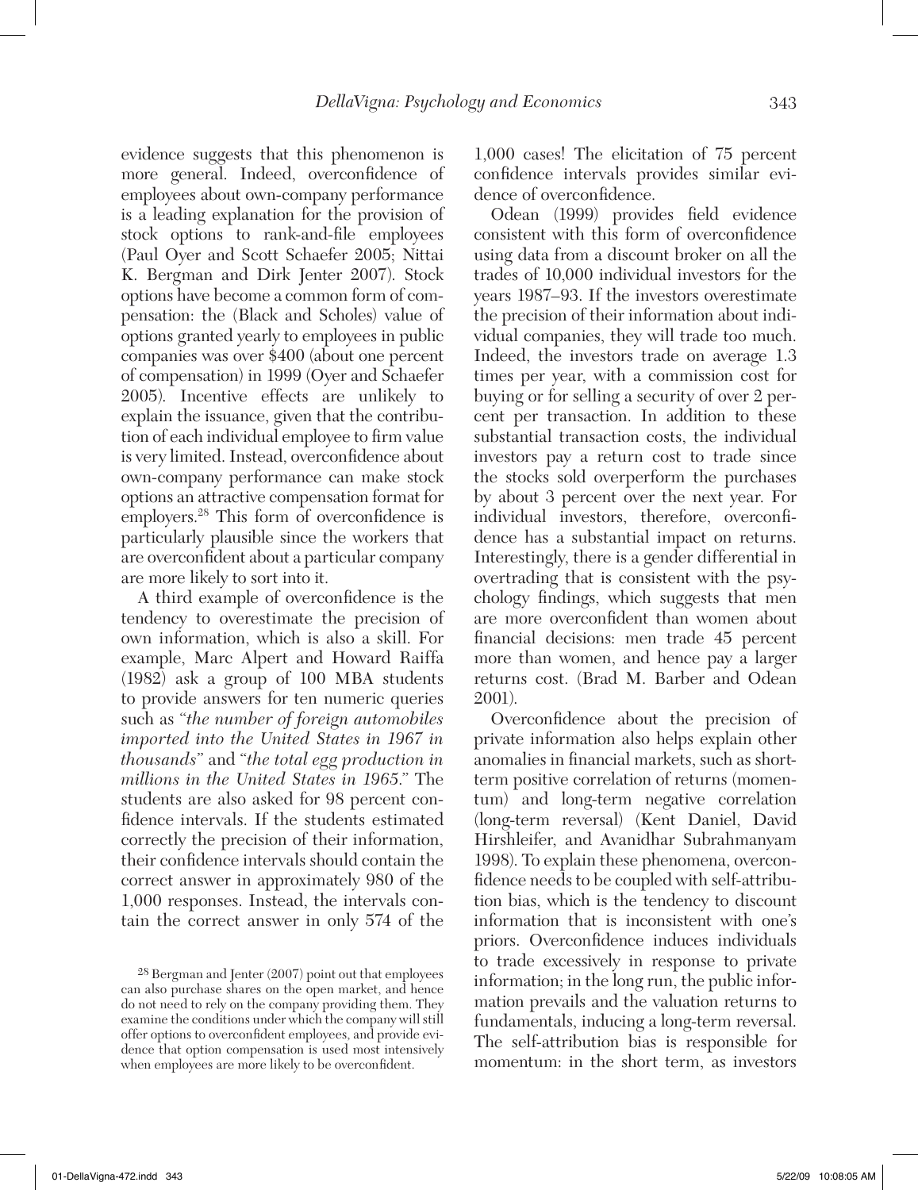evidence suggests that this phenomenon is more general. Indeed, overconfidence of employees about own-company performance is a leading explanation for the provision of stock options to rank-and-file employees (Paul Oyer and Scott Schaefer 2005; Nittai K. Bergman and Dirk Jenter 2007). Stock options have become a common form of compensation: the (Black and Scholes) value of options granted yearly to employees in public companies was over \$400 (about one percent of compensation) in 1999 (Oyer and Schaefer 2005). Incentive effects are unlikely to explain the issuance, given that the contribution of each individual employee to firm value is very limited. Instead, overconfidence about own-company performance can make stock options an attractive compensation format for employers.[28] This form of overconfidence is particularly plausible since the workers that are overconfident about a particular company are more likely to sort into it.

A third example of overconfidence is the tendency to overestimate the precision of own information, which is also a skill. For example, Marc Alpert and Howard Raiffa (1982) ask a group of 100 MBA students to provide answers for ten numeric queries such as "*the number of foreign automobiles imported into the United States in 1967 in thousands*" and "*the total egg production in millions in the United States in 1965.*" The students are also asked for 98 percent confidence intervals. If the students estimated correctly the precision of their information, their confidence intervals should contain the correct answer in approximately 980 of the 1,000 responses. Instead, the intervals contain the correct answer in only 574 of the 1,000 cases! The elicitation of 75 percent confidence intervals provides similar evidence of overconfidence.

Odean (1999) provides field evidence consistent with this form of overconfidence using data from a discount broker on all the trades of 10,000 individual investors for the years 1987–93. If the investors overestimate the precision of their information about individual companies, they will trade too much. Indeed, the investors trade on average 1.3 times per year, with a commission cost for buying or for selling a security of over 2 percent per transaction. In addition to these substantial transaction costs, the individual investors pay a return cost to trade since the stocks sold overperform the purchases by about 3 percent over the next year. For individual investors, therefore, overconfidence has a substantial impact on returns. Interestingly, there is a gender differential in overtrading that is consistent with the psychology findings, which suggests that men are more overconfident than women about financial decisions: men trade 45 percent more than women, and hence pay a larger returns cost. (Brad M. Barber and Odean 2001).

Overconfidence about the precision of private information also helps explain other anomalies in financial markets, such as short-term positive correlation of returns (momentum) and long-term negative correlation (long-term reversal) (Kent Daniel, David Hirshleifer, and Avanidhar Subrahmanyam 1998). To explain these phenomena, overconfidence needs to be coupled with self-attribution bias, which is the tendency to discount information that is inconsistent with one's priors. Overconfidence induces individuals to trade excessively in response to private information; in the long run, the public information prevails and the valuation returns to fundamentals, inducing a long-term reversal. The self-attribution bias is responsible for momentum: in the short term, as investors

[28] Bergman and Jenter (2007) point out that employees can also purchase shares on the open market, and hence do not need to rely on the company providing them. They examine the conditions under which the company will still offer options to overconfident employees, and provide evidence that option compensation is used most intensively when employees are more likely to be overconfident.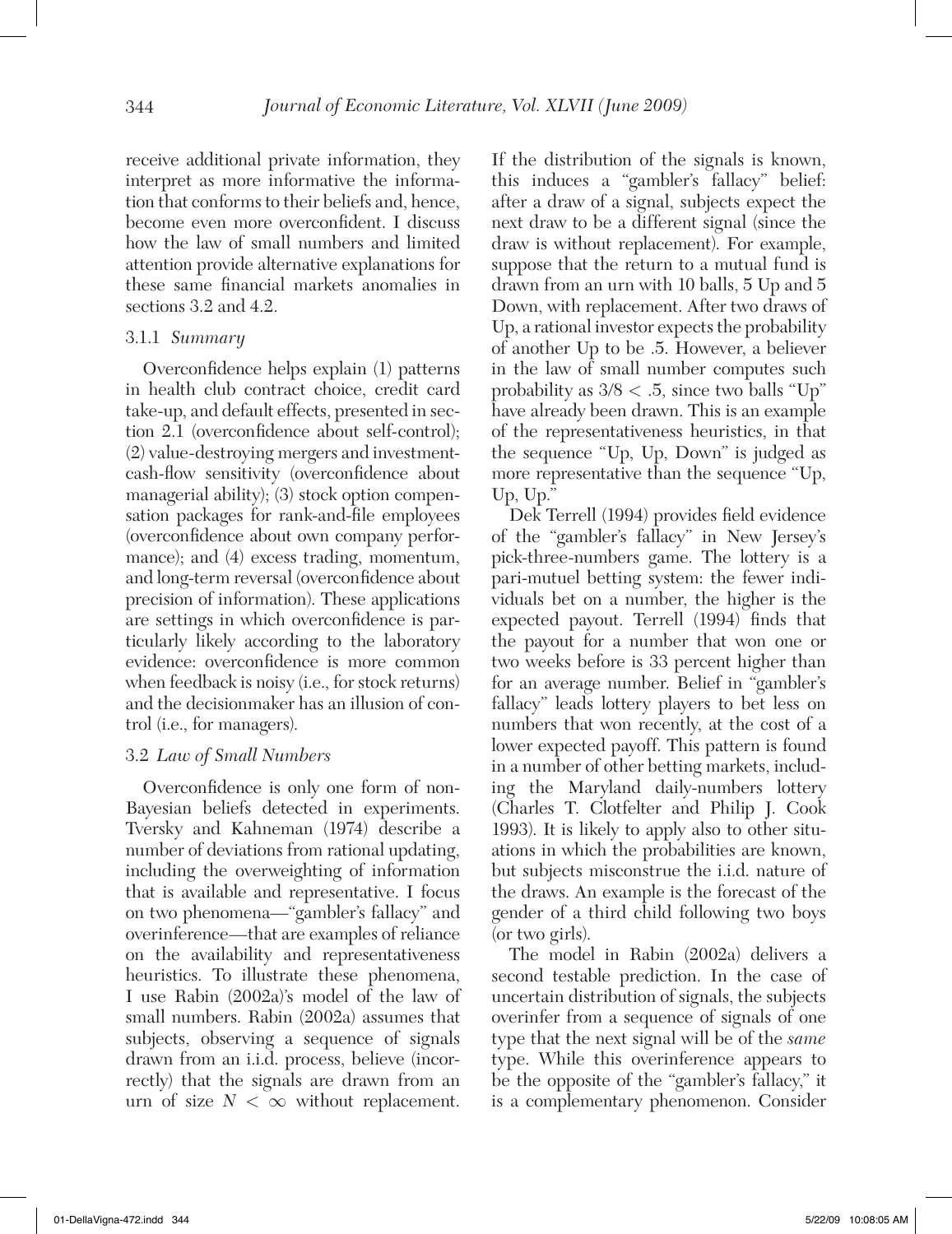receive additional private information, they interpret as more informative the information that conforms to their beliefs and, hence, become even more overconfident. I discuss how the law of small numbers and limited attention provide alternative explanations for these same financial markets anomalies in sections 3.2 and 4.2.

#### 3.1.1 *Summary*

Overconfidence helps explain (1) patterns in health club contract choice, credit card take-up, and default effects, presented in section 2.1 (overconfidence about self-control); (2) value-destroying mergers and investment-cash-flow sensitivity (overconfidence about managerial ability); (3) stock option compensation packages for rank-and-file employees (overconfidence about own company performance); and (4) excess trading, momentum, and long-term reversal (overconfidence about precision of information). These applications are settings in which overconfidence is particularly likely according to the laboratory evidence: overconfidence is more common when feedback is noisy (i.e., for stock returns) and the decisionmaker has an illusion of control (i.e., for managers).

### 3.2 *Law of Small Numbers*

Overconfidence is only one form of non-Bayesian beliefs detected in experiments. Tversky and Kahneman (1974) describe a number of deviations from rational updating, including the overweighting of information that is available and representative. I focus on two phenomena—"gambler's fallacy" and overinference—that are examples of reliance on the availability and representativeness heuristics. To illustrate these phenomena, I use Rabin (2002a)'s model of the law of small numbers. Rabin (2002a) assumes that subjects, observing a sequence of signals drawn from an i.i.d. process, believe (incorrectly) that the signals are drawn from an urn of size $N < \infty$ without replacement. If the distribution of the signals is known, this induces a "gambler's fallacy" belief: after a draw of a signal, subjects expect the next draw to be a different signal (since the draw is without replacement). For example, suppose that the return to a mutual fund is drawn from an urn with 10 balls, 5 Up and 5 Down, with replacement. After two draws of Up, a rational investor expects the probability of another Up to be .5. However, a believer in the law of small number computes such probability as $3/8 < .5$, since two balls "Up" have already been drawn. This is an example of the representativeness heuristics, in that the sequence "Up, Up, Down" is judged as more representative than the sequence "Up, Up, Up."

Dek Terrell (1994) provides field evidence of the "gambler's fallacy" in New Jersey's pick-three-numbers game. The lottery is a pari-mutuel betting system: the fewer individuals bet on a number, the higher is the expected payout. Terrell (1994) finds that the payout for a number that won one or two weeks before is 33 percent higher than for an average number. Belief in "gambler's fallacy" leads lottery players to bet less on numbers that won recently, at the cost of a lower expected payoff. This pattern is found in a number of other betting markets, including the Maryland daily-numbers lottery (Charles T. Clotfelter and Philip J. Cook 1993). It is likely to apply also to other situations in which the probabilities are known, but subjects misconstrue the i.i.d. nature of the draws. An example is the forecast of the gender of a third child following two boys (or two girls).

The model in Rabin (2002a) delivers a second testable prediction. In the case of uncertain distribution of signals, the subjects overinfer from a sequence of signals of one type that the next signal will be of the *same* type. While this overinference appears to be the opposite of the "gambler's fallacy," it is a complementary phenomenon. Consider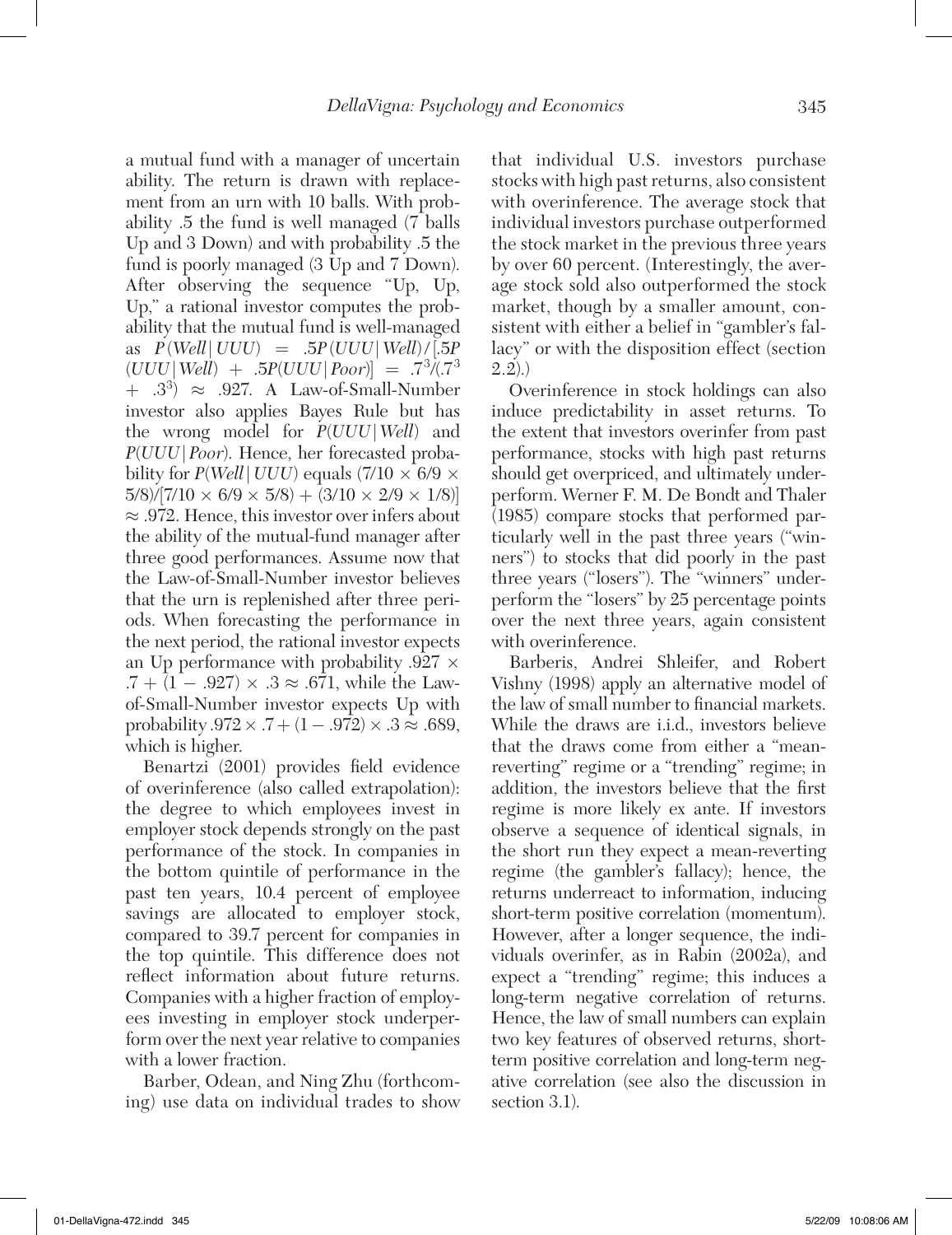a mutual fund with a manager of uncertain ability. The return is drawn with replacement from an urn with 10 balls. With probability .5 the fund is well managed (7 balls Up and 3 Down) and with probability .5 the fund is poorly managed (3 Up and 7 Down). After observing the sequence "Up, Up, Up," a rational investor computes the probability that the mutual fund is well-managed as $P(Well|UUU) = .5P(UUU|Well)/[.5P(UUU|Well) + .5P(UUU|Poor)] = .7^3/(.7^3 + .3^3) \approx .927$. A Law-of-Small-Number investor also applies Bayes Rule but has the wrong model for $P(UUU|Well)$ and $P(UUU|Poor)$. Hence, her forecasted probability for $P(Well|UUU)$ equals $(7/10 \times 6/9 \times 5/8)/[7/10 \times 6/9 \times 5/8) + (3/10 \times 2/9 \times 1/8)] \approx .972$. Hence, this investor over infers about the ability of the mutual-fund manager after three good performances. Assume now that the Law-of-Small-Number investor believes that the urn is replenished after three periods. When forecasting the performance in the next period, the rational investor expects an Up performance with probability $.927 \times .7 + (1 - .927) \times .3 \approx .671$, while the Law-of-Small-Number investor expects Up with probability $.972 \times .7 + (1 - .972) \times .3 \approx .689$, which is higher.

Benartzi (2001) provides field evidence of overinference (also called extrapolation): the degree to which employees invest in employer stock depends strongly on the past performance of the stock. In companies in the bottom quintile of performance in the past ten years, 10.4 percent of employee savings are allocated to employer stock, compared to 39.7 percent for companies in the top quintile. This difference does not reflect information about future returns. Companies with a higher fraction of employees investing in employer stock underperform over the next year relative to companies with a lower fraction.

Barber, Odean, and Ning Zhu (forthcoming) use data on individual trades to show that individual U.S. investors purchase stocks with high past returns, also consistent with overinference. The average stock that individual investors purchase outperformed the stock market in the previous three years by over 60 percent. (Interestingly, the average stock sold also outperformed the stock market, though by a smaller amount, consistent with either a belief in "gambler's fallacy" or with the disposition effect (section 2.2).)

Overinference in stock holdings can also induce predictability in asset returns. To the extent that investors overinfer from past performance, stocks with high past returns should get overpriced, and ultimately underperform. Werner F. M. De Bondt and Thaler (1985) compare stocks that performed particularly well in the past three years ("winners") to stocks that did poorly in the past three years ("losers"). The "winners" underperform the "losers" by 25 percentage points over the next three years, again consistent with overinference.

Barberis, Andrei Shleifer, and Robert Vishny (1998) apply an alternative model of the law of small number to financial markets. While the draws are i.i.d., investors believe that the draws come from either a "mean-reverting" regime or a "trending" regime; in addition, the investors believe that the first regime is more likely ex ante. If investors observe a sequence of identical signals, in the short run they expect a mean-reverting regime (the gambler's fallacy); hence, the returns underreact to information, inducing short-term positive correlation (momentum). However, after a longer sequence, the individuals overinfer, as in Rabin (2002a), and expect a "trending" regime; this induces a long-term negative correlation of returns. Hence, the law of small numbers can explain two key features of observed returns, short-term positive correlation and long-term negative correlation (see also the discussion in section 3.1).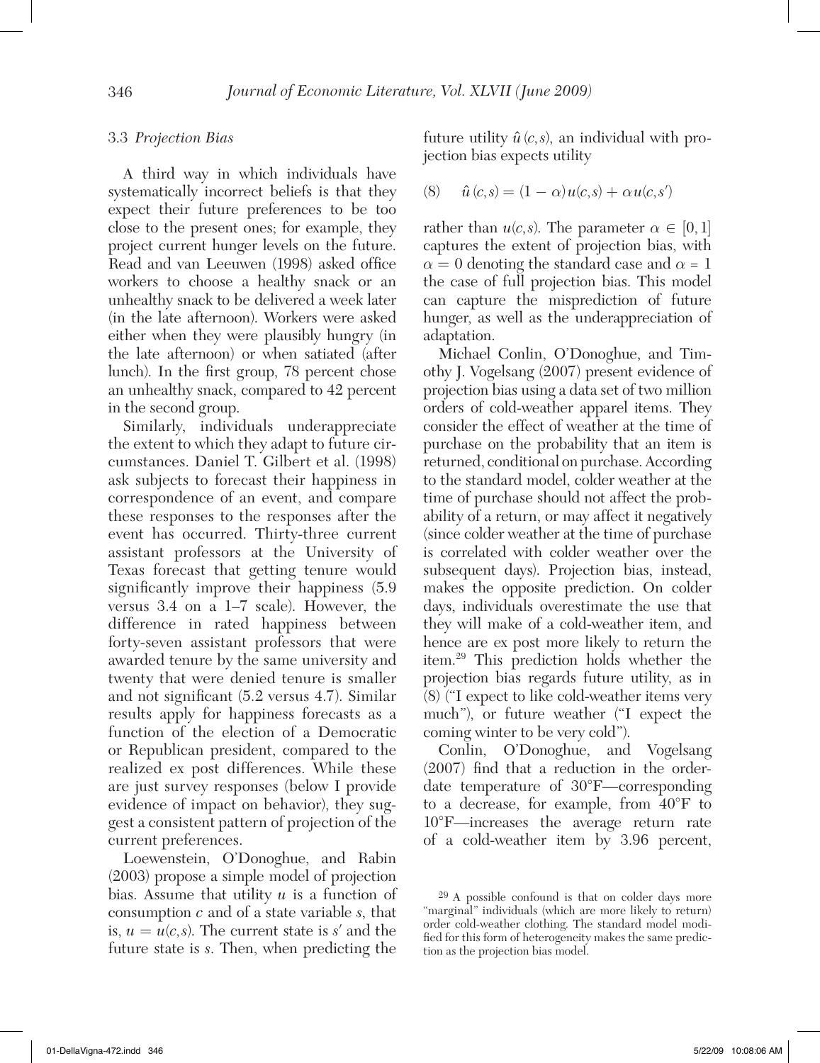### 3.3 *Projection Bias*

A third way in which individuals have systematically incorrect beliefs is that they expect their future preferences to be too close to the present ones; for example, they project current hunger levels on the future. Read and van Leeuwen (1998) asked office workers to choose a healthy snack or an unhealthy snack to be delivered a week later (in the late afternoon). Workers were asked either when they were plausibly hungry (in the late afternoon) or when satiated (after lunch). In the first group, 78 percent chose an unhealthy snack, compared to 42 percent in the second group.

Similarly, individuals underappreciate the extent to which they adapt to future circumstances. Daniel T. Gilbert et al. (1998) ask subjects to forecast their happiness in correspondence of an event, and compare these responses to the responses after the event has occurred. Thirty-three current assistant professors at the University of Texas forecast that getting tenure would significantly improve their happiness (5.9 versus 3.4 on a 1–7 scale). However, the difference in rated happiness between forty-seven assistant professors that were awarded tenure by the same university and twenty that were denied tenure is smaller and not significant (5.2 versus 4.7). Similar results apply for happiness forecasts as a function of the election of a Democratic or Republican president, compared to the realized ex post differences. While these are just survey responses (below I provide evidence of impact on behavior), they suggest a consistent pattern of projection of the current preferences.

Loewenstein, O'Donoghue, and Rabin (2003) propose a simple model of projection bias. Assume that utility $u$ is a function of consumption $c$ and of a state variable $s$, that is, $u = u(c,s)$. The current state is $s'$ and the future state is $s$. Then, when predicting the future utility $\hat{u}(c,s)$, an individual with projection bias expects utility

$$\hat{u}(c,s) = (1-\alpha)u(c,s) + \alpha u(c,s') \tag{8}$$

rather than $u(c,s)$. The parameter $\alpha \in [0,1]$ captures the extent of projection bias, with $\alpha = 0$ denoting the standard case and $\alpha = 1$ the case of full projection bias. This model can capture the misprediction of future hunger, as well as the underappreciation of adaptation.

Michael Conlin, O'Donoghue, and Timothy J. Vogelsang (2007) present evidence of projection bias using a data set of two million orders of cold-weather apparel items. They consider the effect of weather at the time of purchase on the probability that an item is returned, conditional on purchase. According to the standard model, colder weather at the time of purchase should not affect the probability of a return, or may affect it negatively (since colder weather at the time of purchase is correlated with colder weather over the subsequent days). Projection bias, instead, makes the opposite prediction. On colder days, individuals overestimate the use that they will make of a cold-weather item, and hence are ex post more likely to return the item.[29] This prediction holds whether the projection bias regards future utility, as in (8) ("I expect to like cold-weather items very much"), or future weather ("I expect the coming winter to be very cold").

Conlin, O'Donoghue, and Vogelsang (2007) find that a reduction in the order-date temperature of 30°F—corresponding to a decrease, for example, from 40°F to 10°F—increases the average return rate of a cold-weather item by 3.96 percent,

[29] A possible confound is that on colder days more "marginal" individuals (which are more likely to return) order cold-weather clothing. The standard model modified for this form of heterogeneity makes the same prediction as the projection bias model.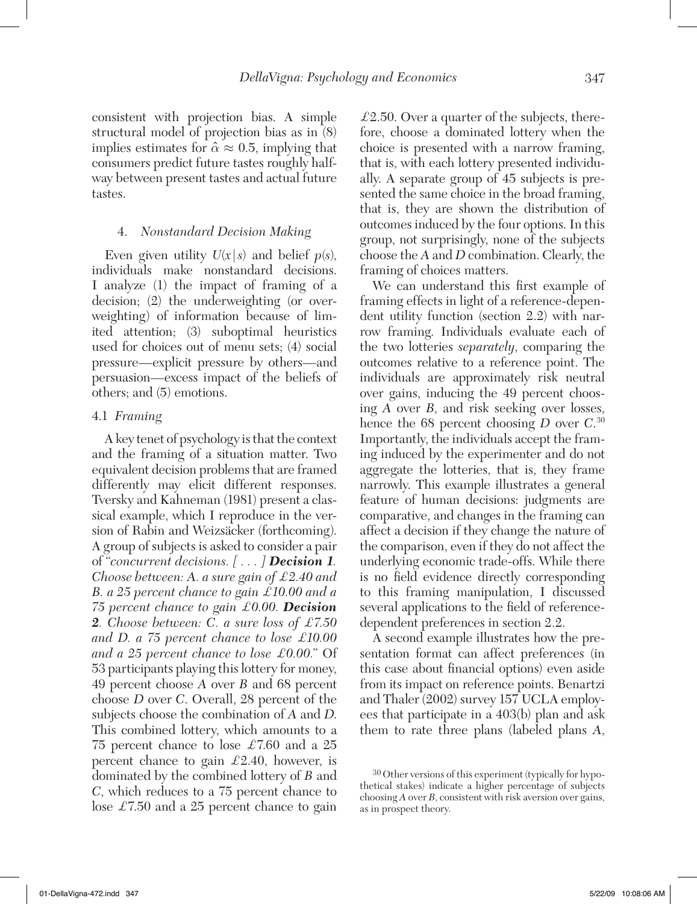consistent with projection bias. A simple structural model of projection bias as in (8) implies estimates for $\hat{\alpha} \approx 0.5$, implying that consumers predict future tastes roughly halfway between present tastes and actual future tastes.

## 4. *Nonstandard Decision Making*

Even given utility $U(x|s)$ and belief $p(s)$, individuals make nonstandard decisions. I analyze (1) the impact of framing of a decision; (2) the underweighting (or overweighting) of information because of limited attention; (3) suboptimal heuristics used for choices out of menu sets; (4) social pressure—explicit pressure by others—and persuasion—excess impact of the beliefs of others; and (5) emotions.

### 4.1 *Framing*

A key tenet of psychology is that the context and the framing of a situation matter. Two equivalent decision problems that are framed differently may elicit different responses. Tversky and Kahneman (1981) present a classical example, which I reproduce in the version of Rabin and Weizsäcker (forthcoming). A group of subjects is asked to consider a pair of "*concurrent decisions. [ . . . ] **Decision 1**. Choose between: A. a sure gain of £2.40 and B. a 25 percent chance to gain £10.00 and a 75 percent chance to gain £0.00. **Decision 2**. Choose between: C. a sure loss of £7.50 and D. a 75 percent chance to lose £10.00 and a 25 percent chance to lose £0.00.*" Of 53 participants playing this lottery for money, 49 percent choose *A* over *B* and 68 percent choose *D* over *C*. Overall, 28 percent of the subjects choose the combination of *A* and *D*. This combined lottery, which amounts to a 75 percent chance to lose £7.60 and a 25 percent chance to gain £2.40, however, is dominated by the combined lottery of *B* and *C*, which reduces to a 75 percent chance to lose £7.50 and a 25 percent chance to gain £2.50. Over a quarter of the subjects, therefore, choose a dominated lottery when the choice is presented with a narrow framing, that is, with each lottery presented individually. A separate group of 45 subjects is presented the same choice in the broad framing, that is, they are shown the distribution of outcomes induced by the four options. In this group, not surprisingly, none of the subjects choose the *A* and *D* combination. Clearly, the framing of choices matters.

We can understand this first example of framing effects in light of a reference-dependent utility function (section 2.2) with narrow framing. Individuals evaluate each of the two lotteries *separately*, comparing the outcomes relative to a reference point. The individuals are approximately risk neutral over gains, inducing the 49 percent choosing *A* over *B*, and risk seeking over losses, hence the 68 percent choosing *D* over *C*.[30] Importantly, the individuals accept the framing induced by the experimenter and do not aggregate the lotteries, that is, they frame narrowly. This example illustrates a general feature of human decisions: judgments are comparative, and changes in the framing can affect a decision if they change the nature of the comparison, even if they do not affect the underlying economic trade-offs. While there is no field evidence directly corresponding to this framing manipulation, I discussed several applications to the field of reference-dependent preferences in section 2.2.

A second example illustrates how the presentation format can affect preferences (in this case about financial options) even aside from its impact on reference points. Benartzi and Thaler (2002) survey 157 UCLA employees that participate in a 403(b) plan and ask them to rate three plans (labeled plans *A*,

[30] Other versions of this experiment (typically for hypothetical stakes) indicate a higher percentage of subjects choosing *A* over *B*, consistent with risk aversion over gains, as in prospect theory.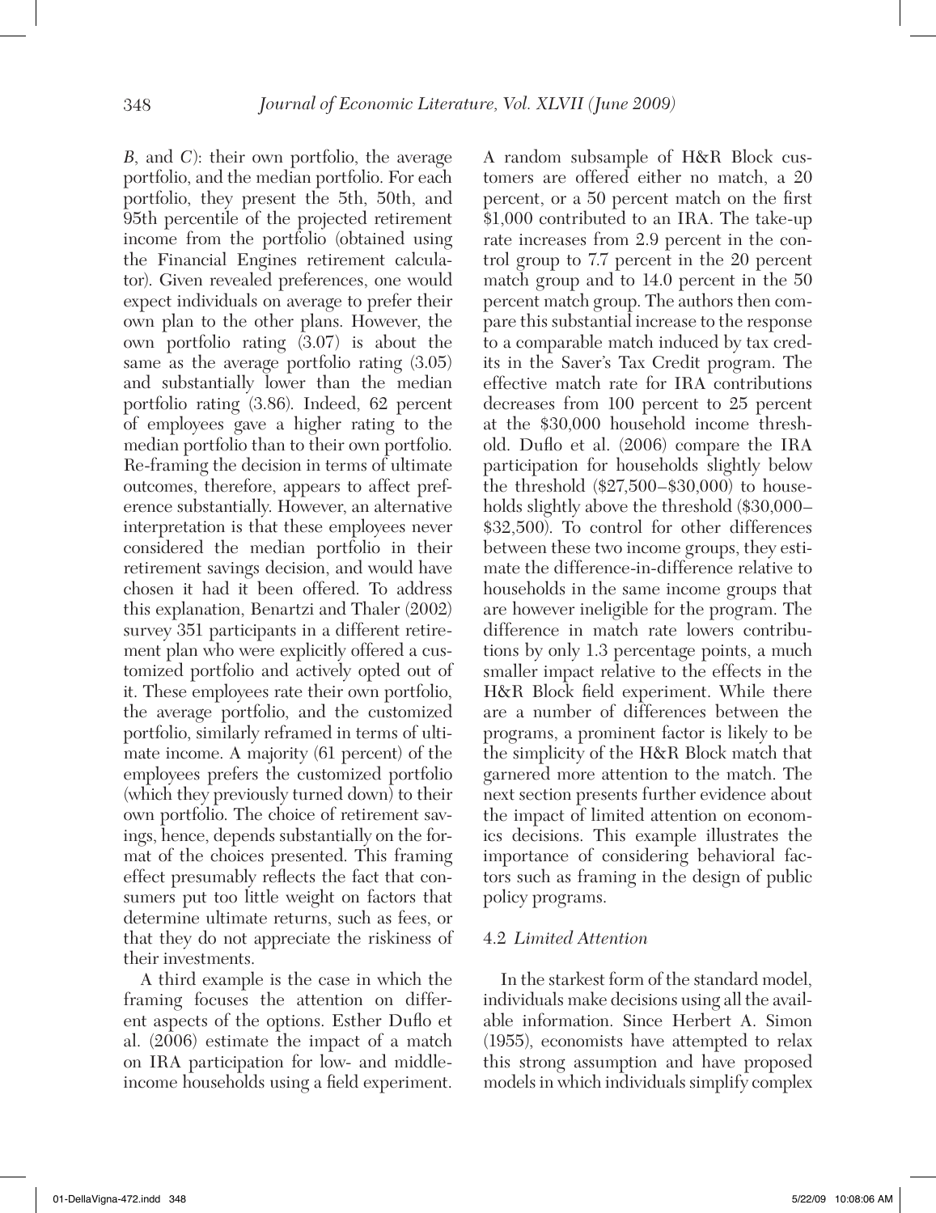*B*, and *C*): their own portfolio, the average portfolio, and the median portfolio. For each portfolio, they present the 5th, 50th, and 95th percentile of the projected retirement income from the portfolio (obtained using the Financial Engines retirement calculator). Given revealed preferences, one would expect individuals on average to prefer their own plan to the other plans. However, the own portfolio rating (3.07) is about the same as the average portfolio rating (3.05) and substantially lower than the median portfolio rating (3.86). Indeed, 62 percent of employees gave a higher rating to the median portfolio than to their own portfolio. Re-framing the decision in terms of ultimate outcomes, therefore, appears to affect preference substantially. However, an alternative interpretation is that these employees never considered the median portfolio in their retirement savings decision, and would have chosen it had it been offered. To address this explanation, Benartzi and Thaler (2002) survey 351 participants in a different retirement plan who were explicitly offered a customized portfolio and actively opted out of it. These employees rate their own portfolio, the average portfolio, and the customized portfolio, similarly reframed in terms of ultimate income. A majority (61 percent) of the employees prefers the customized portfolio (which they previously turned down) to their own portfolio. The choice of retirement savings, hence, depends substantially on the format of the choices presented. This framing effect presumably reflects the fact that consumers put too little weight on factors that determine ultimate returns, such as fees, or that they do not appreciate the riskiness of their investments.

A third example is the case in which the framing focuses the attention on different aspects of the options. Esther Duflo et al. (2006) estimate the impact of a match on IRA participation for low- and middle-income households using a field experiment. A random subsample of H&R Block customers are offered either no match, a 20 percent, or a 50 percent match on the first $1,000 contributed to an IRA. The take-up rate increases from 2.9 percent in the control group to 7.7 percent in the 20 percent match group and to 14.0 percent in the 50 percent match group. The authors then compare this substantial increase to the response to a comparable match induced by tax credits in the Saver's Tax Credit program. The effective match rate for IRA contributions decreases from 100 percent to 25 percent at the $30,000 household income threshold. Duflo et al. (2006) compare the IRA participation for households slightly below the threshold ($27,500–$30,000) to households slightly above the threshold ($30,000–$32,500). To control for other differences between these two income groups, they estimate the difference-in-difference relative to households in the same income groups that are however ineligible for the program. The difference in match rate lowers contributions by only 1.3 percentage points, a much smaller impact relative to the effects in the H&R Block field experiment. While there are a number of differences between the programs, a prominent factor is likely to be the simplicity of the H&R Block match that garnered more attention to the match. The next section presents further evidence about the impact of limited attention on economics decisions. This example illustrates the importance of considering behavioral factors such as framing in the design of public policy programs.

### 4.2 *Limited Attention*

In the starkest form of the standard model, individuals make decisions using all the available information. Since Herbert A. Simon (1955), economists have attempted to relax this strong assumption and have proposed models in which individuals simplify complex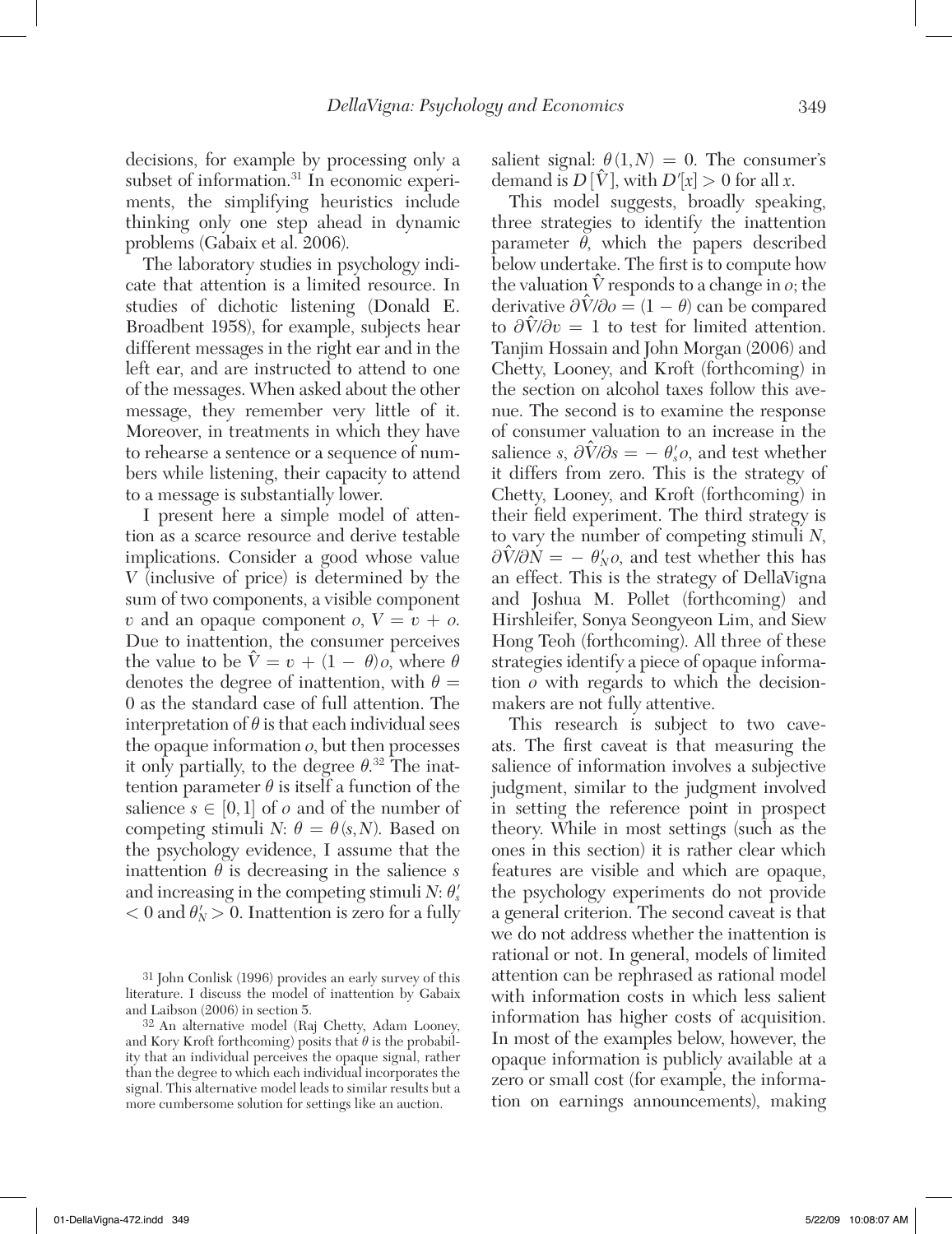decisions, for example by processing only a subset of information.[31] In economic experiments, the simplifying heuristics include thinking only one step ahead in dynamic problems (Gabaix et al. 2006).

The laboratory studies in psychology indicate that attention is a limited resource. In studies of dichotic listening (Donald E. Broadbent 1958), for example, subjects hear different messages in the right ear and in the left ear, and are instructed to attend to one of the messages. When asked about the other message, they remember very little of it. Moreover, in treatments in which they have to rehearse a sentence or a sequence of numbers while listening, their capacity to attend to a message is substantially lower.

I present here a simple model of attention as a scarce resource and derive testable implications. Consider a good whose value $V$ (inclusive of price) is determined by the sum of two components, a visible component $v$ and an opaque component $o$, $V = v + o$. Due to inattention, the consumer perceives the value to be $\hat{V} = v + (1 - \theta)o$, where $\theta$ denotes the degree of inattention, with $\theta = 0$ as the standard case of full attention. The interpretation of $\theta$ is that each individual sees the opaque information $o$, but then processes it only partially, to the degree $\theta$.[32] The inattention parameter $\theta$ is itself a function of the salience $s \in [0,1]$ of $o$ and of the number of competing stimuli $N$: $\theta = \theta(s,N)$. Based on the psychology evidence, I assume that the inattention $\theta$ is decreasing in the salience $s$ and increasing in the competing stimuli $N$: $\theta'_s < 0$ and $\theta'_N > 0$. Inattention is zero for a fully salient signal: $\theta(1,N) = 0$. The consumer's demand is $D[\hat{V}]$, with $D'[x] > 0$ for all $x$.

This model suggests, broadly speaking, three strategies to identify the inattention parameter $\theta$, which the papers described below undertake. The first is to compute how the valuation $\hat{V}$ responds to a change in $o$; the derivative $\partial\hat{V}/\partial o = (1 - \theta)$ can be compared to $\partial\hat{V}/\partial v = 1$ to test for limited attention. Tanjim Hossain and John Morgan (2006) and Chetty, Looney, and Kroft (forthcoming) in the section on alcohol taxes follow this avenue. The second is to examine the response of consumer valuation to an increase in the salience $s$, $\partial\hat{V}/\partial s = -\theta'_s o$, and test whether it differs from zero. This is the strategy of Chetty, Looney, and Kroft (forthcoming) in their field experiment. The third strategy is to vary the number of competing stimuli $N$, $\partial\hat{V}/\partial N = -\theta'_N o$, and test whether this has an effect. This is the strategy of DellaVigna and Joshua M. Pollet (forthcoming) and Hirshleifer, Sonya Seongyeon Lim, and Siew Hong Teoh (forthcoming). All three of these strategies identify a piece of opaque information $o$ with regards to which the decision-makers are not fully attentive.

This research is subject to two caveats. The first caveat is that measuring the salience of information involves a subjective judgment, similar to the judgment involved in setting the reference point in prospect theory. While in most settings (such as the ones in this section) it is rather clear which features are visible and which are opaque, the psychology experiments do not provide a general criterion. The second caveat is that we do not address whether the inattention is rational or not. In general, models of limited attention can be rephrased as rational model with information costs in which less salient information has higher costs of acquisition. In most of the examples below, however, the opaque information is publicly available at a zero or small cost (for example, the information on earnings announcements), making

[31] John Conlisk (1996) provides an early survey of this literature. I discuss the model of inattention by Gabaix and Laibson (2006) in section 5.

[32] An alternative model (Raj Chetty, Adam Looney, and Kory Kroft forthcoming) posits that $\theta$ is the probability that an individual perceives the opaque signal, rather than the degree to which each individual incorporates the signal. This alternative model leads to similar results but a more cumbersome solution for settings like an auction.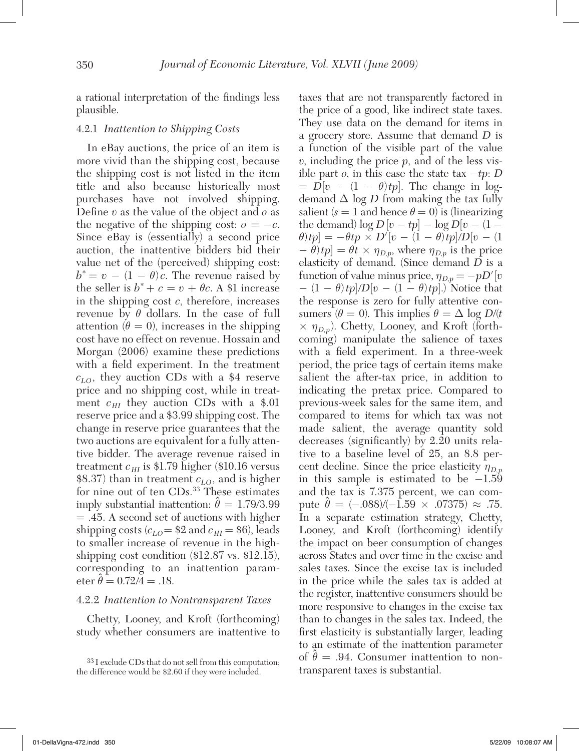a rational interpretation of the findings less plausible.

#### 4.2.1 *Inattention to Shipping Costs*

In eBay auctions, the price of an item is more vivid than the shipping cost, because the shipping cost is not listed in the item title and also because historically most purchases have not involved shipping. Define $v$ as the value of the object and $o$ as the negative of the shipping cost: $o = -c$. Since eBay is (essentially) a second price auction, the inattentive bidders bid their value net of the (perceived) shipping cost: $b^* = v - (1 - \theta)c$. The revenue raised by the seller is $b^* + c = v + \theta c$. A \$1 increase in the shipping cost $c$, therefore, increases revenue by $\theta$ dollars. In the case of full attention ($\theta = 0$), increases in the shipping cost have no effect on revenue. Hossain and Morgan (2006) examine these predictions with a field experiment. In the treatment $c_{LO}$, they auction CDs with a \$4 reserve price and no shipping cost, while in treatment $c_{HI}$ they auction CDs with a \$.01 reserve price and a \$3.99 shipping cost. The change in reserve price guarantees that the two auctions are equivalent for a fully attentive bidder. The average revenue raised in treatment $c_{HI}$ is \$1.79 higher (\$10.16 versus \$8.37) than in treatment $c_{LO}$, and is higher for nine out of ten CDs.[33] These estimates imply substantial inattention: $\hat{\theta} = 1.79/3.99 = .45$. A second set of auctions with higher shipping costs ($c_{LO} = \$2$ and $c_{HI} = \$6$), leads to smaller increase of revenue in the high-shipping cost condition (\$12.87 vs. \$12.15), corresponding to an inattention parameter $\hat{\theta} = 0.72/4 = .18$.

#### 4.2.2 *Inattention to Nontransparent Taxes*

Chetty, Looney, and Kroft (forthcoming) study whether consumers are inattentive to taxes that are not transparently factored in the price of a good, like indirect state taxes. They use data on the demand for items in a grocery store. Assume that demand $D$ is a function of the visible part of the value $v$, including the price $p$, and of the less visible part $o$, in this case the state tax $-tp$: $D = D[v - (1 - \theta)tp]$. The change in log-demand $\Delta \log D$ from making the tax fully salient ($s = 1$ and hence $\theta = 0$) is (linearizing the demand) $\log D[v - tp] - \log D[v - (1 - \theta)tp] = -\theta tp \times D'[v - (1 - \theta)tp]/D[v - (1 - \theta)tp] = \theta t \times \eta_{D,p}$, where $\eta_{D,p}$ is the price elasticity of demand. (Since demand $D$ is a function of value minus price, $\eta_{D,p} = -pD'[v - (1 - \theta)tp]/D[v - (1 - \theta)tp]$.) Notice that the response is zero for fully attentive consumers ($\theta = 0$). This implies $\theta = \Delta \log D/(t \times \eta_{D,p})$. Chetty, Looney, and Kroft (forthcoming) manipulate the salience of taxes with a field experiment. In a three-week period, the price tags of certain items make salient the after-tax price, in addition to indicating the pretax price. Compared to previous-week sales for the same item, and compared to items for which tax was not made salient, the average quantity sold decreases (significantly) by 2.20 units relative to a baseline level of 25, an 8.8 percent decline. Since the price elasticity $\eta_{D,p}$ in this sample is estimated to be $-1.59$ and the tax is 7.375 percent, we can compute $\hat{\theta} = (-.088)/(-1.59 \times .07375) \approx .75$. In a separate estimation strategy, Chetty, Looney, and Kroft (forthcoming) identify the impact on beer consumption of changes across States and over time in the excise and sales taxes. Since the excise tax is included in the price while the sales tax is added at the register, inattentive consumers should be more responsive to changes in the excise tax than to changes in the sales tax. Indeed, the first elasticity is substantially larger, leading to an estimate of the inattention parameter of $\hat{\theta} = .94$. Consumer inattention to nontransparent taxes is substantial.

[33] I exclude CDs that do not sell from this computation; the difference would be \$2.60 if they were included.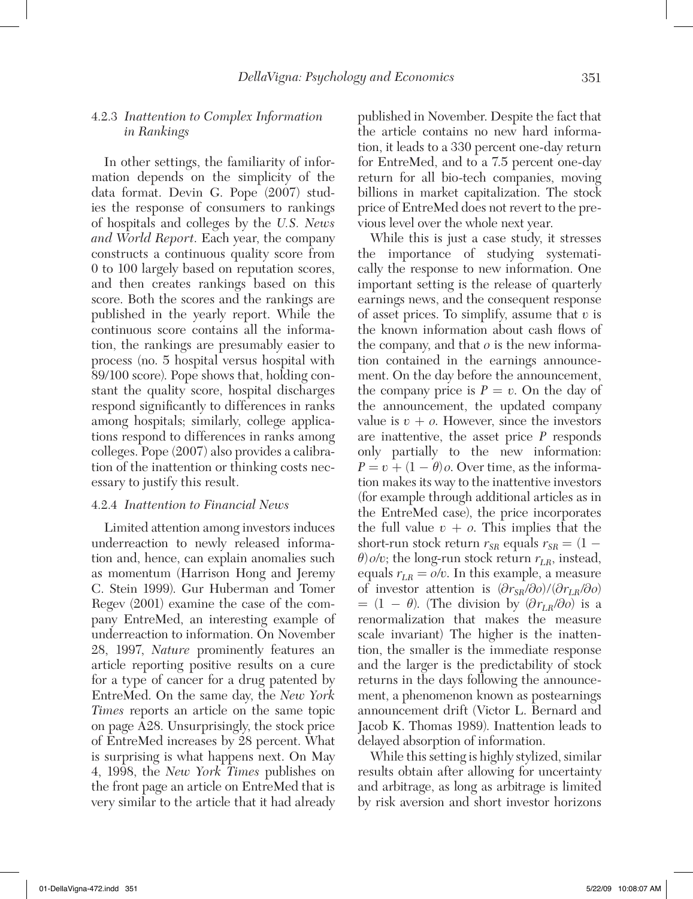#### 4.2.3 *Inattention to Complex Information in Rankings*

In other settings, the familiarity of information depends on the simplicity of the data format. Devin G. Pope (2007) studies the response of consumers to rankings of hospitals and colleges by the *U.S. News and World Report*. Each year, the company constructs a continuous quality score from 0 to 100 largely based on reputation scores, and then creates rankings based on this score. Both the scores and the rankings are published in the yearly report. While the continuous score contains all the information, the rankings are presumably easier to process (no. 5 hospital versus hospital with 89/100 score). Pope shows that, holding constant the quality score, hospital discharges respond significantly to differences in ranks among hospitals; similarly, college applications respond to differences in ranks among colleges. Pope (2007) also provides a calibration of the inattention or thinking costs necessary to justify this result.

#### 4.2.4 *Inattention to Financial News*

Limited attention among investors induces underreaction to newly released information and, hence, can explain anomalies such as momentum (Harrison Hong and Jeremy C. Stein 1999). Gur Huberman and Tomer Regev (2001) examine the case of the company EntreMed, an interesting example of underreaction to information. On November 28, 1997, *Nature* prominently features an article reporting positive results on a cure for a type of cancer for a drug patented by EntreMed. On the same day, the *New York Times* reports an article on the same topic on page A28. Unsurprisingly, the stock price of EntreMed increases by 28 percent. What is surprising is what happens next. On May 4, 1998, the *New York Times* publishes on the front page an article on EntreMed that is very similar to the article that it had already published in November. Despite the fact that the article contains no new hard information, it leads to a 330 percent one-day return for EntreMed, and to a 7.5 percent one-day return for all bio-tech companies, moving billions in market capitalization. The stock price of EntreMed does not revert to the previous level over the whole next year.

While this is just a case study, it stresses the importance of studying systematically the response to new information. One important setting is the release of quarterly earnings news, and the consequent response of asset prices. To simplify, assume that $v$ is the known information about cash flows of the company, and that $o$ is the new information contained in the earnings announcement. On the day before the announcement, the company price is $P = v$. On the day of the announcement, the updated company value is $v + o$. However, since the investors are inattentive, the asset price $P$ responds only partially to the new information: $P = v + (1 - \theta)o$. Over time, as the information makes its way to the inattentive investors (for example through additional articles as in the EntreMed case), the price incorporates the full value $v + o$. This implies that the short-run stock return $r_{SR}$ equals $r_{SR} = (1 - \theta)o/v$; the long-run stock return $r_{LR}$, instead, equals $r_{LR} = o/v$. In this example, a measure of investor attention is $(\partial r_{SR}/\partial o)/(\partial r_{LR}/\partial o) = (1 - \theta)$. (The division by $(\partial r_{LR}/\partial o)$ is a renormalization that makes the measure scale invariant) The higher is the inattention, the smaller is the immediate response and the larger is the predictability of stock returns in the days following the announcement, a phenomenon known as postearnings announcement drift (Victor L. Bernard and Jacob K. Thomas 1989). Inattention leads to delayed absorption of information.

While this setting is highly stylized, similar results obtain after allowing for uncertainty and arbitrage, as long as arbitrage is limited by risk aversion and short investor horizons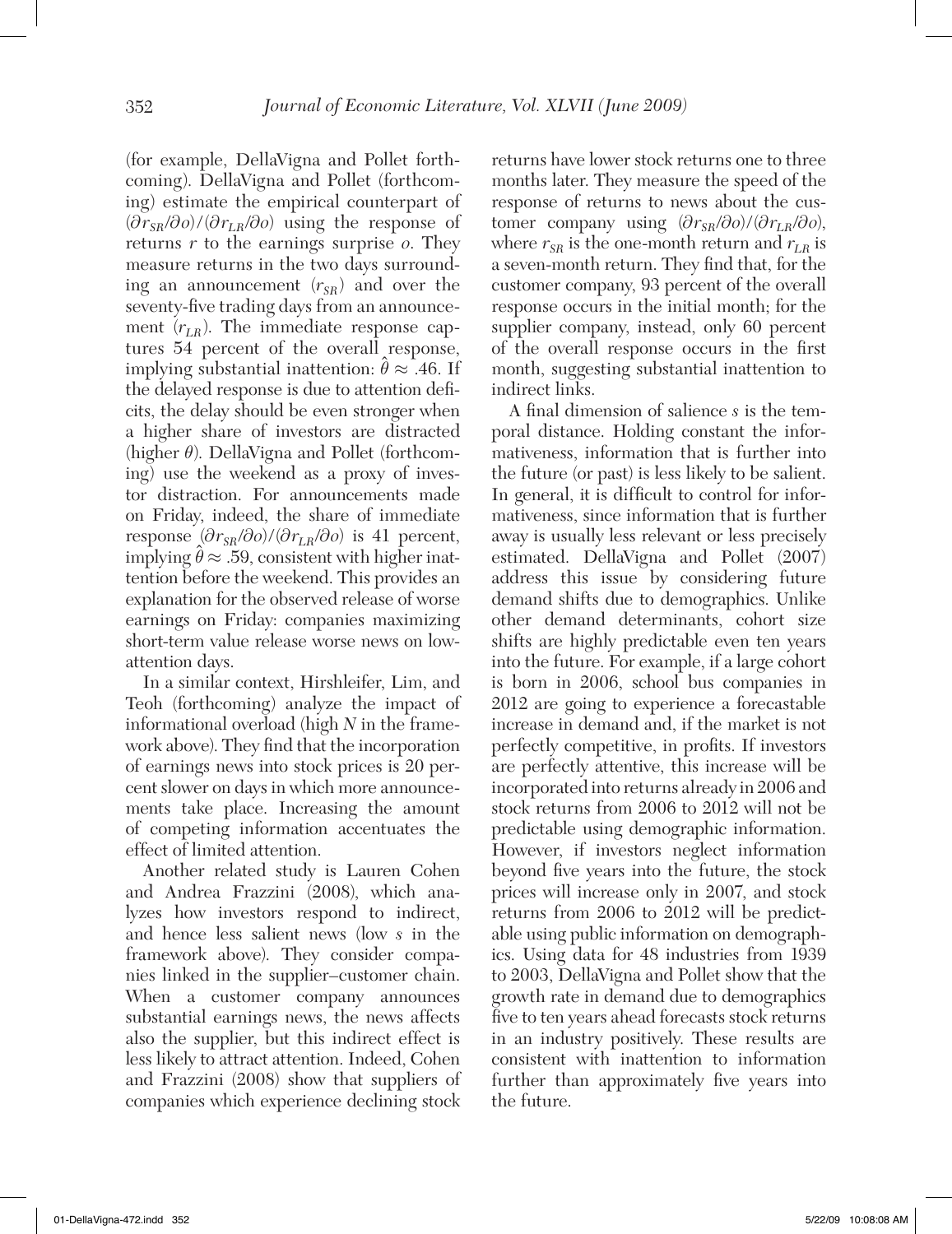(for example, DellaVigna and Pollet forthcoming). DellaVigna and Pollet (forthcoming) estimate the empirical counterpart of $(\partial r_{SR}/\partial o)/(\partial r_{LR}/\partial o)$ using the response of returns $r$ to the earnings surprise $o$. They measure returns in the two days surrounding an announcement ($r_{SR}$) and over the seventy-five trading days from an announcement ($r_{LR}$). The immediate response captures 54 percent of the overall response, implying substantial inattention: $\hat{\theta} \approx .46$. If the delayed response is due to attention deficits, the delay should be even stronger when a higher share of investors are distracted (higher $\theta$). DellaVigna and Pollet (forthcoming) use the weekend as a proxy of investor distraction. For announcements made on Friday, indeed, the share of immediate response $(\partial r_{SR}/\partial o)/(\partial r_{LR}/\partial o)$ is 41 percent, implying $\hat{\theta} \approx .59$, consistent with higher inattention before the weekend. This provides an explanation for the observed release of worse earnings on Friday: companies maximizing short-term value release worse news on low-attention days.

In a similar context, Hirshleifer, Lim, and Teoh (forthcoming) analyze the impact of informational overload (high $N$ in the framework above). They find that the incorporation of earnings news into stock prices is 20 percent slower on days in which more announcements take place. Increasing the amount of competing information accentuates the effect of limited attention.

Another related study is Lauren Cohen and Andrea Frazzini (2008), which analyzes how investors respond to indirect, and hence less salient news (low $s$ in the framework above). They consider companies linked in the supplier–customer chain. When a customer company announces substantial earnings news, the news affects also the supplier, but this indirect effect is less likely to attract attention. Indeed, Cohen and Frazzini (2008) show that suppliers of companies which experience declining stock returns have lower stock returns one to three months later. They measure the speed of the response of returns to news about the customer company using $(\partial r_{SR}/\partial o)/(\partial r_{LR}/\partial o)$, where $r_{SR}$ is the one-month return and $r_{LR}$ is a seven-month return. They find that, for the customer company, 93 percent of the overall response occurs in the initial month; for the supplier company, instead, only 60 percent of the overall response occurs in the first month, suggesting substantial inattention to indirect links.

A final dimension of salience $s$ is the temporal distance. Holding constant the informativeness, information that is further into the future (or past) is less likely to be salient. In general, it is difficult to control for informativeness, since information that is further away is usually less relevant or less precisely estimated. DellaVigna and Pollet (2007) address this issue by considering future demand shifts due to demographics. Unlike other demand determinants, cohort size shifts are highly predictable even ten years into the future. For example, if a large cohort is born in 2006, school bus companies in 2012 are going to experience a forecastable increase in demand and, if the market is not perfectly competitive, in profits. If investors are perfectly attentive, this increase will be incorporated into returns already in 2006 and stock returns from 2006 to 2012 will not be predictable using demographic information. However, if investors neglect information beyond five years into the future, the stock prices will increase only in 2007, and stock returns from 2006 to 2012 will be predictable using public information on demographics. Using data for 48 industries from 1939 to 2003, DellaVigna and Pollet show that the growth rate in demand due to demographics five to ten years ahead forecasts stock returns in an industry positively. These results are consistent with inattention to information further than approximately five years into the future.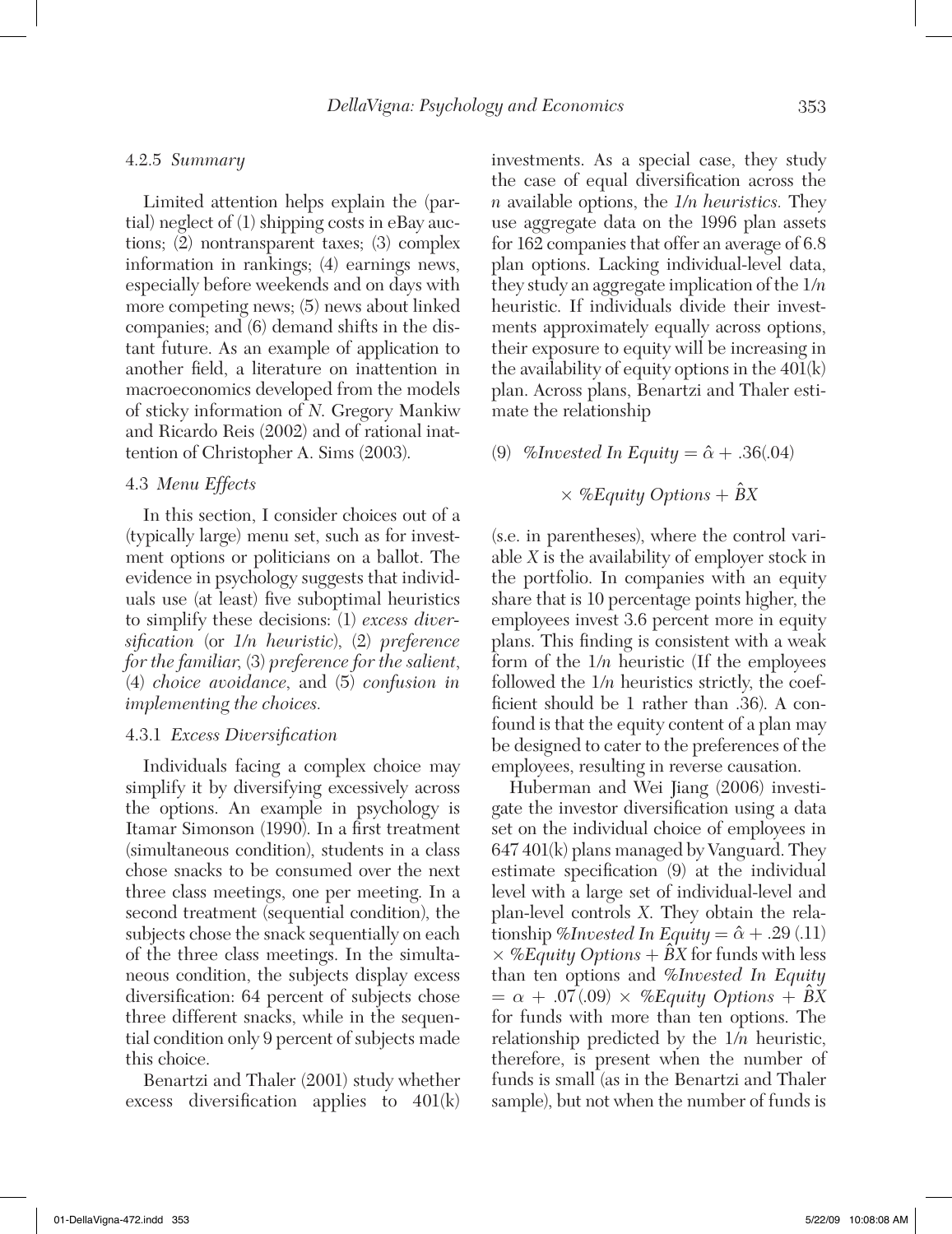#### 4.2.5 *Summary*

Limited attention helps explain the (partial) neglect of (1) shipping costs in eBay auctions; (2) nontransparent taxes; (3) complex information in rankings; (4) earnings news, especially before weekends and on days with more competing news; (5) news about linked companies; and (6) demand shifts in the distant future. As an example of application to another field, a literature on inattention in macroeconomics developed from the models of sticky information of N. Gregory Mankiw and Ricardo Reis (2002) and of rational inattention of Christopher A. Sims (2003).

### 4.3 *Menu Effects*

In this section, I consider choices out of a (typically large) menu set, such as for investment options or politicians on a ballot. The evidence in psychology suggests that individuals use (at least) five suboptimal heuristics to simplify these decisions: (1) *excess diversification* (or *1/n heuristic*), (2) *preference for the familiar*, (3) *preference for the salient*, (4) *choice avoidance*, and (5) *confusion in implementing the choices.*

#### 4.3.1 *Excess Diversification*

Individuals facing a complex choice may simplify it by diversifying excessively across the options. An example in psychology is Itamar Simonson (1990). In a first treatment (simultaneous condition), students in a class chose snacks to be consumed over the next three class meetings, one per meeting. In a second treatment (sequential condition), the subjects chose the snack sequentially on each of the three class meetings. In the simultaneous condition, the subjects display excess diversification: 64 percent of subjects chose three different snacks, while in the sequential condition only 9 percent of subjects made this choice.

Benartzi and Thaler (2001) study whether excess diversification applies to 401(k) investments. As a special case, they study the case of equal diversification across the $n$ available options, the *1/n heuristics.* They use aggregate data on the 1996 plan assets for 162 companies that offer an average of 6.8 plan options. Lacking individual-level data, they study an aggregate implication of the 1/$n$ heuristic. If individuals divide their investments approximately equally across options, their exposure to equity will be increasing in the availability of equity options in the 401(k) plan. Across plans, Benartzi and Thaler estimate the relationship

$$\text{(9)} \quad \%\textit{Invested In Equity} = \hat{\alpha} + .36(.04) \times \%\textit{Equity Options} + \hat{B}X$$

(s.e. in parentheses), where the control variable $X$ is the availability of employer stock in the portfolio. In companies with an equity share that is 10 percentage points higher, the employees invest 3.6 percent more in equity plans. This finding is consistent with a weak form of the 1/$n$ heuristic (If the employees followed the 1/$n$ heuristics strictly, the coefficient should be 1 rather than .36). A confound is that the equity content of a plan may be designed to cater to the preferences of the employees, resulting in reverse causation.

Huberman and Wei Jiang (2006) investigate the investor diversification using a data set on the individual choice of employees in 647 401(k) plans managed by Vanguard. They estimate specification (9) at the individual level with a large set of individual-level and plan-level controls $X$. They obtain the relationship $\%\textit{Invested In Equity} = \hat{\alpha} + .29\,(.11) \times \%\textit{Equity Options} + \hat{B}X$ for funds with less than ten options and $\%\textit{Invested In Equity} = \alpha + .07\,(.09) \times \%\textit{Equity Options} + \hat{B}X$ for funds with more than ten options. The relationship predicted by the 1/$n$ heuristic, therefore, is present when the number of funds is small (as in the Benartzi and Thaler sample), but not when the number of funds is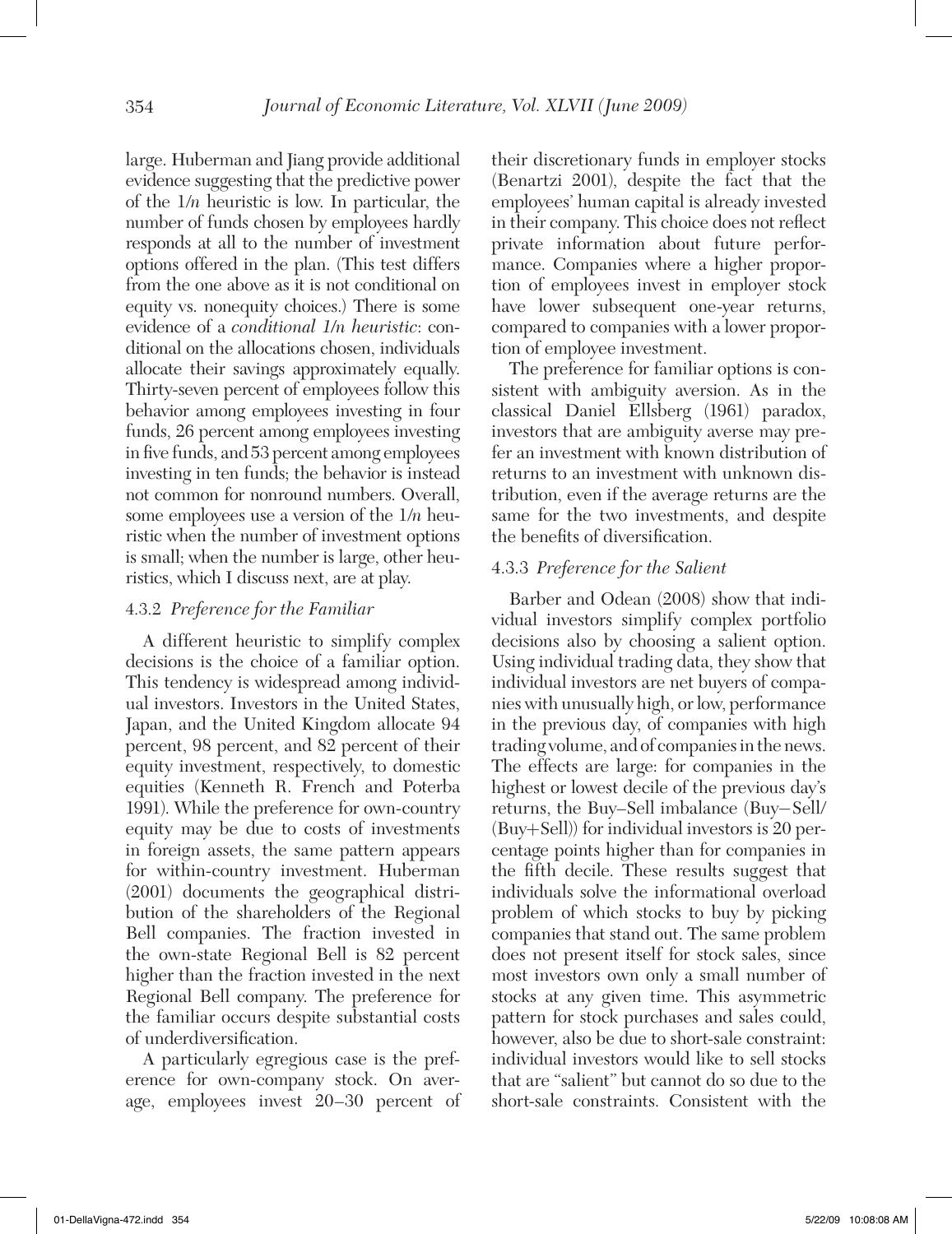large. Huberman and Jiang provide additional evidence suggesting that the predictive power of the 1/*n* heuristic is low. In particular, the number of funds chosen by employees hardly responds at all to the number of investment options offered in the plan. (This test differs from the one above as it is not conditional on equity vs. nonequity choices.) There is some evidence of a *conditional 1/n heuristic*: conditional on the allocations chosen, individuals allocate their savings approximately equally. Thirty-seven percent of employees follow this behavior among employees investing in four funds, 26 percent among employees investing in five funds, and 53 percent among employees investing in ten funds; the behavior is instead not common for nonround numbers. Overall, some employees use a version of the 1/*n* heuristic when the number of investment options is small; when the number is large, other heuristics, which I discuss next, are at play.

### 4.3.2 *Preference for the Familiar*

A different heuristic to simplify complex decisions is the choice of a familiar option. This tendency is widespread among individual investors. Investors in the United States, Japan, and the United Kingdom allocate 94 percent, 98 percent, and 82 percent of their equity investment, respectively, to domestic equities (Kenneth R. French and Poterba 1991). While the preference for own-country equity may be due to costs of investments in foreign assets, the same pattern appears for within-country investment. Huberman (2001) documents the geographical distribution of the shareholders of the Regional Bell companies. The fraction invested in the own-state Regional Bell is 82 percent higher than the fraction invested in the next Regional Bell company. The preference for the familiar occurs despite substantial costs of underdiversification.

A particularly egregious case is the preference for own-company stock. On average, employees invest 20–30 percent of their discretionary funds in employer stocks (Benartzi 2001), despite the fact that the employees' human capital is already invested in their company. This choice does not reflect private information about future performance. Companies where a higher proportion of employees invest in employer stock have lower subsequent one-year returns, compared to companies with a lower proportion of employee investment.

The preference for familiar options is consistent with ambiguity aversion. As in the classical Daniel Ellsberg (1961) paradox, investors that are ambiguity averse may prefer an investment with known distribution of returns to an investment with unknown distribution, even if the average returns are the same for the two investments, and despite the benefits of diversification.

### 4.3.3 *Preference for the Salient*

Barber and Odean (2008) show that individual investors simplify complex portfolio decisions also by choosing a salient option. Using individual trading data, they show that individual investors are net buyers of companies with unusually high, or low, performance in the previous day, of companies with high trading volume, and of companies in the news. The effects are large: for companies in the highest or lowest decile of the previous day's returns, the Buy–Sell imbalance (Buy−Sell/(Buy+Sell)) for individual investors is 20 percentage points higher than for companies in the fifth decile. These results suggest that individuals solve the informational overload problem of which stocks to buy by picking companies that stand out. The same problem does not present itself for stock sales, since most investors own only a small number of stocks at any given time. This asymmetric pattern for stock purchases and sales could, however, also be due to short-sale constraint: individual investors would like to sell stocks that are "salient" but cannot do so due to the short-sale constraints. Consistent with the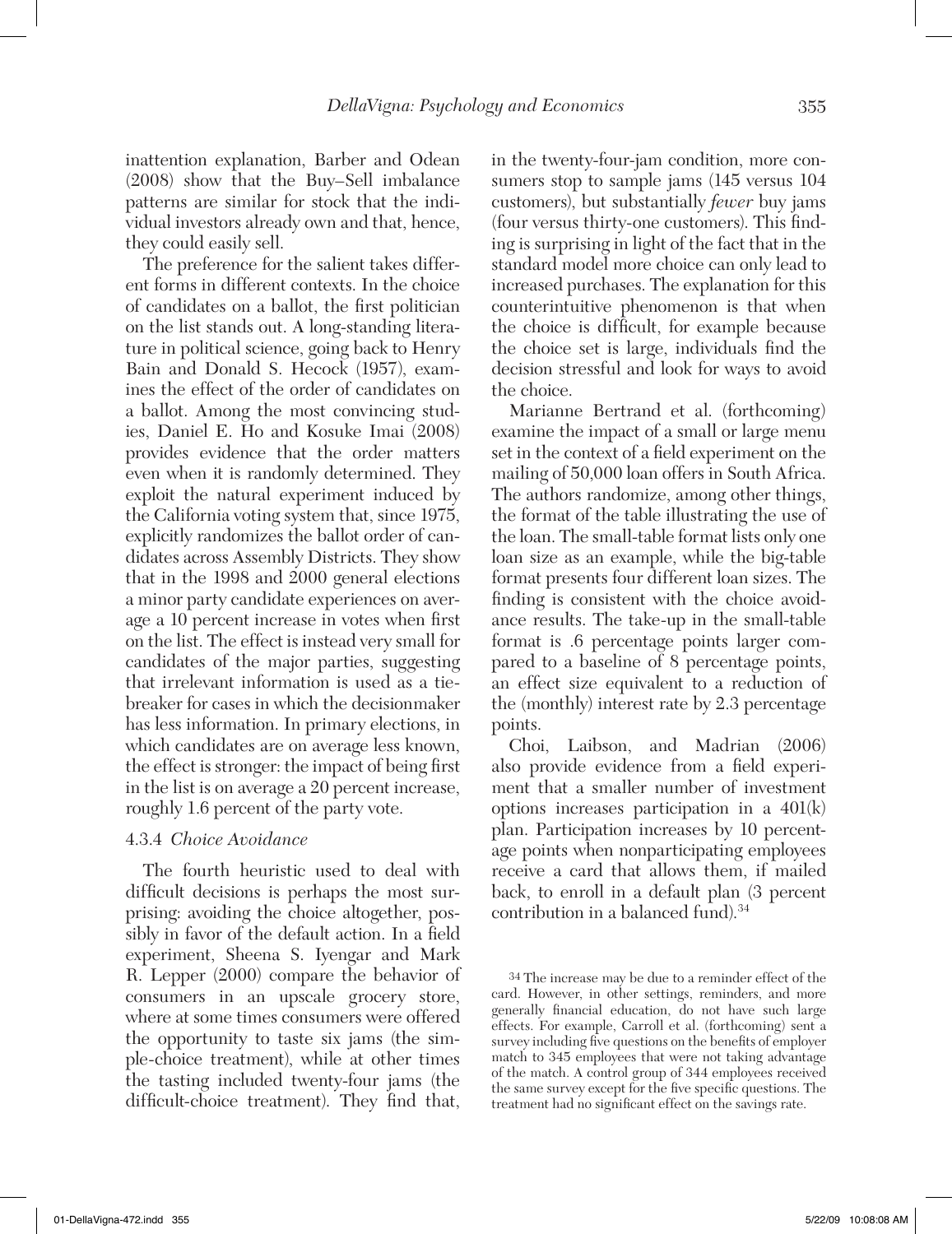inattention explanation, Barber and Odean (2008) show that the Buy–Sell imbalance patterns are similar for stock that the individual investors already own and that, hence, they could easily sell.

The preference for the salient takes different forms in different contexts. In the choice of candidates on a ballot, the first politician on the list stands out. A long-standing literature in political science, going back to Henry Bain and Donald S. Hecock (1957), examines the effect of the order of candidates on a ballot. Among the most convincing studies, Daniel E. Ho and Kosuke Imai (2008) provides evidence that the order matters even when it is randomly determined. They exploit the natural experiment induced by the California voting system that, since 1975, explicitly randomizes the ballot order of candidates across Assembly Districts. They show that in the 1998 and 2000 general elections a minor party candidate experiences on average a 10 percent increase in votes when first on the list. The effect is instead very small for candidates of the major parties, suggesting that irrelevant information is used as a tiebreaker for cases in which the decisionmaker has less information. In primary elections, in which candidates are on average less known, the effect is stronger: the impact of being first in the list is on average a 20 percent increase, roughly 1.6 percent of the party vote.

#### 4.3.4 *Choice Avoidance*

The fourth heuristic used to deal with difficult decisions is perhaps the most surprising: avoiding the choice altogether, possibly in favor of the default action. In a field experiment, Sheena S. Iyengar and Mark R. Lepper (2000) compare the behavior of consumers in an upscale grocery store, where at some times consumers were offered the opportunity to taste six jams (the simple-choice treatment), while at other times the tasting included twenty-four jams (the difficult-choice treatment). They find that, in the twenty-four-jam condition, more consumers stop to sample jams (145 versus 104 customers), but substantially *fewer* buy jams (four versus thirty-one customers). This finding is surprising in light of the fact that in the standard model more choice can only lead to increased purchases. The explanation for this counterintuitive phenomenon is that when the choice is difficult, for example because the choice set is large, individuals find the decision stressful and look for ways to avoid the choice.

Marianne Bertrand et al. (forthcoming) examine the impact of a small or large menu set in the context of a field experiment on the mailing of 50,000 loan offers in South Africa. The authors randomize, among other things, the format of the table illustrating the use of the loan. The small-table format lists only one loan size as an example, while the big-table format presents four different loan sizes. The finding is consistent with the choice avoidance results. The take-up in the small-table format is .6 percentage points larger compared to a baseline of 8 percentage points, an effect size equivalent to a reduction of the (monthly) interest rate by 2.3 percentage points.

Choi, Laibson, and Madrian (2006) also provide evidence from a field experiment that a smaller number of investment options increases participation in a 401(k) plan. Participation increases by 10 percentage points when nonparticipating employees receive a card that allows them, if mailed back, to enroll in a default plan (3 percent contribution in a balanced fund).[34]

[34] The increase may be due to a reminder effect of the card. However, in other settings, reminders, and more generally financial education, do not have such large effects. For example, Carroll et al. (forthcoming) sent a survey including five questions on the benefits of employer match to 345 employees that were not taking advantage of the match. A control group of 344 employees received the same survey except for the five specific questions. The treatment had no significant effect on the savings rate.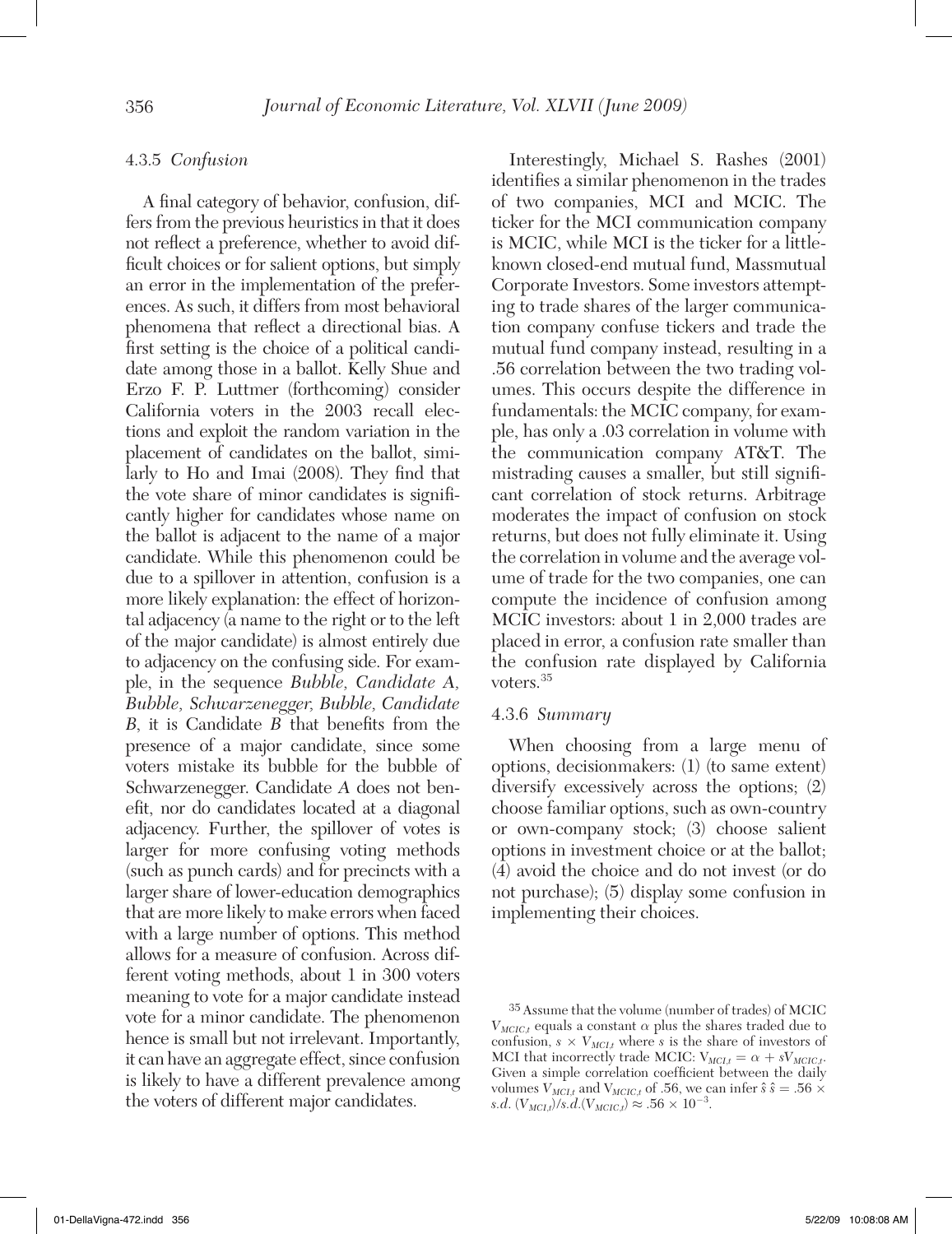#### 4.3.5 *Confusion*

A final category of behavior, confusion, differs from the previous heuristics in that it does not reflect a preference, whether to avoid difficult choices or for salient options, but simply an error in the implementation of the preferences. As such, it differs from most behavioral phenomena that reflect a directional bias. A first setting is the choice of a political candidate among those in a ballot. Kelly Shue and Erzo F. P. Luttmer (forthcoming) consider California voters in the 2003 recall elections and exploit the random variation in the placement of candidates on the ballot, similarly to Ho and Imai (2008). They find that the vote share of minor candidates is significantly higher for candidates whose name on the ballot is adjacent to the name of a major candidate. While this phenomenon could be due to a spillover in attention, confusion is a more likely explanation: the effect of horizontal adjacency (a name to the right or to the left of the major candidate) is almost entirely due to adjacency on the confusing side. For example, in the sequence *Bubble, Candidate A, Bubble, Schwarzenegger, Bubble, Candidate B*, it is Candidate *B* that benefits from the presence of a major candidate, since some voters mistake its bubble for the bubble of Schwarzenegger. Candidate *A* does not benefit, nor do candidates located at a diagonal adjacency. Further, the spillover of votes is larger for more confusing voting methods (such as punch cards) and for precincts with a larger share of lower-education demographics that are more likely to make errors when faced with a large number of options. This method allows for a measure of confusion. Across different voting methods, about 1 in 300 voters meaning to vote for a major candidate instead vote for a minor candidate. The phenomenon hence is small but not irrelevant. Importantly, it can have an aggregate effect, since confusion is likely to have a different prevalence among the voters of different major candidates.

Interestingly, Michael S. Rashes (2001) identifies a similar phenomenon in the trades of two companies, MCI and MCIC. The ticker for the MCI communication company is MCIC, while MCI is the ticker for a little-known closed-end mutual fund, Massmutual Corporate Investors. Some investors attempting to trade shares of the larger communication company confuse tickers and trade the mutual fund company instead, resulting in a .56 correlation between the two trading volumes. This occurs despite the difference in fundamentals: the MCIC company, for example, has only a .03 correlation in volume with the communication company AT&T. The mistrading causes a smaller, but still significant correlation of stock returns. Arbitrage moderates the impact of confusion on stock returns, but does not fully eliminate it. Using the correlation in volume and the average volume of trade for the two companies, one can compute the incidence of confusion among MCIC investors: about 1 in 2,000 trades are placed in error, a confusion rate smaller than the confusion rate displayed by California voters.[35]

#### 4.3.6 *Summary*

When choosing from a large menu of options, decisionmakers: (1) (to same extent) diversify excessively across the options; (2) choose familiar options, such as own-country or own-company stock; (3) choose salient options in investment choice or at the ballot; (4) avoid the choice and do not invest (or do not purchase); (5) display some confusion in implementing their choices.

---

[35] Assume that the volume (number of trades) of MCIC $V_{MCIC,t}$ equals a constant $\alpha$ plus the shares traded due to confusion, $s \times V_{MCI,t}$ where $s$ is the share of investors of MCI that incorrectly trade MCIC: $V_{MCI,t} = \alpha + sV_{MCIC,t}$. Given a simple correlation coefficient between the daily volumes $V_{MCI,t}$ and $V_{MCIC,t}$ of .56, we can infer $\hat{s}\,\hat{s} = .56 \times s.d.\,(V_{MCI,t})/s.d.(V_{MCIC,t}) \approx .56 \times 10^{-3}$.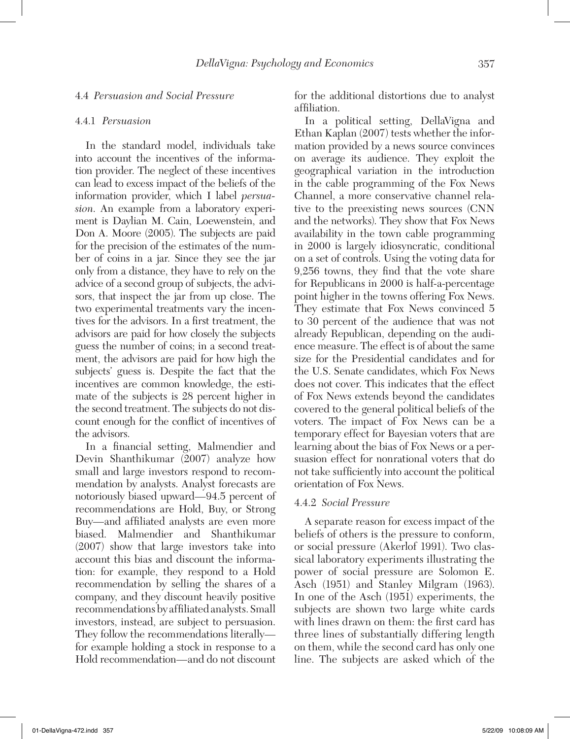### 4.4 *Persuasion and Social Pressure*

#### 4.4.1 *Persuasion*

In the standard model, individuals take into account the incentives of the information provider. The neglect of these incentives can lead to excess impact of the beliefs of the information provider, which I label *persuasion*. An example from a laboratory experiment is Daylian M. Cain, Loewenstein, and Don A. Moore (2005). The subjects are paid for the precision of the estimates of the number of coins in a jar. Since they see the jar only from a distance, they have to rely on the advice of a second group of subjects, the advisors, that inspect the jar from up close. The two experimental treatments vary the incentives for the advisors. In a first treatment, the advisors are paid for how closely the subjects guess the number of coins; in a second treatment, the advisors are paid for how high the subjects' guess is. Despite the fact that the incentives are common knowledge, the estimate of the subjects is 28 percent higher in the second treatment. The subjects do not discount enough for the conflict of incentives of the advisors.

In a financial setting, Malmendier and Devin Shanthikumar (2007) analyze how small and large investors respond to recommendation by analysts. Analyst forecasts are notoriously biased upward—94.5 percent of recommendations are Hold, Buy, or Strong Buy—and affiliated analysts are even more biased. Malmendier and Shanthikumar (2007) show that large investors take into account this bias and discount the information: for example, they respond to a Hold recommendation by selling the shares of a company, and they discount heavily positive recommendations by affiliated analysts. Small investors, instead, are subject to persuasion. They follow the recommendations literally—for example holding a stock in response to a Hold recommendation—and do not discount for the additional distortions due to analyst affiliation.

In a political setting, DellaVigna and Ethan Kaplan (2007) tests whether the information provided by a news source convinces on average its audience. They exploit the geographical variation in the introduction in the cable programming of the Fox News Channel, a more conservative channel relative to the preexisting news sources (CNN and the networks). They show that Fox News availability in the town cable programming in 2000 is largely idiosyncratic, conditional on a set of controls. Using the voting data for 9,256 towns, they find that the vote share for Republicans in 2000 is half-a-percentage point higher in the towns offering Fox News. They estimate that Fox News convinced 5 to 30 percent of the audience that was not already Republican, depending on the audience measure. The effect is of about the same size for the Presidential candidates and for the U.S. Senate candidates, which Fox News does not cover. This indicates that the effect of Fox News extends beyond the candidates covered to the general political beliefs of the voters. The impact of Fox News can be a temporary effect for Bayesian voters that are learning about the bias of Fox News or a persuasion effect for nonrational voters that do not take sufficiently into account the political orientation of Fox News.

#### 4.4.2 *Social Pressure*

A separate reason for excess impact of the beliefs of others is the pressure to conform, or social pressure (Akerlof 1991). Two classical laboratory experiments illustrating the power of social pressure are Solomon E. Asch (1951) and Stanley Milgram (1963). In one of the Asch (1951) experiments, the subjects are shown two large white cards with lines drawn on them: the first card has three lines of substantially differing length on them, while the second card has only one line. The subjects are asked which of the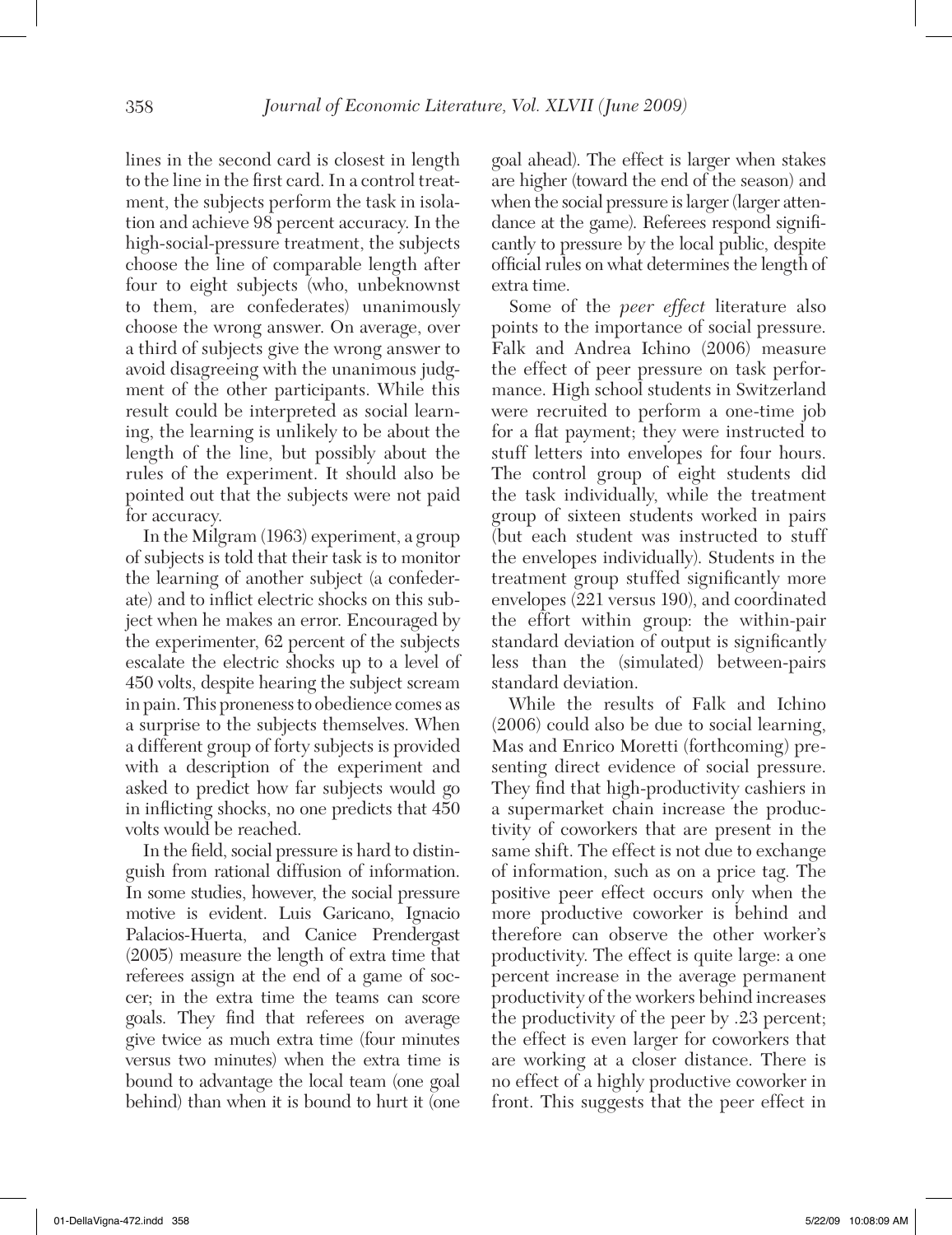lines in the second card is closest in length to the line in the first card. In a control treatment, the subjects perform the task in isolation and achieve 98 percent accuracy. In the high-social-pressure treatment, the subjects choose the line of comparable length after four to eight subjects (who, unbeknownst to them, are confederates) unanimously choose the wrong answer. On average, over a third of subjects give the wrong answer to avoid disagreeing with the unanimous judgment of the other participants. While this result could be interpreted as social learning, the learning is unlikely to be about the length of the line, but possibly about the rules of the experiment. It should also be pointed out that the subjects were not paid for accuracy.

In the Milgram (1963) experiment, a group of subjects is told that their task is to monitor the learning of another subject (a confederate) and to inflict electric shocks on this subject when he makes an error. Encouraged by the experimenter, 62 percent of the subjects escalate the electric shocks up to a level of 450 volts, despite hearing the subject scream in pain. This proneness to obedience comes as a surprise to the subjects themselves. When a different group of forty subjects is provided with a description of the experiment and asked to predict how far subjects would go in inflicting shocks, no one predicts that 450 volts would be reached.

In the field, social pressure is hard to distinguish from rational diffusion of information. In some studies, however, the social pressure motive is evident. Luis Garicano, Ignacio Palacios-Huerta, and Canice Prendergast (2005) measure the length of extra time that referees assign at the end of a game of soccer; in the extra time the teams can score goals. They find that referees on average give twice as much extra time (four minutes versus two minutes) when the extra time is bound to advantage the local team (one goal behind) than when it is bound to hurt it (one goal ahead). The effect is larger when stakes are higher (toward the end of the season) and when the social pressure is larger (larger attendance at the game). Referees respond significantly to pressure by the local public, despite official rules on what determines the length of extra time.

Some of the *peer effect* literature also points to the importance of social pressure. Falk and Andrea Ichino (2006) measure the effect of peer pressure on task performance. High school students in Switzerland were recruited to perform a one-time job for a flat payment; they were instructed to stuff letters into envelopes for four hours. The control group of eight students did the task individually, while the treatment group of sixteen students worked in pairs (but each student was instructed to stuff the envelopes individually). Students in the treatment group stuffed significantly more envelopes (221 versus 190), and coordinated the effort within group: the within-pair standard deviation of output is significantly less than the (simulated) between-pairs standard deviation.

While the results of Falk and Ichino (2006) could also be due to social learning, Mas and Enrico Moretti (forthcoming) presenting direct evidence of social pressure. They find that high-productivity cashiers in a supermarket chain increase the productivity of coworkers that are present in the same shift. The effect is not due to exchange of information, such as on a price tag. The positive peer effect occurs only when the more productive coworker is behind and therefore can observe the other worker's productivity. The effect is quite large: a one percent increase in the average permanent productivity of the workers behind increases the productivity of the peer by .23 percent; the effect is even larger for coworkers that are working at a closer distance. There is no effect of a highly productive coworker in front. This suggests that the peer effect in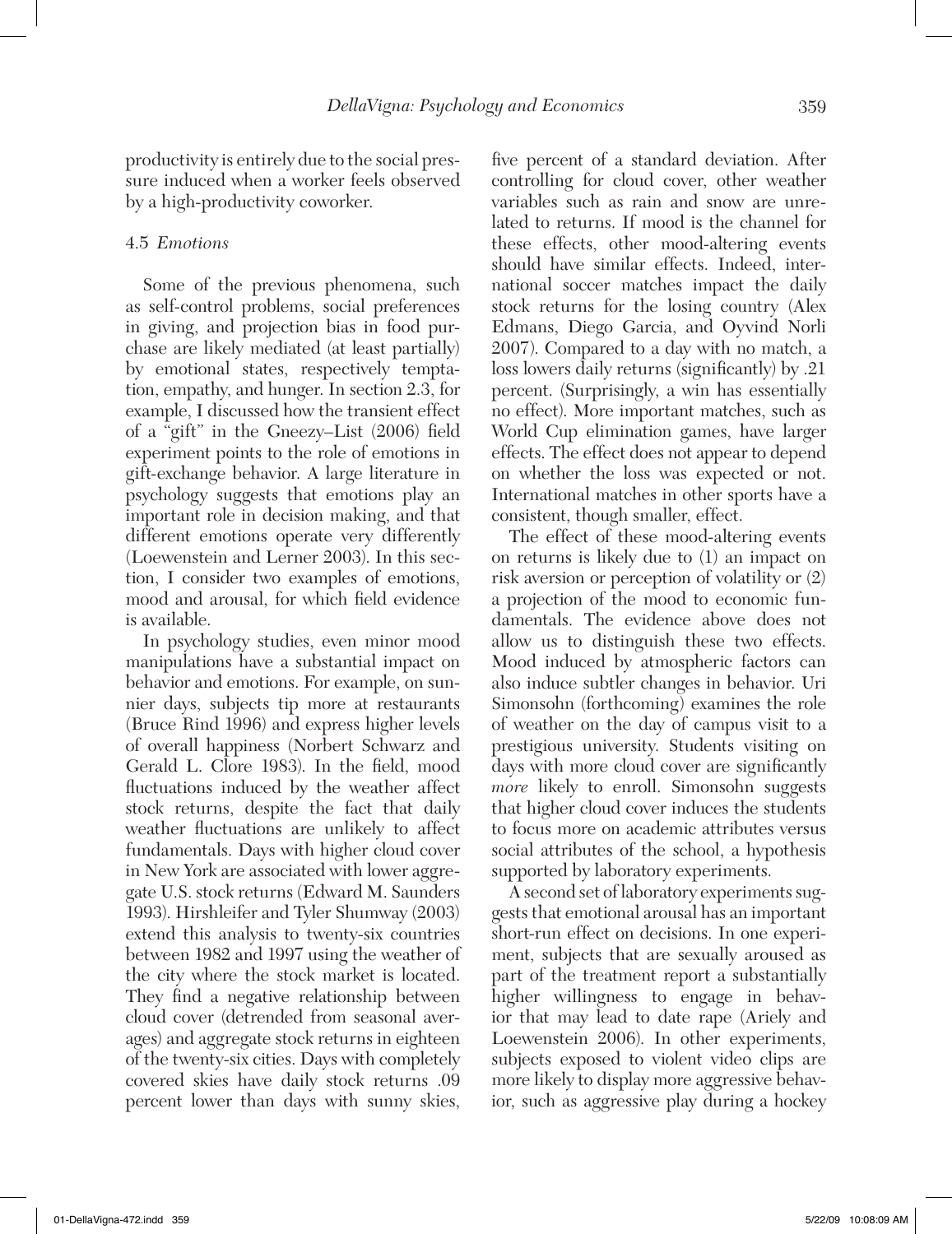productivity is entirely due to the social pressure induced when a worker feels observed by a high-productivity coworker.

### 4.5 *Emotions*

Some of the previous phenomena, such as self-control problems, social preferences in giving, and projection bias in food purchase are likely mediated (at least partially) by emotional states, respectively temptation, empathy, and hunger. In section 2.3, for example, I discussed how the transient effect of a "gift" in the Gneezy–List (2006) field experiment points to the role of emotions in gift-exchange behavior. A large literature in psychology suggests that emotions play an important role in decision making, and that different emotions operate very differently (Loewenstein and Lerner 2003). In this section, I consider two examples of emotions, mood and arousal, for which field evidence is available.

In psychology studies, even minor mood manipulations have a substantial impact on behavior and emotions. For example, on sunnier days, subjects tip more at restaurants (Bruce Rind 1996) and express higher levels of overall happiness (Norbert Schwarz and Gerald L. Clore 1983). In the field, mood fluctuations induced by the weather affect stock returns, despite the fact that daily weather fluctuations are unlikely to affect fundamentals. Days with higher cloud cover in New York are associated with lower aggregate U.S. stock returns (Edward M. Saunders 1993). Hirshleifer and Tyler Shumway (2003) extend this analysis to twenty-six countries between 1982 and 1997 using the weather of the city where the stock market is located. They find a negative relationship between cloud cover (detrended from seasonal averages) and aggregate stock returns in eighteen of the twenty-six cities. Days with completely covered skies have daily stock returns .09 percent lower than days with sunny skies, five percent of a standard deviation. After controlling for cloud cover, other weather variables such as rain and snow are unrelated to returns. If mood is the channel for these effects, other mood-altering events should have similar effects. Indeed, international soccer matches impact the daily stock returns for the losing country (Alex Edmans, Diego Garcia, and Oyvind Norli 2007). Compared to a day with no match, a loss lowers daily returns (significantly) by .21 percent. (Surprisingly, a win has essentially no effect). More important matches, such as World Cup elimination games, have larger effects. The effect does not appear to depend on whether the loss was expected or not. International matches in other sports have a consistent, though smaller, effect.

The effect of these mood-altering events on returns is likely due to (1) an impact on risk aversion or perception of volatility or (2) a projection of the mood to economic fundamentals. The evidence above does not allow us to distinguish these two effects. Mood induced by atmospheric factors can also induce subtler changes in behavior. Uri Simonsohn (forthcoming) examines the role of weather on the day of campus visit to a prestigious university. Students visiting on days with more cloud cover are significantly *more* likely to enroll. Simonsohn suggests that higher cloud cover induces the students to focus more on academic attributes versus social attributes of the school, a hypothesis supported by laboratory experiments.

A second set of laboratory experiments suggests that emotional arousal has an important short-run effect on decisions. In one experiment, subjects that are sexually aroused as part of the treatment report a substantially higher willingness to engage in behavior that may lead to date rape (Ariely and Loewenstein 2006). In other experiments, subjects exposed to violent video clips are more likely to display more aggressive behavior, such as aggressive play during a hockey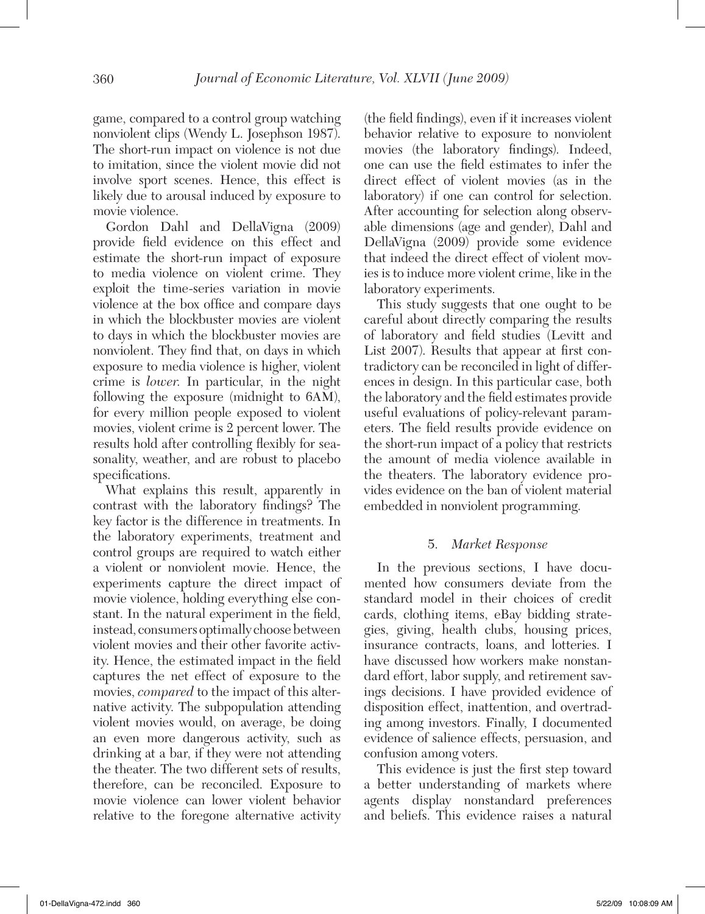game, compared to a control group watching nonviolent clips (Wendy L. Josephson 1987). The short-run impact on violence is not due to imitation, since the violent movie did not involve sport scenes. Hence, this effect is likely due to arousal induced by exposure to movie violence.

Gordon Dahl and DellaVigna (2009) provide field evidence on this effect and estimate the short-run impact of exposure to media violence on violent crime. They exploit the time-series variation in movie violence at the box office and compare days in which the blockbuster movies are violent to days in which the blockbuster movies are nonviolent. They find that, on days in which exposure to media violence is higher, violent crime is *lower*. In particular, in the night following the exposure (midnight to 6AM), for every million people exposed to violent movies, violent crime is 2 percent lower. The results hold after controlling flexibly for seasonality, weather, and are robust to placebo specifications.

What explains this result, apparently in contrast with the laboratory findings? The key factor is the difference in treatments. In the laboratory experiments, treatment and control groups are required to watch either a violent or nonviolent movie. Hence, the experiments capture the direct impact of movie violence, holding everything else constant. In the natural experiment in the field, instead, consumers optimally choose between violent movies and their other favorite activity. Hence, the estimated impact in the field captures the net effect of exposure to the movies, *compared* to the impact of this alternative activity. The subpopulation attending violent movies would, on average, be doing an even more dangerous activity, such as drinking at a bar, if they were not attending the theater. The two different sets of results, therefore, can be reconciled. Exposure to movie violence can lower violent behavior relative to the foregone alternative activity (the field findings), even if it increases violent behavior relative to exposure to nonviolent movies (the laboratory findings). Indeed, one can use the field estimates to infer the direct effect of violent movies (as in the laboratory) if one can control for selection. After accounting for selection along observable dimensions (age and gender), Dahl and DellaVigna (2009) provide some evidence that indeed the direct effect of violent movies is to induce more violent crime, like in the laboratory experiments.

This study suggests that one ought to be careful about directly comparing the results of laboratory and field studies (Levitt and List 2007). Results that appear at first contradictory can be reconciled in light of differences in design. In this particular case, both the laboratory and the field estimates provide useful evaluations of policy-relevant parameters. The field results provide evidence on the short-run impact of a policy that restricts the amount of media violence available in the theaters. The laboratory evidence provides evidence on the ban of violent material embedded in nonviolent programming.

## 5. *Market Response*

In the previous sections, I have documented how consumers deviate from the standard model in their choices of credit cards, clothing items, eBay bidding strategies, giving, health clubs, housing prices, insurance contracts, loans, and lotteries. I have discussed how workers make nonstandard effort, labor supply, and retirement savings decisions. I have provided evidence of disposition effect, inattention, and overtrading among investors. Finally, I documented evidence of salience effects, persuasion, and confusion among voters.

This evidence is just the first step toward a better understanding of markets where agents display nonstandard preferences and beliefs. This evidence raises a natural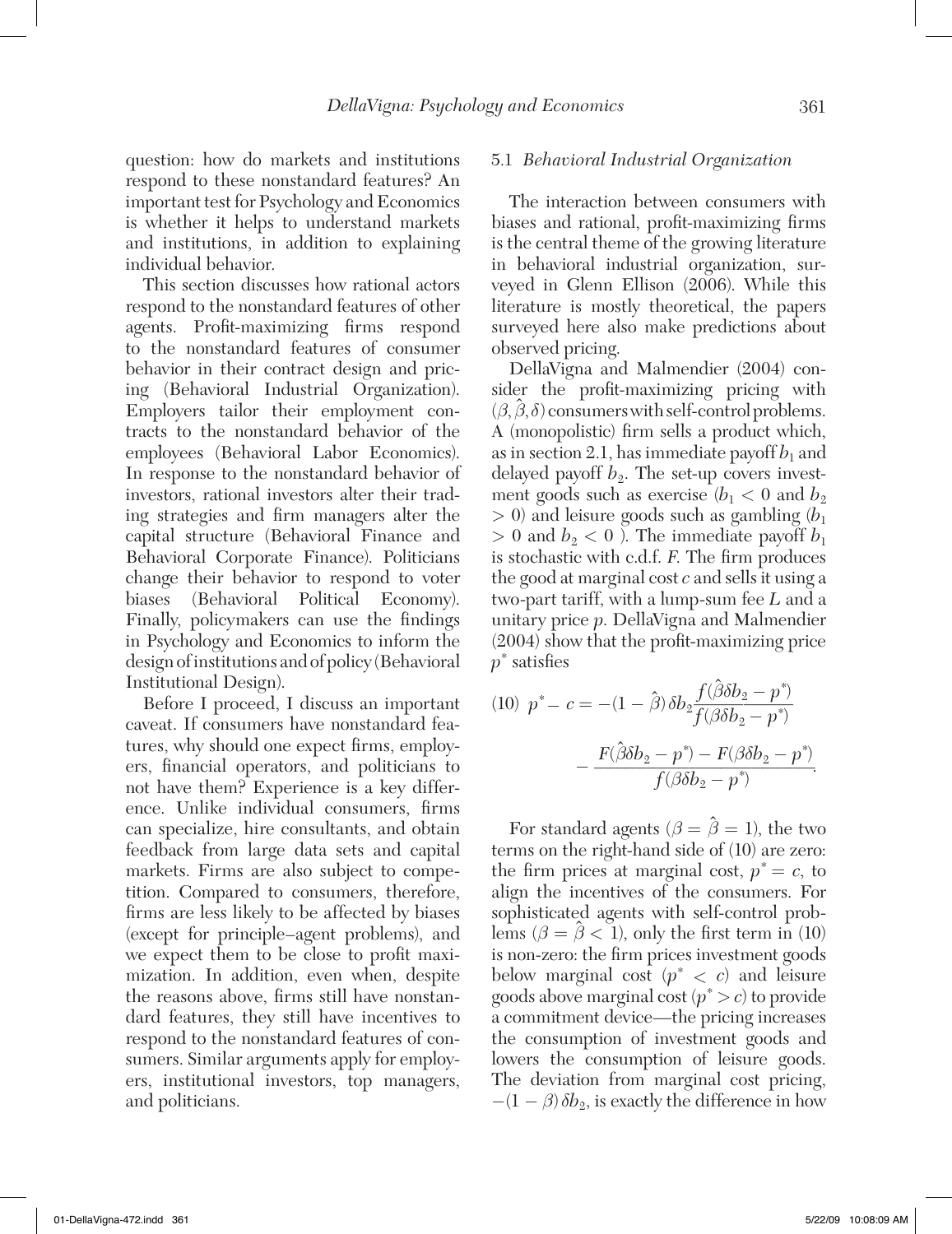question: how do markets and institutions respond to these nonstandard features? An important test for Psychology and Economics is whether it helps to understand markets and institutions, in addition to explaining individual behavior.

This section discusses how rational actors respond to the nonstandard features of other agents. Profit-maximizing firms respond to the nonstandard features of consumer behavior in their contract design and pricing (Behavioral Industrial Organization). Employers tailor their employment contracts to the nonstandard behavior of the employees (Behavioral Labor Economics). In response to the nonstandard behavior of investors, rational investors alter their trading strategies and firm managers alter the capital structure (Behavioral Finance and Behavioral Corporate Finance). Politicians change their behavior to respond to voter biases (Behavioral Political Economy). Finally, policymakers can use the findings in Psychology and Economics to inform the design of institutions and of policy (Behavioral Institutional Design).

Before I proceed, I discuss an important caveat. If consumers have nonstandard features, why should one expect firms, employers, financial operators, and politicians to not have them? Experience is a key difference. Unlike individual consumers, firms can specialize, hire consultants, and obtain feedback from large data sets and capital markets. Firms are also subject to competition. Compared to consumers, therefore, firms are less likely to be affected by biases (except for principle–agent problems), and we expect them to be close to profit maximization. In addition, even when, despite the reasons above, firms still have nonstandard features, they still have incentives to respond to the nonstandard features of consumers. Similar arguments apply for employers, institutional investors, top managers, and politicians.

### 5.1 *Behavioral Industrial Organization*

The interaction between consumers with biases and rational, profit-maximizing firms is the central theme of the growing literature in behavioral industrial organization, surveyed in Glenn Ellison (2006). While this literature is mostly theoretical, the papers surveyed here also make predictions about observed pricing.

DellaVigna and Malmendier (2004) consider the profit-maximizing pricing with $(\beta, \hat{\beta}, \delta)$ consumers with self-control problems. A (monopolistic) firm sells a product which, as in section 2.1, has immediate payoff $b_1$ and delayed payoff $b_2$. The set-up covers investment goods such as exercise ($b_1 < 0$ and $b_2 > 0$) and leisure goods such as gambling ($b_1 > 0$ and $b_2 < 0$ ). The immediate payoff $b_1$ is stochastic with c.d.f. $F$. The firm produces the good at marginal cost $c$ and sells it using a two-part tariff, with a lump-sum fee $L$ and a unitary price $p$. DellaVigna and Malmendier (2004) show that the profit-maximizing price $p^*$ satisfies

$$(10) \quad p^* - c = -(1 - \hat{\beta})\delta b_2 \frac{f(\hat{\beta}\delta b_2 - p^*)}{f(\beta\delta b_2 - p^*)} - \frac{F(\hat{\beta}\delta b_2 - p^*) - F(\beta\delta b_2 - p^*)}{f(\beta\delta b_2 - p^*)}.$$

For standard agents ($\beta = \hat{\beta} = 1$), the two terms on the right-hand side of (10) are zero: the firm prices at marginal cost, $p^* = c$, to align the incentives of the consumers. For sophisticated agents with self-control problems ($\beta = \hat{\beta} < 1$), only the first term in (10) is non-zero: the firm prices investment goods below marginal cost ($p^* < c$) and leisure goods above marginal cost ($p^* > c$) to provide a commitment device—the pricing increases the consumption of investment goods and lowers the consumption of leisure goods. The deviation from marginal cost pricing, $-(1 - \beta)\delta b_2$, is exactly the difference in how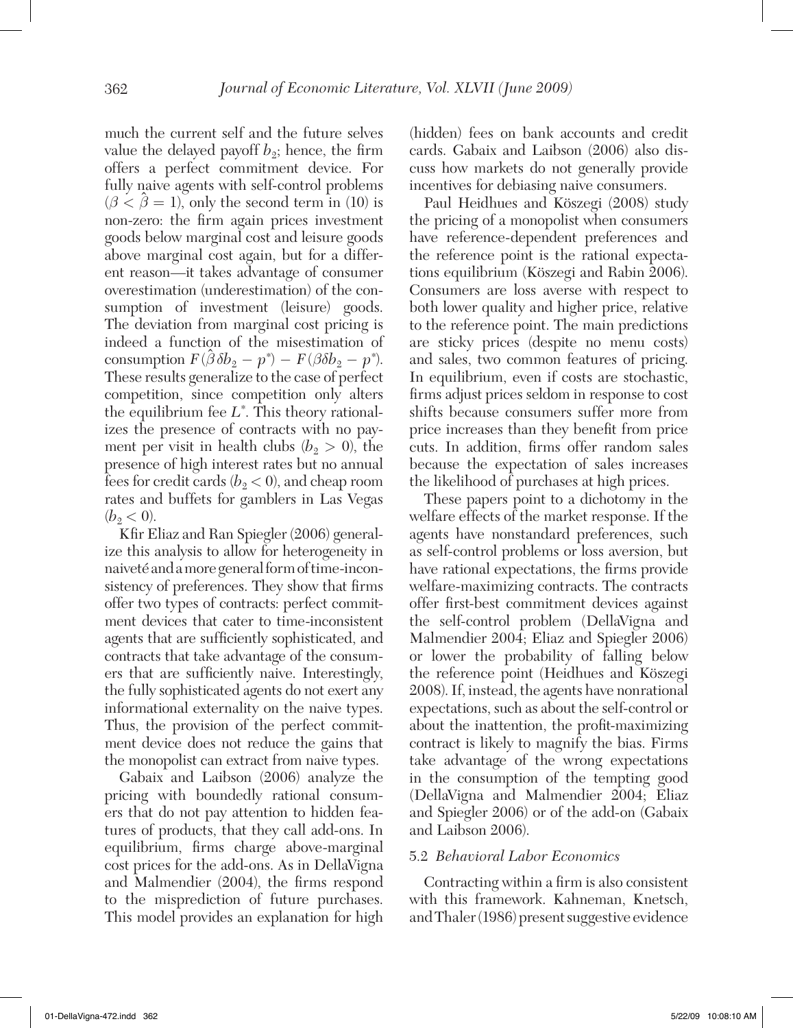much the current self and the future selves value the delayed payoff $b_2$; hence, the firm offers a perfect commitment device. For fully naive agents with self-control problems ($\beta < \hat{\beta} = 1$), only the second term in (10) is non-zero: the firm again prices investment goods below marginal cost and leisure goods above marginal cost again, but for a different reason—it takes advantage of consumer overestimation (underestimation) of the consumption of investment (leisure) goods. The deviation from marginal cost pricing is indeed a function of the misestimation of consumption $F(\hat{\beta}\delta b_2 - p^*) - F(\beta\delta b_2 - p^*)$. These results generalize to the case of perfect competition, since competition only alters the equilibrium fee $L^*$. This theory rationalizes the presence of contracts with no payment per visit in health clubs ($b_2 > 0$), the presence of high interest rates but no annual fees for credit cards ($b_2 < 0$), and cheap room rates and buffets for gamblers in Las Vegas ($b_2 < 0$).

Kfir Eliaz and Ran Spiegler (2006) generalize this analysis to allow for heterogeneity in naiveté and a more general form of time-inconsistency of preferences. They show that firms offer two types of contracts: perfect commitment devices that cater to time-inconsistent agents that are sufficiently sophisticated, and contracts that take advantage of the consumers that are sufficiently naive. Interestingly, the fully sophisticated agents do not exert any informational externality on the naive types. Thus, the provision of the perfect commitment device does not reduce the gains that the monopolist can extract from naive types.

Gabaix and Laibson (2006) analyze the pricing with boundedly rational consumers that do not pay attention to hidden features of products, that they call add-ons. In equilibrium, firms charge above-marginal cost prices for the add-ons. As in DellaVigna and Malmendier (2004), the firms respond to the misprediction of future purchases. This model provides an explanation for high (hidden) fees on bank accounts and credit cards. Gabaix and Laibson (2006) also discuss how markets do not generally provide incentives for debiasing naive consumers.

Paul Heidhues and Köszegi (2008) study the pricing of a monopolist when consumers have reference-dependent preferences and the reference point is the rational expectations equilibrium (Köszegi and Rabin 2006). Consumers are loss averse with respect to both lower quality and higher price, relative to the reference point. The main predictions are sticky prices (despite no menu costs) and sales, two common features of pricing. In equilibrium, even if costs are stochastic, firms adjust prices seldom in response to cost shifts because consumers suffer more from price increases than they benefit from price cuts. In addition, firms offer random sales because the expectation of sales increases the likelihood of purchases at high prices.

These papers point to a dichotomy in the welfare effects of the market response. If the agents have nonstandard preferences, such as self-control problems or loss aversion, but have rational expectations, the firms provide welfare-maximizing contracts. The contracts offer first-best commitment devices against the self-control problem (DellaVigna and Malmendier 2004; Eliaz and Spiegler 2006) or lower the probability of falling below the reference point (Heidhues and Köszegi 2008). If, instead, the agents have nonrational expectations, such as about the self-control or about the inattention, the profit-maximizing contract is likely to magnify the bias. Firms take advantage of the wrong expectations in the consumption of the tempting good (DellaVigna and Malmendier 2004; Eliaz and Spiegler 2006) or of the add-on (Gabaix and Laibson 2006).

### 5.2 *Behavioral Labor Economics*

Contracting within a firm is also consistent with this framework. Kahneman, Knetsch, and Thaler (1986) present suggestive evidence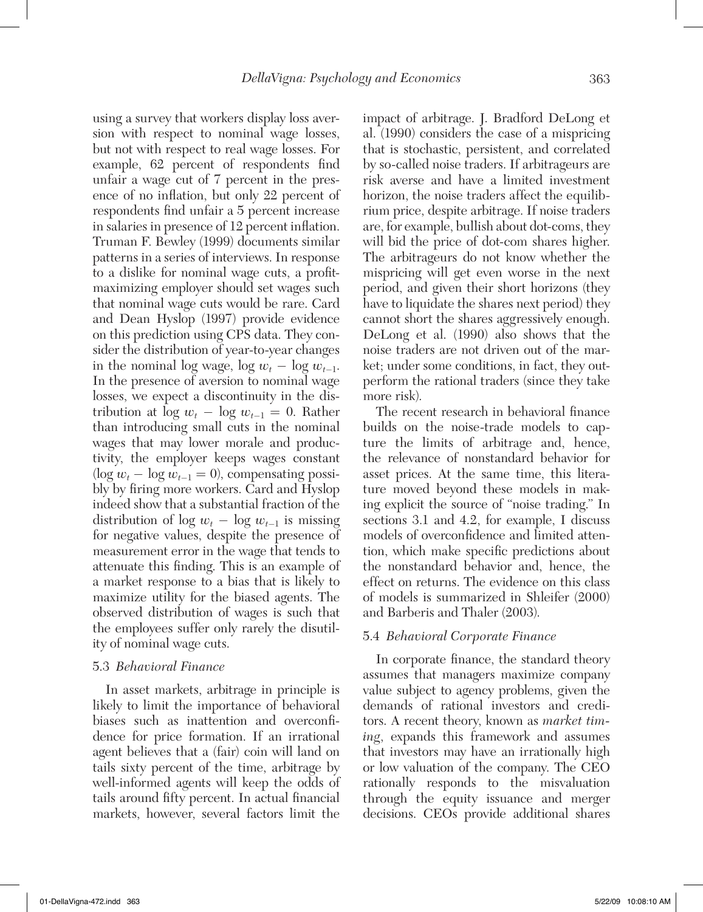using a survey that workers display loss aversion with respect to nominal wage losses, but not with respect to real wage losses. For example, 62 percent of respondents find unfair a wage cut of 7 percent in the presence of no inflation, but only 22 percent of respondents find unfair a 5 percent increase in salaries in presence of 12 percent inflation. Truman F. Bewley (1999) documents similar patterns in a series of interviews. In response to a dislike for nominal wage cuts, a profit-maximizing employer should set wages such that nominal wage cuts would be rare. Card and Dean Hyslop (1997) provide evidence on this prediction using CPS data. They consider the distribution of year-to-year changes in the nominal log wage, $\log w_t - \log w_{t-1}$. In the presence of aversion to nominal wage losses, we expect a discontinuity in the distribution at $\log w_t - \log w_{t-1} = 0$. Rather than introducing small cuts in the nominal wages that may lower morale and productivity, the employer keeps wages constant ($\log w_t - \log w_{t-1} = 0$), compensating possibly by firing more workers. Card and Hyslop indeed show that a substantial fraction of the distribution of $\log w_t - \log w_{t-1}$ is missing for negative values, despite the presence of measurement error in the wage that tends to attenuate this finding. This is an example of a market response to a bias that is likely to maximize utility for the biased agents. The observed distribution of wages is such that the employees suffer only rarely the disutility of nominal wage cuts.

### 5.3 *Behavioral Finance*

In asset markets, arbitrage in principle is likely to limit the importance of behavioral biases such as inattention and overconfidence for price formation. If an irrational agent believes that a (fair) coin will land on tails sixty percent of the time, arbitrage by well-informed agents will keep the odds of tails around fifty percent. In actual financial markets, however, several factors limit the impact of arbitrage. J. Bradford DeLong et al. (1990) considers the case of a mispricing that is stochastic, persistent, and correlated by so-called noise traders. If arbitrageurs are risk averse and have a limited investment horizon, the noise traders affect the equilibrium price, despite arbitrage. If noise traders are, for example, bullish about dot-coms, they will bid the price of dot-com shares higher. The arbitrageurs do not know whether the mispricing will get even worse in the next period, and given their short horizons (they have to liquidate the shares next period) they cannot short the shares aggressively enough. DeLong et al. (1990) also shows that the noise traders are not driven out of the market; under some conditions, in fact, they outperform the rational traders (since they take more risk).

The recent research in behavioral finance builds on the noise-trade models to capture the limits of arbitrage and, hence, the relevance of nonstandard behavior for asset prices. At the same time, this literature moved beyond these models in making explicit the source of "noise trading." In sections 3.1 and 4.2, for example, I discuss models of overconfidence and limited attention, which make specific predictions about the nonstandard behavior and, hence, the effect on returns. The evidence on this class of models is summarized in Shleifer (2000) and Barberis and Thaler (2003).

### 5.4 *Behavioral Corporate Finance*

In corporate finance, the standard theory assumes that managers maximize company value subject to agency problems, given the demands of rational investors and creditors. A recent theory, known as *market timing*, expands this framework and assumes that investors may have an irrationally high or low valuation of the company. The CEO rationally responds to the misvaluation through the equity issuance and merger decisions. CEOs provide additional shares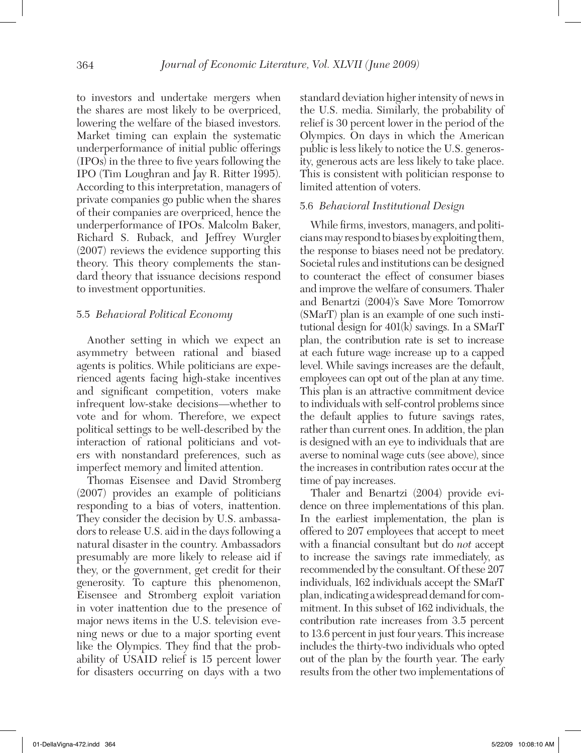to investors and undertake mergers when the shares are most likely to be overpriced, lowering the welfare of the biased investors. Market timing can explain the systematic underperformance of initial public offerings (IPOs) in the three to five years following the IPO (Tim Loughran and Jay R. Ritter 1995). According to this interpretation, managers of private companies go public when the shares of their companies are overpriced, hence the underperformance of IPOs. Malcolm Baker, Richard S. Ruback, and Jeffrey Wurgler (2007) reviews the evidence supporting this theory. This theory complements the standard theory that issuance decisions respond to investment opportunities.

### 5.5 *Behavioral Political Economy*

Another setting in which we expect an asymmetry between rational and biased agents is politics. While politicians are experienced agents facing high-stake incentives and significant competition, voters make infrequent low-stake decisions—whether to vote and for whom. Therefore, we expect political settings to be well-described by the interaction of rational politicians and voters with nonstandard preferences, such as imperfect memory and limited attention.

Thomas Eisensee and David Stromberg (2007) provides an example of politicians responding to a bias of voters, inattention. They consider the decision by U.S. ambassadors to release U.S. aid in the days following a natural disaster in the country. Ambassadors presumably are more likely to release aid if they, or the government, get credit for their generosity. To capture this phenomenon, Eisensee and Stromberg exploit variation in voter inattention due to the presence of major news items in the U.S. television evening news or due to a major sporting event like the Olympics. They find that the probability of USAID relief is 15 percent lower for disasters occurring on days with a two standard deviation higher intensity of news in the U.S. media. Similarly, the probability of relief is 30 percent lower in the period of the Olympics. On days in which the American public is less likely to notice the U.S. generosity, generous acts are less likely to take place. This is consistent with politician response to limited attention of voters.

### 5.6 *Behavioral Institutional Design*

While firms, investors, managers, and politicians may respond to biases by exploiting them, the response to biases need not be predatory. Societal rules and institutions can be designed to counteract the effect of consumer biases and improve the welfare of consumers. Thaler and Benartzi (2004)'s Save More Tomorrow (SMarT) plan is an example of one such institutional design for 401(k) savings. In a SMarT plan, the contribution rate is set to increase at each future wage increase up to a capped level. While savings increases are the default, employees can opt out of the plan at any time. This plan is an attractive commitment device to individuals with self-control problems since the default applies to future savings rates, rather than current ones. In addition, the plan is designed with an eye to individuals that are averse to nominal wage cuts (see above), since the increases in contribution rates occur at the time of pay increases.

Thaler and Benartzi (2004) provide evidence on three implementations of this plan. In the earliest implementation, the plan is offered to 207 employees that accept to meet with a financial consultant but do *not* accept to increase the savings rate immediately, as recommended by the consultant. Of these 207 individuals, 162 individuals accept the SMarT plan, indicating a widespread demand for commitment. In this subset of 162 individuals, the contribution rate increases from 3.5 percent to 13.6 percent in just four years. This increase includes the thirty-two individuals who opted out of the plan by the fourth year. The early results from the other two implementations of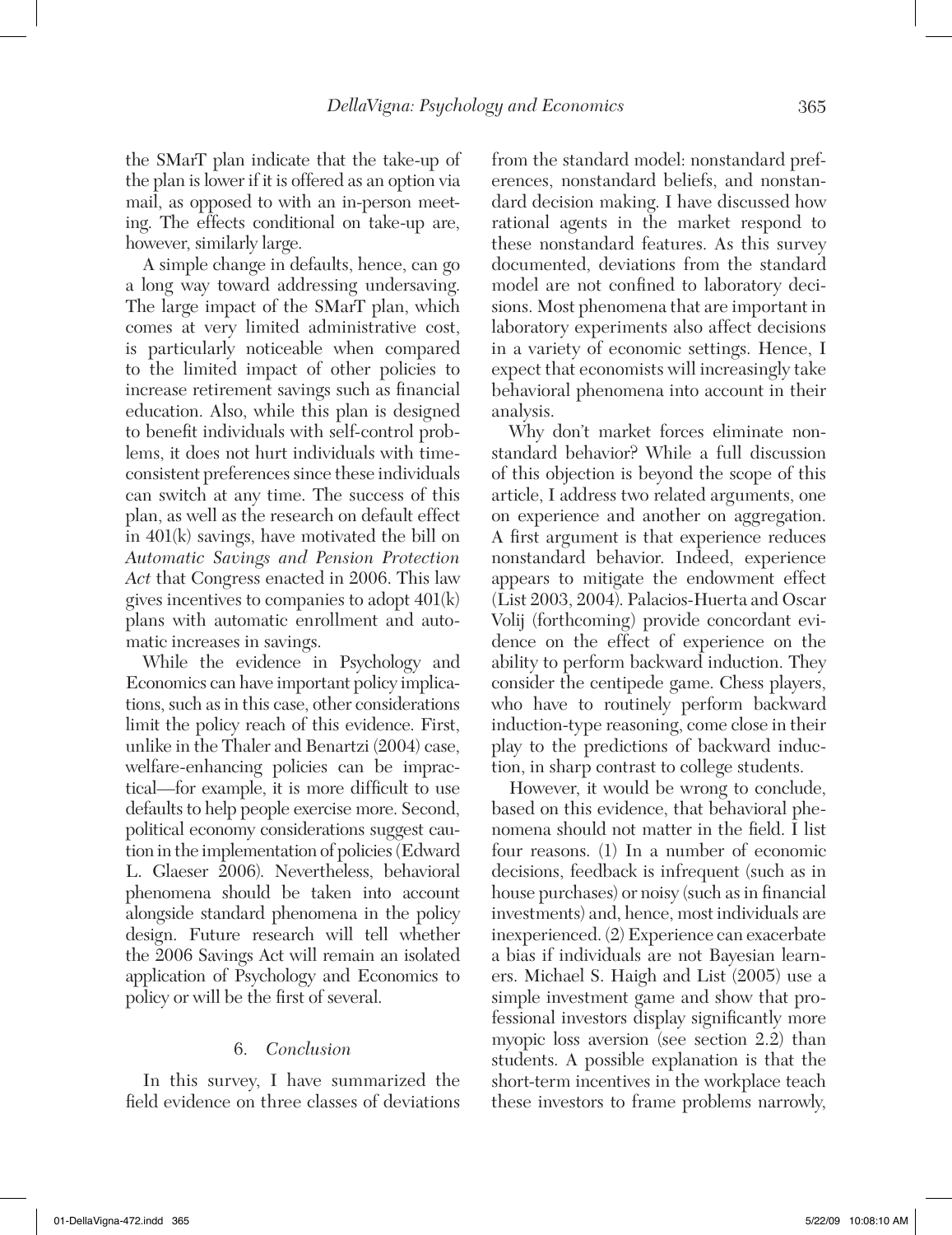the SMarT plan indicate that the take-up of the plan is lower if it is offered as an option via mail, as opposed to with an in-person meeting. The effects conditional on take-up are, however, similarly large.

A simple change in defaults, hence, can go a long way toward addressing undersaving. The large impact of the SMarT plan, which comes at very limited administrative cost, is particularly noticeable when compared to the limited impact of other policies to increase retirement savings such as financial education. Also, while this plan is designed to benefit individuals with self-control problems, it does not hurt individuals with time-consistent preferences since these individuals can switch at any time. The success of this plan, as well as the research on default effect in 401(k) savings, have motivated the bill on *Automatic Savings and Pension Protection Act* that Congress enacted in 2006. This law gives incentives to companies to adopt 401(k) plans with automatic enrollment and automatic increases in savings.

While the evidence in Psychology and Economics can have important policy implications, such as in this case, other considerations limit the policy reach of this evidence. First, unlike in the Thaler and Benartzi (2004) case, welfare-enhancing policies can be impractical—for example, it is more difficult to use defaults to help people exercise more. Second, political economy considerations suggest caution in the implementation of policies (Edward L. Glaeser 2006). Nevertheless, behavioral phenomena should be taken into account alongside standard phenomena in the policy design. Future research will tell whether the 2006 Savings Act will remain an isolated application of Psychology and Economics to policy or will be the first of several.

## 6. *Conclusion*

In this survey, I have summarized the field evidence on three classes of deviations from the standard model: nonstandard preferences, nonstandard beliefs, and nonstandard decision making. I have discussed how rational agents in the market respond to these nonstandard features. As this survey documented, deviations from the standard model are not confined to laboratory decisions. Most phenomena that are important in laboratory experiments also affect decisions in a variety of economic settings. Hence, I expect that economists will increasingly take behavioral phenomena into account in their analysis.

Why don't market forces eliminate nonstandard behavior? While a full discussion of this objection is beyond the scope of this article, I address two related arguments, one on experience and another on aggregation. A first argument is that experience reduces nonstandard behavior. Indeed, experience appears to mitigate the endowment effect (List 2003, 2004). Palacios-Huerta and Oscar Volij (forthcoming) provide concordant evidence on the effect of experience on the ability to perform backward induction. They consider the centipede game. Chess players, who have to routinely perform backward induction-type reasoning, come close in their play to the predictions of backward induction, in sharp contrast to college students.

However, it would be wrong to conclude, based on this evidence, that behavioral phenomena should not matter in the field. I list four reasons. (1) In a number of economic decisions, feedback is infrequent (such as in house purchases) or noisy (such as in financial investments) and, hence, most individuals are inexperienced. (2) Experience can exacerbate a bias if individuals are not Bayesian learners. Michael S. Haigh and List (2005) use a simple investment game and show that professional investors display significantly more myopic loss aversion (see section 2.2) than students. A possible explanation is that the short-term incentives in the workplace teach these investors to frame problems narrowly,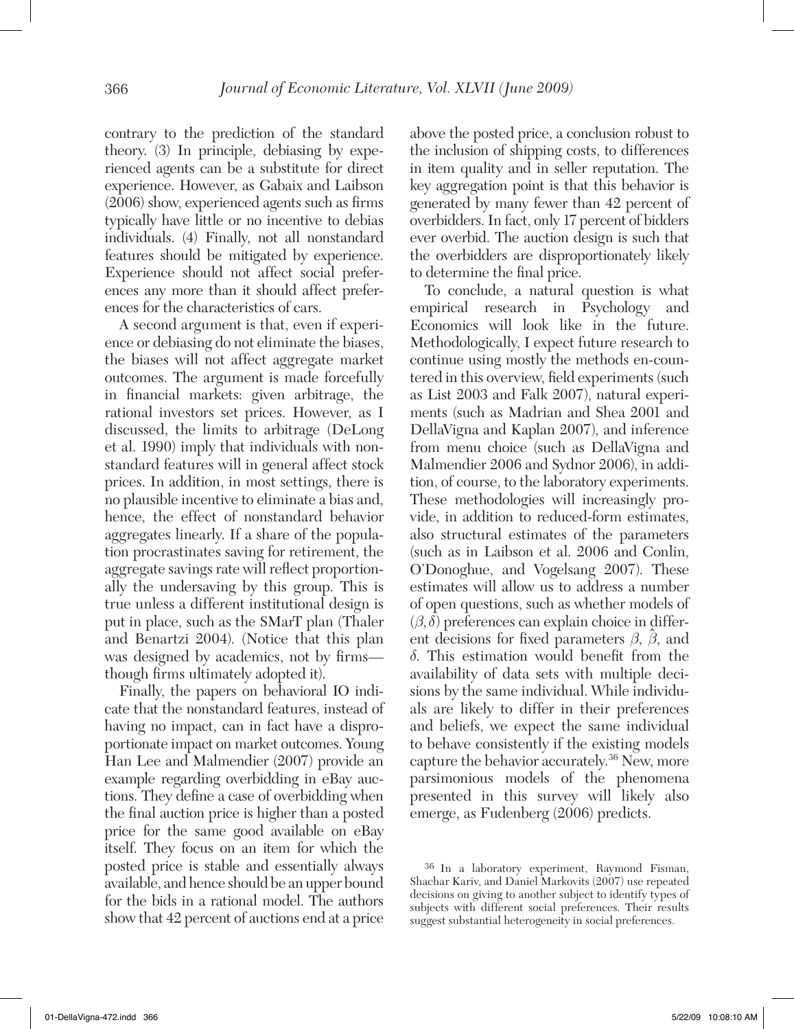contrary to the prediction of the standard theory. (3) In principle, debiasing by experienced agents can be a substitute for direct experience. However, as Gabaix and Laibson (2006) show, experienced agents such as firms typically have little or no incentive to debias individuals. (4) Finally, not all nonstandard features should be mitigated by experience. Experience should not affect social preferences any more than it should affect preferences for the characteristics of cars.

A second argument is that, even if experience or debiasing do not eliminate the biases, the biases will not affect aggregate market outcomes. The argument is made forcefully in financial markets: given arbitrage, the rational investors set prices. However, as I discussed, the limits to arbitrage (DeLong et al. 1990) imply that individuals with nonstandard features will in general affect stock prices. In addition, in most settings, there is no plausible incentive to eliminate a bias and, hence, the effect of nonstandard behavior aggregates linearly. If a share of the population procrastinates saving for retirement, the aggregate savings rate will reflect proportionally the undersaving by this group. This is true unless a different institutional design is put in place, such as the SMarT plan (Thaler and Benartzi 2004). (Notice that this plan was designed by academics, not by firms—though firms ultimately adopted it).

Finally, the papers on behavioral IO indicate that the nonstandard features, instead of having no impact, can in fact have a disproportionate impact on market outcomes. Young Han Lee and Malmendier (2007) provide an example regarding overbidding in eBay auctions. They define a case of overbidding when the final auction price is higher than a posted price for the same good available on eBay itself. They focus on an item for which the posted price is stable and essentially always available, and hence should be an upper bound for the bids in a rational model. The authors show that 42 percent of auctions end at a price above the posted price, a conclusion robust to the inclusion of shipping costs, to differences in item quality and in seller reputation. The key aggregation point is that this behavior is generated by many fewer than 42 percent of overbidders. In fact, only 17 percent of bidders ever overbid. The auction design is such that the overbidders are disproportionately likely to determine the final price.

To conclude, a natural question is what empirical research in Psychology and Economics will look like in the future. Methodologically, I expect future research to continue using mostly the methods en-countered in this overview, field experiments (such as List 2003 and Falk 2007), natural experiments (such as Madrian and Shea 2001 and DellaVigna and Kaplan 2007), and inference from menu choice (such as DellaVigna and Malmendier 2006 and Sydnor 2006), in addition, of course, to the laboratory experiments. These methodologies will increasingly provide, in addition to reduced-form estimates, also structural estimates of the parameters (such as in Laibson et al. 2006 and Conlin, O'Donoghue, and Vogelsang 2007). These estimates will allow us to address a number of open questions, such as whether models of $(\beta, \delta)$ preferences can explain choice in different decisions for fixed parameters $\beta$, $\hat{\beta}$, and $\delta$. This estimation would benefit from the availability of data sets with multiple decisions by the same individual. While individuals are likely to differ in their preferences and beliefs, we expect the same individual to behave consistently if the existing models capture the behavior accurately.[36] New, more parsimonious models of the phenomena presented in this survey will likely also emerge, as Fudenberg (2006) predicts.

[36] In a laboratory experiment, Raymond Fisman, Shachar Kariv, and Daniel Markovits (2007) use repeated decisions on giving to another subject to identify types of subjects with different social preferences. Their results suggest substantial heterogeneity in social preferences.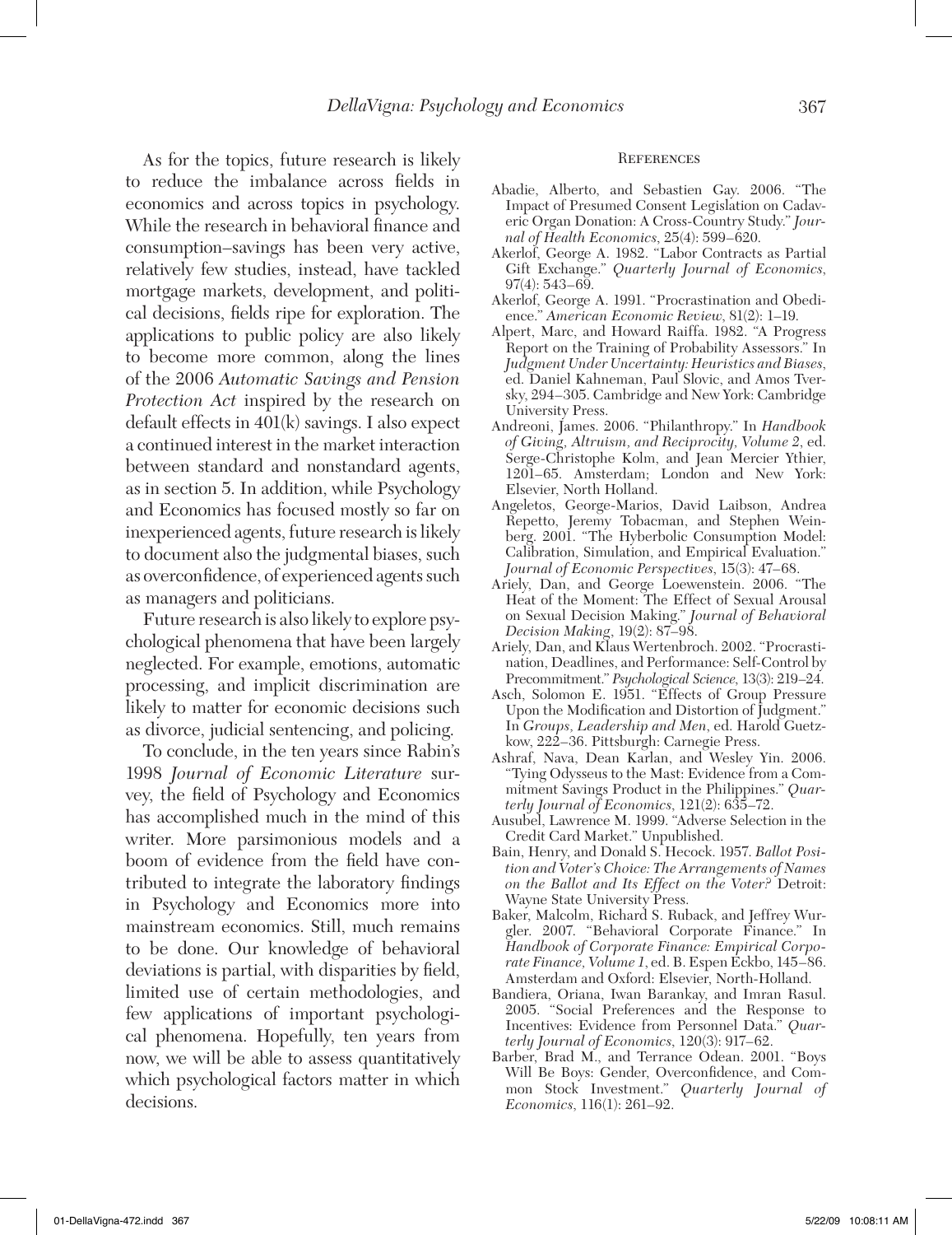As for the topics, future research is likely to reduce the imbalance across fields in economics and across topics in psychology. While the research in behavioral finance and consumption–savings has been very active, relatively few studies, instead, have tackled mortgage markets, development, and political decisions, fields ripe for exploration. The applications to public policy are also likely to become more common, along the lines of the 2006 *Automatic Savings and Pension Protection Act* inspired by the research on default effects in 401(k) savings. I also expect a continued interest in the market interaction between standard and nonstandard agents, as in section 5. In addition, while Psychology and Economics has focused mostly so far on inexperienced agents, future research is likely to document also the judgmental biases, such as overconfidence, of experienced agents such as managers and politicians.

Future research is also likely to explore psychological phenomena that have been largely neglected. For example, emotions, automatic processing, and implicit discrimination are likely to matter for economic decisions such as divorce, judicial sentencing, and policing.

To conclude, in the ten years since Rabin's 1998 *Journal of Economic Literature* survey, the field of Psychology and Economics has accomplished much in the mind of this writer. More parsimonious models and a boom of evidence from the field have contributed to integrate the laboratory findings in Psychology and Economics more into mainstream economics. Still, much remains to be done. Our knowledge of behavioral deviations is partial, with disparities by field, limited use of certain methodologies, and few applications of important psychological phenomena. Hopefully, ten years from now, we will be able to assess quantitatively which psychological factors matter in which decisions.

## References

Abadie, Alberto, and Sebastien Gay. 2006. "The Impact of Presumed Consent Legislation on Cadaveric Organ Donation: A Cross-Country Study." *Journal of Health Economics*, 25(4): 599–620.

Akerlof, George A. 1982. "Labor Contracts as Partial Gift Exchange." *Quarterly Journal of Economics*, 97(4): 543–69.

Akerlof, George A. 1991. "Procrastination and Obedience." *American Economic Review*, 81(2): 1–19.

Alpert, Marc, and Howard Raiffa. 1982. "A Progress Report on the Training of Probability Assessors." In *Judgment Under Uncertainty: Heuristics and Biases*, ed. Daniel Kahneman, Paul Slovic, and Amos Tversky, 294–305. Cambridge and New York: Cambridge University Press.

Andreoni, James. 2006. "Philanthropy." In *Handbook of Giving, Altruism, and Reciprocity, Volume 2*, ed. Serge-Christophe Kolm, and Jean Mercier Ythier, 1201–65. Amsterdam; London and New York: Elsevier, North Holland.

Angeletos, George-Marios, David Laibson, Andrea Repetto, Jeremy Tobacman, and Stephen Weinberg. 2001. "The Hyberbolic Consumption Model: Calibration, Simulation, and Empirical Evaluation." *Journal of Economic Perspectives*, 15(3): 47–68.

Ariely, Dan, and George Loewenstein. 2006. "The Heat of the Moment: The Effect of Sexual Arousal on Sexual Decision Making." *Journal of Behavioral Decision Making*, 19(2): 87–98.

Ariely, Dan, and Klaus Wertenbroch. 2002. "Procrastination, Deadlines, and Performance: Self-Control by Precommitment." *Psychological Science*, 13(3): 219–24.

Asch, Solomon E. 1951. "Effects of Group Pressure Upon the Modification and Distortion of Judgment." In *Groups, Leadership and Men*, ed. Harold Guetzkow, 222–36. Pittsburgh: Carnegie Press.

Ashraf, Nava, Dean Karlan, and Wesley Yin. 2006. "Tying Odysseus to the Mast: Evidence from a Commitment Savings Product in the Philippines." *Quarterly Journal of Economics*, 121(2): 635–72.

Ausubel, Lawrence M. 1999. "Adverse Selection in the Credit Card Market." Unpublished.

Bain, Henry, and Donald S. Hecock. 1957. *Ballot Position and Voter's Choice: The Arrangements of Names on the Ballot and Its Effect on the Voter?* Detroit: Wayne State University Press.

Baker, Malcolm, Richard S. Ruback, and Jeffrey Wurgler. 2007. "Behavioral Corporate Finance." In *Handbook of Corporate Finance: Empirical Corporate Finance, Volume 1*, ed. B. Espen Eckbo, 145–86. Amsterdam and Oxford: Elsevier, North-Holland.

Bandiera, Oriana, Iwan Barankay, and Imran Rasul. 2005. "Social Preferences and the Response to Incentives: Evidence from Personnel Data." *Quarterly Journal of Economics*, 120(3): 917–62.

Barber, Brad M., and Terrance Odean. 2001. "Boys Will Be Boys: Gender, Overconfidence, and Common Stock Investment." *Quarterly Journal of Economics*, 116(1): 261–92.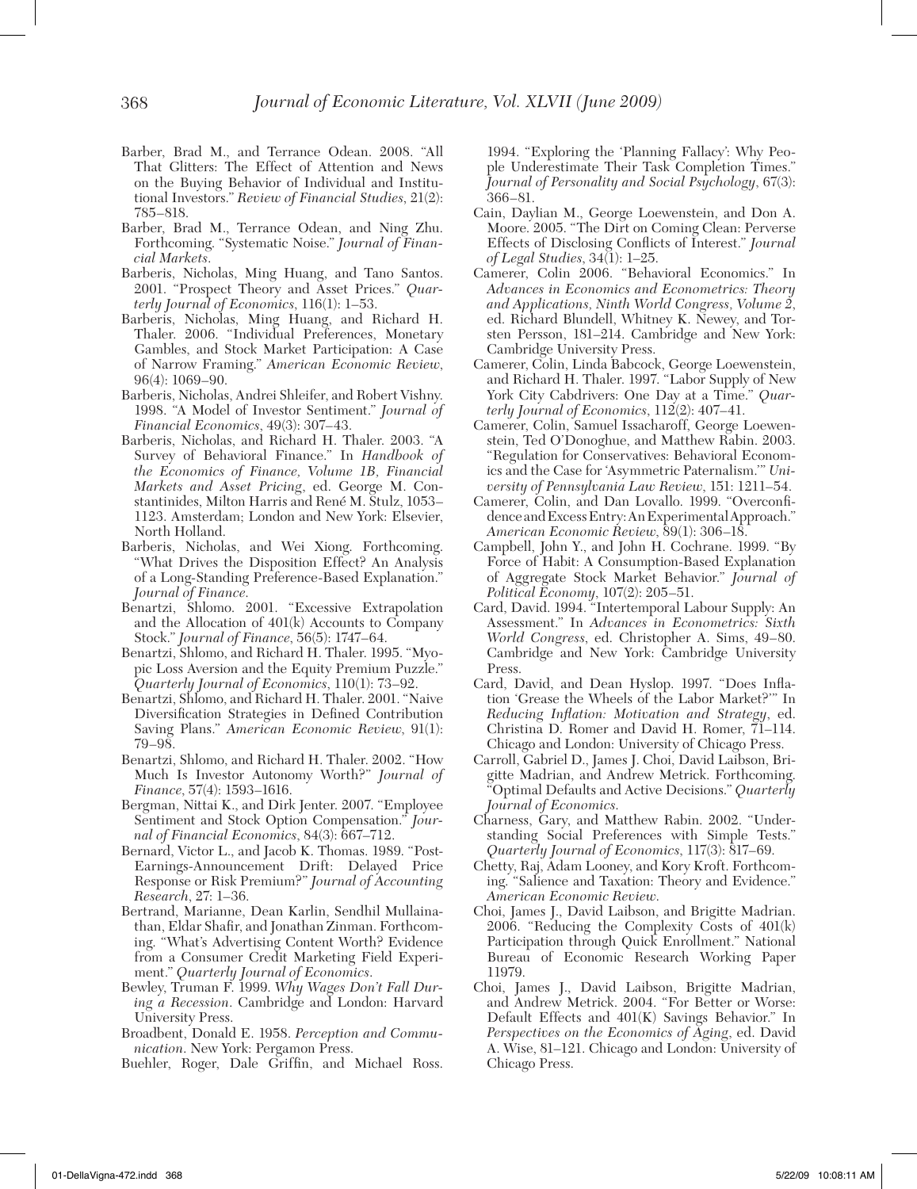Barber, Brad M., and Terrance Odean. 2008. "All That Glitters: The Effect of Attention and News on the Buying Behavior of Individual and Institutional Investors." *Review of Financial Studies*, 21(2): 785–818.

Barber, Brad M., Terrance Odean, and Ning Zhu. Forthcoming. "Systematic Noise." *Journal of Financial Markets*.

Barberis, Nicholas, Ming Huang, and Tano Santos. 2001. "Prospect Theory and Asset Prices." *Quarterly Journal of Economics*, 116(1): 1–53.

Barberis, Nicholas, Ming Huang, and Richard H. Thaler. 2006. "Individual Preferences, Monetary Gambles, and Stock Market Participation: A Case of Narrow Framing." *American Economic Review*, 96(4): 1069–90.

Barberis, Nicholas, Andrei Shleifer, and Robert Vishny. 1998. "A Model of Investor Sentiment." *Journal of Financial Economics*, 49(3): 307–43.

Barberis, Nicholas, and Richard H. Thaler. 2003. "A Survey of Behavioral Finance." In *Handbook of the Economics of Finance, Volume 1B, Financial Markets and Asset Pricing*, ed. George M. Constantinides, Milton Harris and René M. Stulz, 1053–1123. Amsterdam; London and New York: Elsevier, North Holland.

Barberis, Nicholas, and Wei Xiong. Forthcoming. "What Drives the Disposition Effect? An Analysis of a Long-Standing Preference-Based Explanation." *Journal of Finance*.

Benartzi, Shlomo. 2001. "Excessive Extrapolation and the Allocation of 401(k) Accounts to Company Stock." *Journal of Finance*, 56(5): 1747–64.

Benartzi, Shlomo, and Richard H. Thaler. 1995. "Myopic Loss Aversion and the Equity Premium Puzzle." *Quarterly Journal of Economics*, 110(1): 73–92.

Benartzi, Shlomo, and Richard H. Thaler. 2001. "Naive Diversification Strategies in Defined Contribution Saving Plans." *American Economic Review*, 91(1): 79–98.

Benartzi, Shlomo, and Richard H. Thaler. 2002. "How Much Is Investor Autonomy Worth?" *Journal of Finance*, 57(4): 1593–1616.

Bergman, Nittai K., and Dirk Jenter. 2007. "Employee Sentiment and Stock Option Compensation." *Journal of Financial Economics*, 84(3): 667–712.

Bernard, Victor L., and Jacob K. Thomas. 1989. "Post-Earnings-Announcement Drift: Delayed Price Response or Risk Premium?" *Journal of Accounting Research*, 27: 1–36.

Bertrand, Marianne, Dean Karlin, Sendhil Mullainathan, Eldar Shafir, and Jonathan Zinman. Forthcoming. "What's Advertising Content Worth? Evidence from a Consumer Credit Marketing Field Experiment." *Quarterly Journal of Economics*.

Bewley, Truman F. 1999. *Why Wages Don't Fall During a Recession*. Cambridge and London: Harvard University Press.

Broadbent, Donald E. 1958. *Perception and Communication*. New York: Pergamon Press.

Buehler, Roger, Dale Griffin, and Michael Ross. 1994. "Exploring the 'Planning Fallacy': Why People Underestimate Their Task Completion Times." *Journal of Personality and Social Psychology*, 67(3): 366–81.

Cain, Daylian M., George Loewenstein, and Don A. Moore. 2005. "The Dirt on Coming Clean: Perverse Effects of Disclosing Conflicts of Interest." *Journal of Legal Studies*, 34(1): 1–25.

Camerer, Colin 2006. "Behavioral Economics." In *Advances in Economics and Econometrics: Theory and Applications, Ninth World Congress, Volume 2*, ed. Richard Blundell, Whitney K. Newey, and Torsten Persson, 181–214. Cambridge and New York: Cambridge University Press.

Camerer, Colin, Linda Babcock, George Loewenstein, and Richard H. Thaler. 1997. "Labor Supply of New York City Cabdrivers: One Day at a Time." *Quarterly Journal of Economics*, 112(2): 407–41.

Camerer, Colin, Samuel Issacharoff, George Loewenstein, Ted O'Donoghue, and Matthew Rabin. 2003. "Regulation for Conservatives: Behavioral Economics and the Case for 'Asymmetric Paternalism.'" *University of Pennsylvania Law Review*, 151: 1211–54.

Camerer, Colin, and Dan Lovallo. 1999. "Overconfidence and Excess Entry: An Experimental Approach." *American Economic Review*, 89(1): 306–18.

Campbell, John Y., and John H. Cochrane. 1999. "By Force of Habit: A Consumption-Based Explanation of Aggregate Stock Market Behavior." *Journal of Political Economy*, 107(2): 205–51.

Card, David. 1994. "Intertemporal Labour Supply: An Assessment." In *Advances in Econometrics: Sixth World Congress*, ed. Christopher A. Sims, 49–80. Cambridge and New York: Cambridge University Press.

Card, David, and Dean Hyslop. 1997. "Does Inflation 'Grease the Wheels of the Labor Market?'" In *Reducing Inflation: Motivation and Strategy*, ed. Christina D. Romer and David H. Romer, 71–114. Chicago and London: University of Chicago Press.

Carroll, Gabriel D., James J. Choi, David Laibson, Brigitte Madrian, and Andrew Metrick. Forthcoming. "Optimal Defaults and Active Decisions." *Quarterly Journal of Economics*.

Charness, Gary, and Matthew Rabin. 2002. "Understanding Social Preferences with Simple Tests." *Quarterly Journal of Economics*, 117(3): 817–69.

Chetty, Raj, Adam Looney, and Kory Kroft. Forthcoming. "Salience and Taxation: Theory and Evidence." *American Economic Review*.

Choi, James J., David Laibson, and Brigitte Madrian. 2006. "Reducing the Complexity Costs of 401(k) Participation through Quick Enrollment." National Bureau of Economic Research Working Paper 11979.

Choi, James J., David Laibson, Brigitte Madrian, and Andrew Metrick. 2004. "For Better or Worse: Default Effects and 401(K) Savings Behavior." In *Perspectives on the Economics of Aging*, ed. David A. Wise, 81–121. Chicago and London: University of Chicago Press.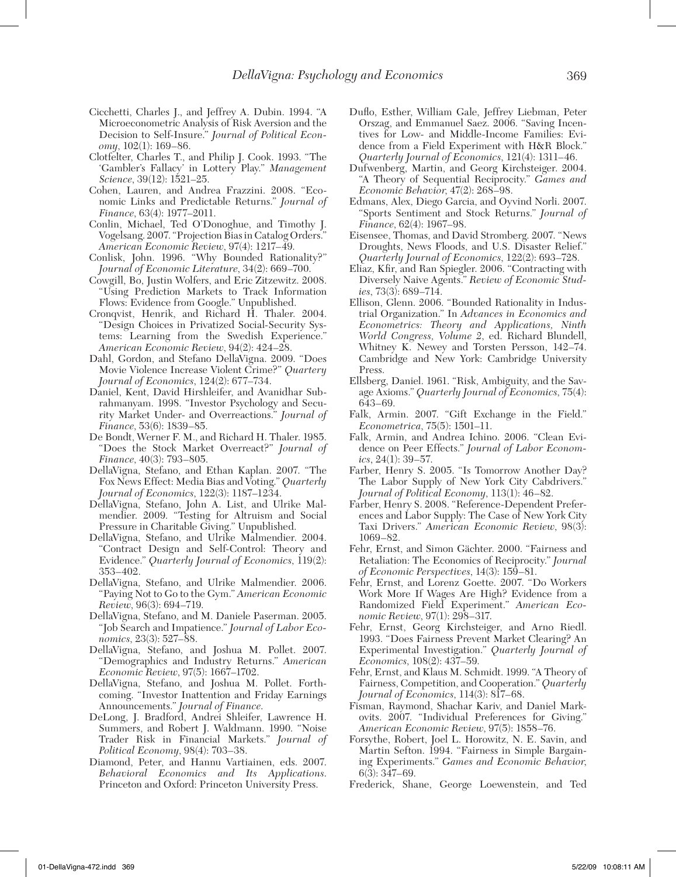Cicchetti, Charles J., and Jeffrey A. Dubin. 1994. "A Microeconometric Analysis of Risk Aversion and the Decision to Self-Insure." *Journal of Political Economy*, 102(1): 169–86.

Clotfelter, Charles T., and Philip J. Cook. 1993. "The 'Gambler's Fallacy' in Lottery Play." *Management Science*, 39(12): 1521–25.

Cohen, Lauren, and Andrea Frazzini. 2008. "Economic Links and Predictable Returns." *Journal of Finance*, 63(4): 1977–2011.

Conlin, Michael, Ted O'Donoghue, and Timothy J. Vogelsang. 2007. "Projection Bias in Catalog Orders." *American Economic Review*, 97(4): 1217–49.

Conlisk, John. 1996. "Why Bounded Rationality?" *Journal of Economic Literature*, 34(2): 669–700.

Cowgill, Bo, Justin Wolfers, and Eric Zitzewitz. 2008. "Using Prediction Markets to Track Information Flows: Evidence from Google." Unpublished.

Cronqvist, Henrik, and Richard H. Thaler. 2004. "Design Choices in Privatized Social-Security Systems: Learning from the Swedish Experience." *American Economic Review*, 94(2): 424–28.

Dahl, Gordon, and Stefano DellaVigna. 2009. "Does Movie Violence Increase Violent Crime?" *Quartery Journal of Economics*, 124(2): 677–734.

Daniel, Kent, David Hirshleifer, and Avanidhar Subrahmanyam. 1998. "Investor Psychology and Security Market Under- and Overreactions." *Journal of Finance*, 53(6): 1839–85.

De Bondt, Werner F. M., and Richard H. Thaler. 1985. "Does the Stock Market Overreact?" *Journal of Finance*, 40(3): 793–805.

DellaVigna, Stefano, and Ethan Kaplan. 2007. "The Fox News Effect: Media Bias and Voting." *Quarterly Journal of Economics*, 122(3): 1187–1234.

DellaVigna, Stefano, John A. List, and Ulrike Malmendier. 2009. "Testing for Altruism and Social Pressure in Charitable Giving." Unpublished.

DellaVigna, Stefano, and Ulrike Malmendier. 2004. "Contract Design and Self-Control: Theory and Evidence." *Quarterly Journal of Economics*, 119(2): 353–402.

DellaVigna, Stefano, and Ulrike Malmendier. 2006. "Paying Not to Go to the Gym." *American Economic Review*, 96(3): 694–719.

DellaVigna, Stefano, and M. Daniele Paserman. 2005. "Job Search and Impatience." *Journal of Labor Economics*, 23(3): 527–88.

DellaVigna, Stefano, and Joshua M. Pollet. 2007. "Demographics and Industry Returns." *American Economic Review*, 97(5): 1667–1702.

DellaVigna, Stefano, and Joshua M. Pollet. Forthcoming. "Investor Inattention and Friday Earnings Announcements." *Journal of Finance*.

DeLong, J. Bradford, Andrei Shleifer, Lawrence H. Summers, and Robert J. Waldmann. 1990. "Noise Trader Risk in Financial Markets." *Journal of Political Economy*, 98(4): 703–38.

Diamond, Peter, and Hannu Vartiainen, eds. 2007. *Behavioral Economics and Its Applications*. Princeton and Oxford: Princeton University Press.

Duflo, Esther, William Gale, Jeffrey Liebman, Peter Orszag, and Emmanuel Saez. 2006. "Saving Incentives for Low- and Middle-Income Families: Evidence from a Field Experiment with H&R Block." *Quarterly Journal of Economics*, 121(4): 1311–46.

Dufwenberg, Martin, and Georg Kirchsteiger. 2004. "A Theory of Sequential Reciprocity." *Games and Economic Behavior*, 47(2): 268–98.

Edmans, Alex, Diego Garcia, and Oyvind Norli. 2007. "Sports Sentiment and Stock Returns." *Journal of Finance*, 62(4): 1967–98.

Eisensee, Thomas, and David Stromberg. 2007. "News Droughts, News Floods, and U.S. Disaster Relief." *Quarterly Journal of Economics*, 122(2): 693–728.

Eliaz, Kfir, and Ran Spiegler. 2006. "Contracting with Diversely Naive Agents." *Review of Economic Studies*, 73(3): 689–714.

Ellison, Glenn. 2006. "Bounded Rationality in Industrial Organization." In *Advances in Economics and Econometrics: Theory and Applications, Ninth World Congress, Volume 2*, ed. Richard Blundell, Whitney K. Newey and Torsten Persson, 142–74. Cambridge and New York: Cambridge University Press.

Ellsberg, Daniel. 1961. "Risk, Ambiguity, and the Savage Axioms." *Quarterly Journal of Economics*, 75(4): 643–69.

Falk, Armin. 2007. "Gift Exchange in the Field." *Econometrica*, 75(5): 1501–11.

Falk, Armin, and Andrea Ichino. 2006. "Clean Evidence on Peer Effects." *Journal of Labor Economics*, 24(1): 39–57.

Farber, Henry S. 2005. "Is Tomorrow Another Day? The Labor Supply of New York City Cabdrivers." *Journal of Political Economy*, 113(1): 46–82.

Farber, Henry S. 2008. "Reference-Dependent Preferences and Labor Supply: The Case of New York City Taxi Drivers." *American Economic Review*, 98(3): 1069–82.

Fehr, Ernst, and Simon Gächter. 2000. "Fairness and Retaliation: The Economics of Reciprocity." *Journal of Economic Perspectives*, 14(3): 159–81.

Fehr, Ernst, and Lorenz Goette. 2007. "Do Workers Work More If Wages Are High? Evidence from a Randomized Field Experiment." *American Economic Review*, 97(1): 298–317.

Fehr, Ernst, Georg Kirchsteiger, and Arno Riedl. 1993. "Does Fairness Prevent Market Clearing? An Experimental Investigation." *Quarterly Journal of Economics*, 108(2): 437–59.

Fehr, Ernst, and Klaus M. Schmidt. 1999. "A Theory of Fairness, Competition, and Cooperation." *Quarterly Journal of Economics*, 114(3): 817–68.

Fisman, Raymond, Shachar Kariv, and Daniel Markovits. 2007. "Individual Preferences for Giving." *American Economic Review*, 97(5): 1858–76.

Forsythe, Robert, Joel L. Horowitz, N. E. Savin, and Martin Sefton. 1994. "Fairness in Simple Bargaining Experiments." *Games and Economic Behavior*, 6(3): 347–69.

Frederick, Shane, George Loewenstein, and Ted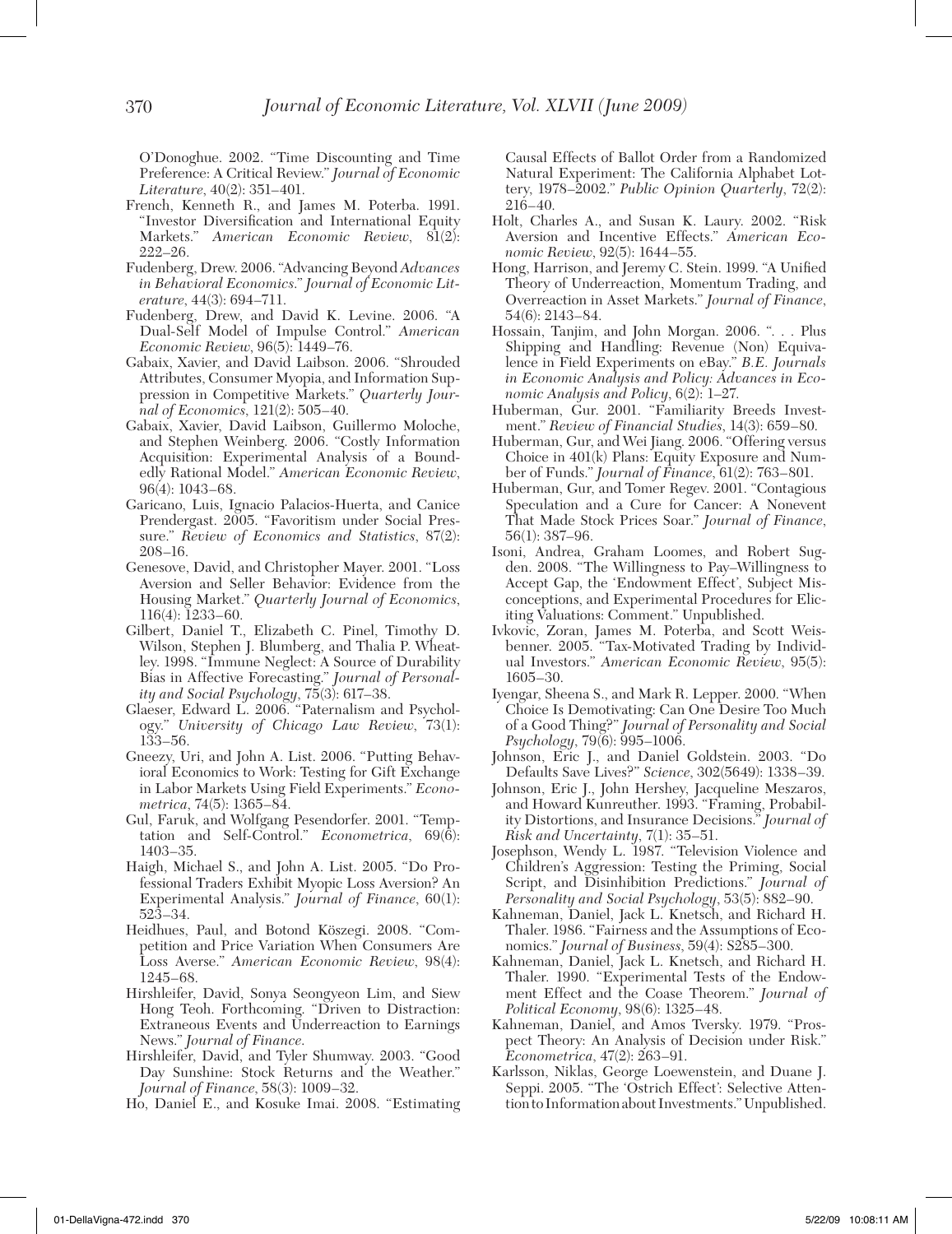O'Donoghue. 2002. "Time Discounting and Time Preference: A Critical Review." *Journal of Economic Literature*, 40(2): 351–401.

French, Kenneth R., and James M. Poterba. 1991. "Investor Diversification and International Equity Markets." *American Economic Review*, 81(2): 222–26.

Fudenberg, Drew. 2006. "Advancing Beyond *Advances in Behavioral Economics*." *Journal of Economic Literature*, 44(3): 694–711.

Fudenberg, Drew, and David K. Levine. 2006. "A Dual-Self Model of Impulse Control." *American Economic Review*, 96(5): 1449–76.

Gabaix, Xavier, and David Laibson. 2006. "Shrouded Attributes, Consumer Myopia, and Information Suppression in Competitive Markets." *Quarterly Journal of Economics*, 121(2): 505–40.

Gabaix, Xavier, David Laibson, Guillermo Moloche, and Stephen Weinberg. 2006. "Costly Information Acquisition: Experimental Analysis of a Boundedly Rational Model." *American Economic Review*, 96(4): 1043–68.

Garicano, Luis, Ignacio Palacios-Huerta, and Canice Prendergast. 2005. "Favoritism under Social Pressure." *Review of Economics and Statistics*, 87(2): 208–16.

Genesove, David, and Christopher Mayer. 2001. "Loss Aversion and Seller Behavior: Evidence from the Housing Market." *Quarterly Journal of Economics*, 116(4): 1233–60.

Gilbert, Daniel T., Elizabeth C. Pinel, Timothy D. Wilson, Stephen J. Blumberg, and Thalia P. Wheatley. 1998. "Immune Neglect: A Source of Durability Bias in Affective Forecasting." *Journal of Personality and Social Psychology*, 75(3): 617–38.

Glaeser, Edward L. 2006. "Paternalism and Psychology." *University of Chicago Law Review*, 73(1): 133–56.

Gneezy, Uri, and John A. List. 2006. "Putting Behavioral Economics to Work: Testing for Gift Exchange in Labor Markets Using Field Experiments." *Econometrica*, 74(5): 1365–84.

Gul, Faruk, and Wolfgang Pesendorfer. 2001. "Temptation and Self-Control." *Econometrica*, 69(6): 1403–35.

Haigh, Michael S., and John A. List. 2005. "Do Professional Traders Exhibit Myopic Loss Aversion? An Experimental Analysis." *Journal of Finance*, 60(1): 523–34.

Heidhues, Paul, and Botond Köszegi. 2008. "Competition and Price Variation When Consumers Are Loss Averse." *American Economic Review*, 98(4): 1245–68.

Hirshleifer, David, Sonya Seongyeon Lim, and Siew Hong Teoh. Forthcoming. "Driven to Distraction: Extraneous Events and Underreaction to Earnings News." *Journal of Finance*.

Hirshleifer, David, and Tyler Shumway. 2003. "Good Day Sunshine: Stock Returns and the Weather." *Journal of Finance*, 58(3): 1009–32.

Ho, Daniel E., and Kosuke Imai. 2008. "Estimating Causal Effects of Ballot Order from a Randomized Natural Experiment: The California Alphabet Lottery, 1978–2002." *Public Opinion Quarterly*, 72(2): 216–40.

Holt, Charles A., and Susan K. Laury. 2002. "Risk Aversion and Incentive Effects." *American Economic Review*, 92(5): 1644–55.

Hong, Harrison, and Jeremy C. Stein. 1999. "A Unified Theory of Underreaction, Momentum Trading, and Overreaction in Asset Markets." *Journal of Finance*, 54(6): 2143–84.

Hossain, Tanjim, and John Morgan. 2006. ". . . Plus Shipping and Handling: Revenue (Non) Equivalence in Field Experiments on eBay." *B.E. Journals in Economic Analysis and Policy: Advances in Economic Analysis and Policy*, 6(2): 1–27.

Huberman, Gur. 2001. "Familiarity Breeds Investment." *Review of Financial Studies*, 14(3): 659–80.

Huberman, Gur, and Wei Jiang. 2006. "Offering versus Choice in 401(k) Plans: Equity Exposure and Number of Funds." *Journal of Finance*, 61(2): 763–801.

Huberman, Gur, and Tomer Regev. 2001. "Contagious Speculation and a Cure for Cancer: A Nonevent That Made Stock Prices Soar." *Journal of Finance*, 56(1): 387–96.

Isoni, Andrea, Graham Loomes, and Robert Sugden. 2008. "The Willingness to Pay–Willingness to Accept Gap, the 'Endowment Effect', Subject Misconceptions, and Experimental Procedures for Eliciting Valuations: Comment." Unpublished.

Ivkovic, Zoran, James M. Poterba, and Scott Weisbenner. 2005. "Tax-Motivated Trading by Individual Investors." *American Economic Review*, 95(5): 1605–30.

Iyengar, Sheena S., and Mark R. Lepper. 2000. "When Choice Is Demotivating: Can One Desire Too Much of a Good Thing?" *Journal of Personality and Social Psychology*, 79(6): 995–1006.

Johnson, Eric J., and Daniel Goldstein. 2003. "Do Defaults Save Lives?" *Science*, 302(5649): 1338–39.

Johnson, Eric J., John Hershey, Jacqueline Meszaros, and Howard Kunreuther. 1993. "Framing, Probability Distortions, and Insurance Decisions." *Journal of Risk and Uncertainty*, 7(1): 35–51.

Josephson, Wendy L. 1987. "Television Violence and Children's Aggression: Testing the Priming, Social Script, and Disinhibition Predictions." *Journal of Personality and Social Psychology*, 53(5): 882–90.

Kahneman, Daniel, Jack L. Knetsch, and Richard H. Thaler. 1986. "Fairness and the Assumptions of Economics." *Journal of Business*, 59(4): S285–300.

Kahneman, Daniel, Jack L. Knetsch, and Richard H. Thaler. 1990. "Experimental Tests of the Endowment Effect and the Coase Theorem." *Journal of Political Economy*, 98(6): 1325–48.

Kahneman, Daniel, and Amos Tversky. 1979. "Prospect Theory: An Analysis of Decision under Risk." *Econometrica*, 47(2): 263–91.

Karlsson, Niklas, George Loewenstein, and Duane J. Seppi. 2005. "The 'Ostrich Effect': Selective Attention to Information about Investments." Unpublished.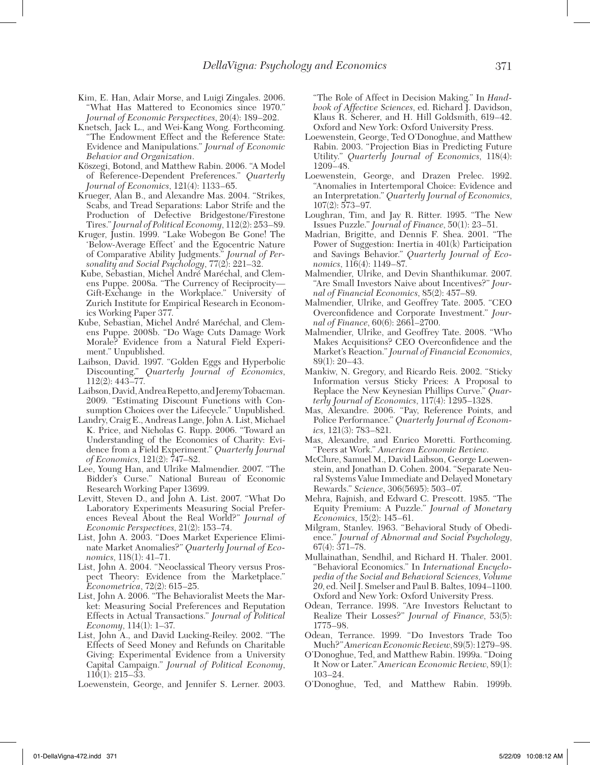Kim, E. Han, Adair Morse, and Luigi Zingales. 2006. "What Has Mattered to Economics since 1970." *Journal of Economic Perspectives*, 20(4): 189–202.

Knetsch, Jack L., and Wei-Kang Wong. Forthcoming. "The Endowment Effect and the Reference State: Evidence and Manipulations." *Journal of Economic Behavior and Organization*.

Köszegi, Botond, and Matthew Rabin. 2006. "A Model of Reference-Dependent Preferences." *Quarterly Journal of Economics*, 121(4): 1133–65.

Krueger, Alan B., and Alexandre Mas. 2004. "Strikes, Scabs, and Tread Separations: Labor Strife and the Production of Defective Bridgestone/Firestone Tires." *Journal of Political Economy*, 112(2): 253–89.

Kruger, Justin. 1999. "Lake Wobegon Be Gone! The 'Below-Average Effect' and the Egocentric Nature of Comparative Ability Judgments." *Journal of Personality and Social Psychology*, 77(2): 221–32.

Kube, Sebastian, Michel André Maréchal, and Clemens Puppe. 2008a. "The Currency of Reciprocity—Gift-Exchange in the Workplace." University of Zurich Institute for Empirical Research in Economics Working Paper 377.

Kube, Sebastian, Michel André Maréchal, and Clemens Puppe. 2008b. "Do Wage Cuts Damage Work Morale? Evidence from a Natural Field Experiment." Unpublished.

Laibson, David. 1997. "Golden Eggs and Hyperbolic Discounting." *Quarterly Journal of Economics*, 112(2): 443–77.

Laibson, David, Andrea Repetto, and Jeremy Tobacman. 2009. "Estimating Discount Functions with Consumption Choices over the Lifecycle." Unpublished.

Landry, Craig E., Andreas Lange, John A. List, Michael K. Price, and Nicholas G. Rupp. 2006. "Toward an Understanding of the Economics of Charity: Evidence from a Field Experiment." *Quarterly Journal of Economics*, 121(2): 747–82.

Lee, Young Han, and Ulrike Malmendier. 2007. "The Bidder's Curse." National Bureau of Economic Research Working Paper 13699.

Levitt, Steven D., and John A. List. 2007. "What Do Laboratory Experiments Measuring Social Preferences Reveal About the Real World?" *Journal of Economic Perspectives*, 21(2): 153–74.

List, John A. 2003. "Does Market Experience Eliminate Market Anomalies?" *Quarterly Journal of Economics*, 118(1): 41–71.

List, John A. 2004. "Neoclassical Theory versus Prospect Theory: Evidence from the Marketplace." *Econometrica*, 72(2): 615–25.

List, John A. 2006. "The Behavioralist Meets the Market: Measuring Social Preferences and Reputation Effects in Actual Transactions." *Journal of Political Economy*, 114(1): 1–37.

List, John A., and David Lucking-Reiley. 2002. "The Effects of Seed Money and Refunds on Charitable Giving: Experimental Evidence from a University Capital Campaign." *Journal of Political Economy*, 110(1): 215–33.

Loewenstein, George, and Jennifer S. Lerner. 2003. "The Role of Affect in Decision Making." In *Handbook of Affective Sciences*, ed. Richard J. Davidson, Klaus R. Scherer, and H. Hill Goldsmith, 619–42. Oxford and New York: Oxford University Press.

Loewenstein, George, Ted O'Donoghue, and Matthew Rabin. 2003. "Projection Bias in Predicting Future Utility." *Quarterly Journal of Economics*, 118(4): 1209–48.

Loewenstein, George, and Drazen Prelec. 1992. "Anomalies in Intertemporal Choice: Evidence and an Interpretation." *Quarterly Journal of Economics*, 107(2): 573–97.

Loughran, Tim, and Jay R. Ritter. 1995. "The New Issues Puzzle." *Journal of Finance*, 50(1): 23–51.

Madrian, Brigitte, and Dennis F. Shea. 2001. "The Power of Suggestion: Inertia in 401(k) Participation and Savings Behavior." *Quarterly Journal of Economics*, 116(4): 1149–87.

Malmendier, Ulrike, and Devin Shanthikumar. 2007. "Are Small Investors Naive about Incentives?" *Journal of Financial Economics*, 85(2): 457–89.

Malmendier, Ulrike, and Geoffrey Tate. 2005. "CEO Overconfidence and Corporate Investment." *Journal of Finance*, 60(6): 2661–2700.

Malmendier, Ulrike, and Geoffrey Tate. 2008. "Who Makes Acquisitions? CEO Overconfidence and the Market's Reaction." *Journal of Financial Economics*, 89(1): 20–43.

Mankiw, N. Gregory, and Ricardo Reis. 2002. "Sticky Information versus Sticky Prices: A Proposal to Replace the New Keynesian Phillips Curve." *Quarterly Journal of Economics*, 117(4): 1295–1328.

Mas, Alexandre. 2006. "Pay, Reference Points, and Police Performance." *Quarterly Journal of Economics*, 121(3): 783–821.

Mas, Alexandre, and Enrico Moretti. Forthcoming. "Peers at Work." *American Economic Review*.

McClure, Samuel M., David Laibson, George Loewenstein, and Jonathan D. Cohen. 2004. "Separate Neural Systems Value Immediate and Delayed Monetary Rewards." *Science*, 306(5695): 503–07.

Mehra, Rajnish, and Edward C. Prescott. 1985. "The Equity Premium: A Puzzle." *Journal of Monetary Economics*, 15(2): 145–61.

Milgram, Stanley. 1963. "Behavioral Study of Obedience." *Journal of Abnormal and Social Psychology*, 67(4): 371–78.

Mullainathan, Sendhil, and Richard H. Thaler. 2001. "Behavioral Economics." In *International Encyclopedia of the Social and Behavioral Sciences, Volume 20*, ed. Neil J. Smelser and Paul B. Baltes, 1094–1100. Oxford and New York: Oxford University Press.

Odean, Terrance. 1998. "Are Investors Reluctant to Realize Their Losses?" *Journal of Finance*, 53(5): 1775–98.

Odean, Terrance. 1999. "Do Investors Trade Too Much?" *American Economic Review*, 89(5): 1279–98.

O'Donoghue, Ted, and Matthew Rabin. 1999a. "Doing It Now or Later." *American Economic Review*, 89(1): 103–24.

O'Donoghue, Ted, and Matthew Rabin. 1999b.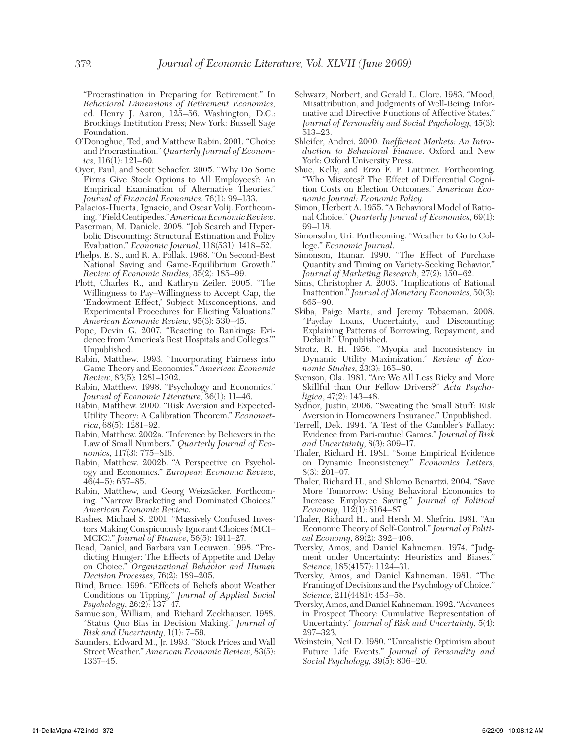"Procrastination in Preparing for Retirement." In *Behavioral Dimensions of Retirement Economics*, ed. Henry J. Aaron, 125–56. Washington, D.C.: Brookings Institution Press; New York: Russell Sage Foundation.

O'Donoghue, Ted, and Matthew Rabin. 2001. "Choice and Procrastination." *Quarterly Journal of Economics*, 116(1): 121–60.

Oyer, Paul, and Scott Schaefer. 2005. "Why Do Some Firms Give Stock Options to All Employees?: An Empirical Examination of Alternative Theories." *Journal of Financial Economics*, 76(1): 99–133.

Palacios-Huerta, Ignacio, and Oscar Volij. Forthcoming. "Field Centipedes." *American Economic Review*.

Paserman, M. Daniele. 2008. "Job Search and Hyperbolic Discounting: Structural Estimation and Policy Evaluation." *Economic Journal*, 118(531): 1418–52.

Phelps, E. S., and R. A. Pollak. 1968. "On Second-Best National Saving and Game-Equilibrium Growth." *Review of Economic Studies*, 35(2): 185–99.

Plott, Charles R., and Kathryn Zeiler. 2005. "The Willingness to Pay–Willingness to Accept Gap, the 'Endowment Effect,' Subject Misconceptions, and Experimental Procedures for Eliciting Valuations." *American Economic Review*, 95(3): 530–45.

Pope, Devin G. 2007. "Reacting to Rankings: Evidence from 'America's Best Hospitals and Colleges.'" Unpublished.

Rabin, Matthew. 1993. "Incorporating Fairness into Game Theory and Economics." *American Economic Review*, 83(5): 1281–1302.

Rabin, Matthew. 1998. "Psychology and Economics." *Journal of Economic Literature*, 36(1): 11–46.

Rabin, Matthew. 2000. "Risk Aversion and Expected-Utility Theory: A Calibration Theorem." *Econometrica*, 68(5): 1281–92.

Rabin, Matthew. 2002a. "Inference by Believers in the Law of Small Numbers." *Quarterly Journal of Economics*, 117(3): 775–816.

Rabin, Matthew. 2002b. "A Perspective on Psychology and Economics." *European Economic Review*, 46(4–5): 657–85.

Rabin, Matthew, and Georg Weizsäcker. Forthcoming. "Narrow Bracketing and Dominated Choices." *American Economic Review*.

Rashes, Michael S. 2001. "Massively Confused Investors Making Conspicuously Ignorant Choices (MCI–MCIC)." *Journal of Finance*, 56(5): 1911–27.

Read, Daniel, and Barbara van Leeuwen. 1998. "Predicting Hunger: The Effects of Appetite and Delay on Choice." *Organizational Behavior and Human Decision Processes*, 76(2): 189–205.

Rind, Bruce. 1996. "Effects of Beliefs about Weather Conditions on Tipping." *Journal of Applied Social Psychology*, 26(2): 137–47.

Samuelson, William, and Richard Zeckhauser. 1988. "Status Quo Bias in Decision Making." *Journal of Risk and Uncertainty*, 1(1): 7–59.

Saunders, Edward M., Jr. 1993. "Stock Prices and Wall Street Weather." *American Economic Review*, 83(5): 1337–45.

Schwarz, Norbert, and Gerald L. Clore. 1983. "Mood, Misattribution, and Judgments of Well-Being: Informative and Directive Functions of Affective States." *Journal of Personality and Social Psychology*, 45(3): 513–23.

Shleifer, Andrei. 2000. *Inefficient Markets: An Introduction to Behavioral Finance*. Oxford and New York: Oxford University Press.

Shue, Kelly, and Erzo F. P. Luttmer. Forthcoming. "Who Misvotes? The Effect of Differential Cognition Costs on Election Outcomes." *American Economic Journal: Economic Policy*.

Simon, Herbert A. 1955. "A Behavioral Model of Rational Choice." *Quarterly Journal of Economics*, 69(1): 99–118.

Simonsohn, Uri. Forthcoming. "Weather to Go to College." *Economic Journal*.

Simonson, Itamar. 1990. "The Effect of Purchase Quantity and Timing on Variety-Seeking Behavior." *Journal of Marketing Research*, 27(2): 150–62.

Sims, Christopher A. 2003. "Implications of Rational Inattention." *Journal of Monetary Economics*, 50(3): 665–90.

Skiba, Paige Marta, and Jeremy Tobacman. 2008. "Payday Loans, Uncertainty, and Discounting: Explaining Patterns of Borrowing, Repayment, and Default." Unpublished.

Strotz, R. H. 1956. "Myopia and Inconsistency in Dynamic Utility Maximization." *Review of Economic Studies*, 23(3): 165–80.

Svenson, Ola. 1981. "Are We All Less Ricky and More Skillful than Our Fellow Drivers?" *Acta Psychologica*, 47(2): 143–48.

Sydnor, Justin, 2006. "Sweating the Small Stuff: Risk Aversion in Homeowners Insurance." Unpublished.

Terrell, Dek. 1994. "A Test of the Gambler's Fallacy: Evidence from Pari-mutuel Games." *Journal of Risk and Uncertainty*, 8(3): 309–17.

Thaler, Richard H. 1981. "Some Empirical Evidence on Dynamic Inconsistency." *Economics Letters*, 8(3): 201–07.

Thaler, Richard H., and Shlomo Benartzi. 2004. "Save More Tomorrow: Using Behavioral Economics to Increase Employee Saving." *Journal of Political Economy*, 112(1): S164–87.

Thaler, Richard H., and Hersh M. Shefrin. 1981. "An Economic Theory of Self-Control." *Journal of Political Economy*, 89(2): 392–406.

Tversky, Amos, and Daniel Kahneman. 1974. "Judgment under Uncertainty: Heuristics and Biases." *Science*, 185(4157): 1124–31.

Tversky, Amos, and Daniel Kahneman. 1981. "The Framing of Decisions and the Psychology of Choice." *Science*, 211(4481): 453–58.

Tversky, Amos, and Daniel Kahneman. 1992. "Advances in Prospect Theory: Cumulative Representation of Uncertainty." *Journal of Risk and Uncertainty*, 5(4): 297–323.

Weinstein, Neil D. 1980. "Unrealistic Optimism about Future Life Events." *Journal of Personality and Social Psychology*, 39(5): 806–20.